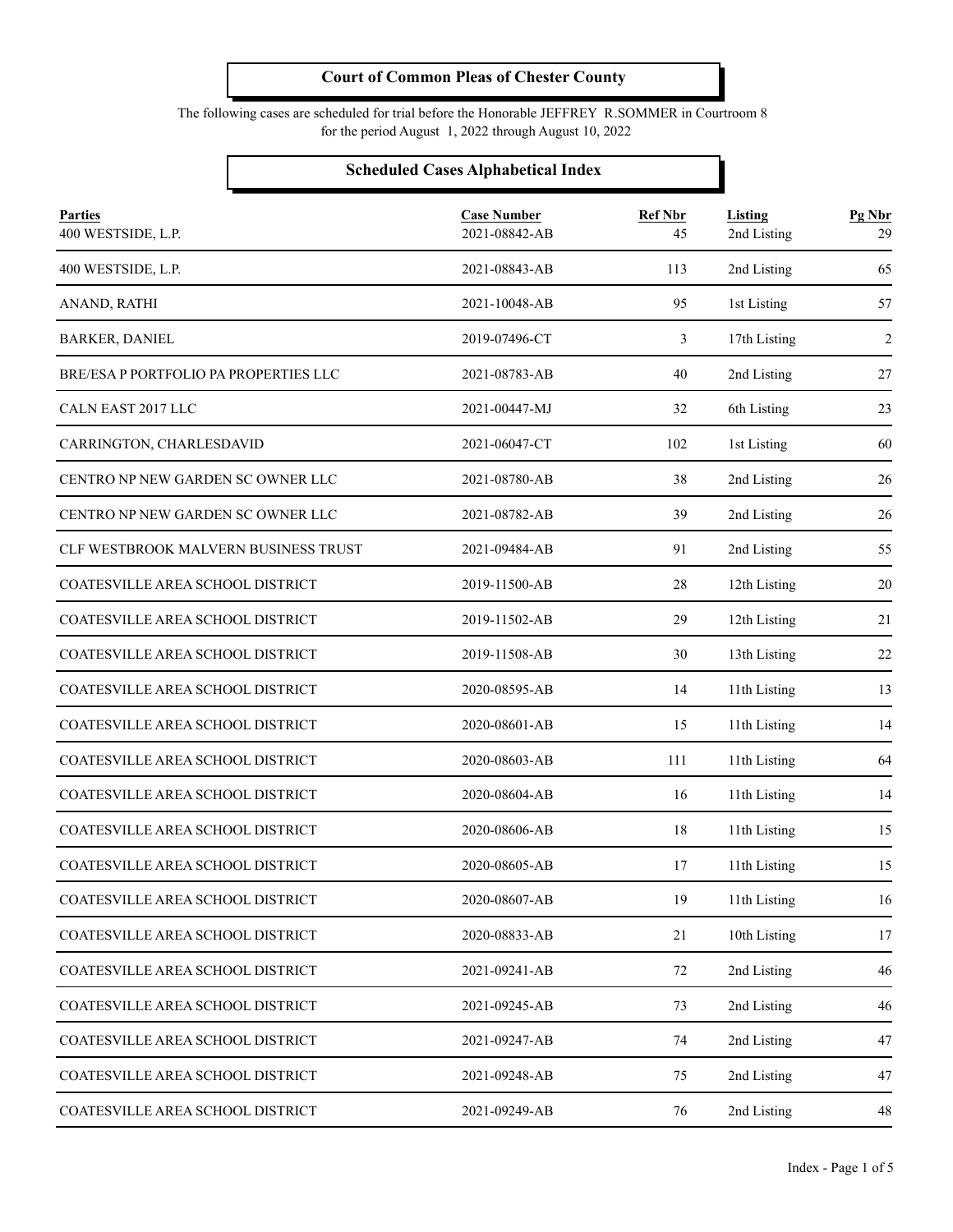# Court of Common Pleas of Chester County

The following cases are scheduled for trial before the Honorable JEFFREY R.SOMMER in Courtroom 8
for the period August 1, 2022 through August 10, 2022

## Scheduled Cases Alphabetical Index

| Parties | Case Number | Ref Nbr | Listing | Pg Nbr |
|---|---|---|---|---|
| 400 WESTSIDE, L.P. | 2021-08842-AB | 45 | 2nd Listing | 29 |
| 400 WESTSIDE, L.P. | 2021-08843-AB | 113 | 2nd Listing | 65 |
| ANAND, RATHI | 2021-10048-AB | 95 | 1st Listing | 57 |
| BARKER, DANIEL | 2019-07496-CT | 3 | 17th Listing | 2 |
| BRE/ESA P PORTFOLIO PA PROPERTIES LLC | 2021-08783-AB | 40 | 2nd Listing | 27 |
| CALN EAST 2017 LLC | 2021-00447-MJ | 32 | 6th Listing | 23 |
| CARRINGTON, CHARLESDAVID | 2021-06047-CT | 102 | 1st Listing | 60 |
| CENTRO NP NEW GARDEN SC OWNER LLC | 2021-08780-AB | 38 | 2nd Listing | 26 |
| CENTRO NP NEW GARDEN SC OWNER LLC | 2021-08782-AB | 39 | 2nd Listing | 26 |
| CLF WESTBROOK MALVERN BUSINESS TRUST | 2021-09484-AB | 91 | 2nd Listing | 55 |
| COATESVILLE AREA SCHOOL DISTRICT | 2019-11500-AB | 28 | 12th Listing | 20 |
| COATESVILLE AREA SCHOOL DISTRICT | 2019-11502-AB | 29 | 12th Listing | 21 |
| COATESVILLE AREA SCHOOL DISTRICT | 2019-11508-AB | 30 | 13th Listing | 22 |
| COATESVILLE AREA SCHOOL DISTRICT | 2020-08595-AB | 14 | 11th Listing | 13 |
| COATESVILLE AREA SCHOOL DISTRICT | 2020-08601-AB | 15 | 11th Listing | 14 |
| COATESVILLE AREA SCHOOL DISTRICT | 2020-08603-AB | 111 | 11th Listing | 64 |
| COATESVILLE AREA SCHOOL DISTRICT | 2020-08604-AB | 16 | 11th Listing | 14 |
| COATESVILLE AREA SCHOOL DISTRICT | 2020-08606-AB | 18 | 11th Listing | 15 |
| COATESVILLE AREA SCHOOL DISTRICT | 2020-08605-AB | 17 | 11th Listing | 15 |
| COATESVILLE AREA SCHOOL DISTRICT | 2020-08607-AB | 19 | 11th Listing | 16 |
| COATESVILLE AREA SCHOOL DISTRICT | 2020-08833-AB | 21 | 10th Listing | 17 |
| COATESVILLE AREA SCHOOL DISTRICT | 2021-09241-AB | 72 | 2nd Listing | 46 |
| COATESVILLE AREA SCHOOL DISTRICT | 2021-09245-AB | 73 | 2nd Listing | 46 |
| COATESVILLE AREA SCHOOL DISTRICT | 2021-09247-AB | 74 | 2nd Listing | 47 |
| COATESVILLE AREA SCHOOL DISTRICT | 2021-09248-AB | 75 | 2nd Listing | 47 |
| COATESVILLE AREA SCHOOL DISTRICT | 2021-09249-AB | 76 | 2nd Listing | 48 |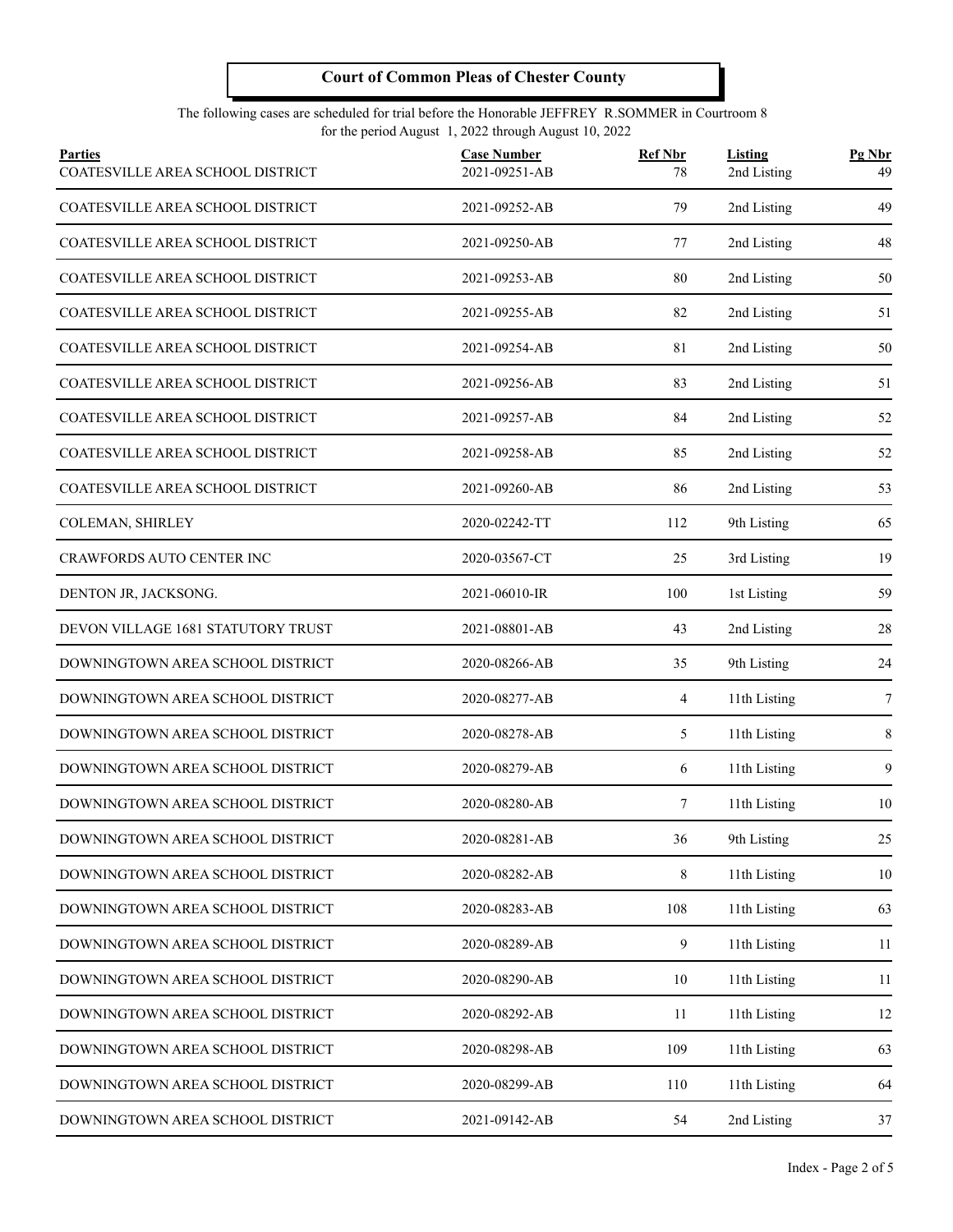## Court of Common Pleas of Chester County

The following cases are scheduled for trial before the Honorable JEFFREY R.SOMMER in Courtroom 8
for the period August 1, 2022 through August 10, 2022

| Parties | Case Number | Ref Nbr | Listing | Pg Nbr |
|---|---|---|---|---|
| COATESVILLE AREA SCHOOL DISTRICT | 2021-09251-AB | 78 | 2nd Listing | 49 |
| COATESVILLE AREA SCHOOL DISTRICT | 2021-09252-AB | 79 | 2nd Listing | 49 |
| COATESVILLE AREA SCHOOL DISTRICT | 2021-09250-AB | 77 | 2nd Listing | 48 |
| COATESVILLE AREA SCHOOL DISTRICT | 2021-09253-AB | 80 | 2nd Listing | 50 |
| COATESVILLE AREA SCHOOL DISTRICT | 2021-09255-AB | 82 | 2nd Listing | 51 |
| COATESVILLE AREA SCHOOL DISTRICT | 2021-09254-AB | 81 | 2nd Listing | 50 |
| COATESVILLE AREA SCHOOL DISTRICT | 2021-09256-AB | 83 | 2nd Listing | 51 |
| COATESVILLE AREA SCHOOL DISTRICT | 2021-09257-AB | 84 | 2nd Listing | 52 |
| COATESVILLE AREA SCHOOL DISTRICT | 2021-09258-AB | 85 | 2nd Listing | 52 |
| COATESVILLE AREA SCHOOL DISTRICT | 2021-09260-AB | 86 | 2nd Listing | 53 |
| COLEMAN, SHIRLEY | 2020-02242-TT | 112 | 9th Listing | 65 |
| CRAWFORDS AUTO CENTER INC | 2020-03567-CT | 25 | 3rd Listing | 19 |
| DENTON JR, JACKSONG. | 2021-06010-IR | 100 | 1st Listing | 59 |
| DEVON VILLAGE 1681 STATUTORY TRUST | 2021-08801-AB | 43 | 2nd Listing | 28 |
| DOWNINGTOWN AREA SCHOOL DISTRICT | 2020-08266-AB | 35 | 9th Listing | 24 |
| DOWNINGTOWN AREA SCHOOL DISTRICT | 2020-08277-AB | 4 | 11th Listing | 7 |
| DOWNINGTOWN AREA SCHOOL DISTRICT | 2020-08278-AB | 5 | 11th Listing | 8 |
| DOWNINGTOWN AREA SCHOOL DISTRICT | 2020-08279-AB | 6 | 11th Listing | 9 |
| DOWNINGTOWN AREA SCHOOL DISTRICT | 2020-08280-AB | 7 | 11th Listing | 10 |
| DOWNINGTOWN AREA SCHOOL DISTRICT | 2020-08281-AB | 36 | 9th Listing | 25 |
| DOWNINGTOWN AREA SCHOOL DISTRICT | 2020-08282-AB | 8 | 11th Listing | 10 |
| DOWNINGTOWN AREA SCHOOL DISTRICT | 2020-08283-AB | 108 | 11th Listing | 63 |
| DOWNINGTOWN AREA SCHOOL DISTRICT | 2020-08289-AB | 9 | 11th Listing | 11 |
| DOWNINGTOWN AREA SCHOOL DISTRICT | 2020-08290-AB | 10 | 11th Listing | 11 |
| DOWNINGTOWN AREA SCHOOL DISTRICT | 2020-08292-AB | 11 | 11th Listing | 12 |
| DOWNINGTOWN AREA SCHOOL DISTRICT | 2020-08298-AB | 109 | 11th Listing | 63 |
| DOWNINGTOWN AREA SCHOOL DISTRICT | 2020-08299-AB | 110 | 11th Listing | 64 |
| DOWNINGTOWN AREA SCHOOL DISTRICT | 2021-09142-AB | 54 | 2nd Listing | 37 |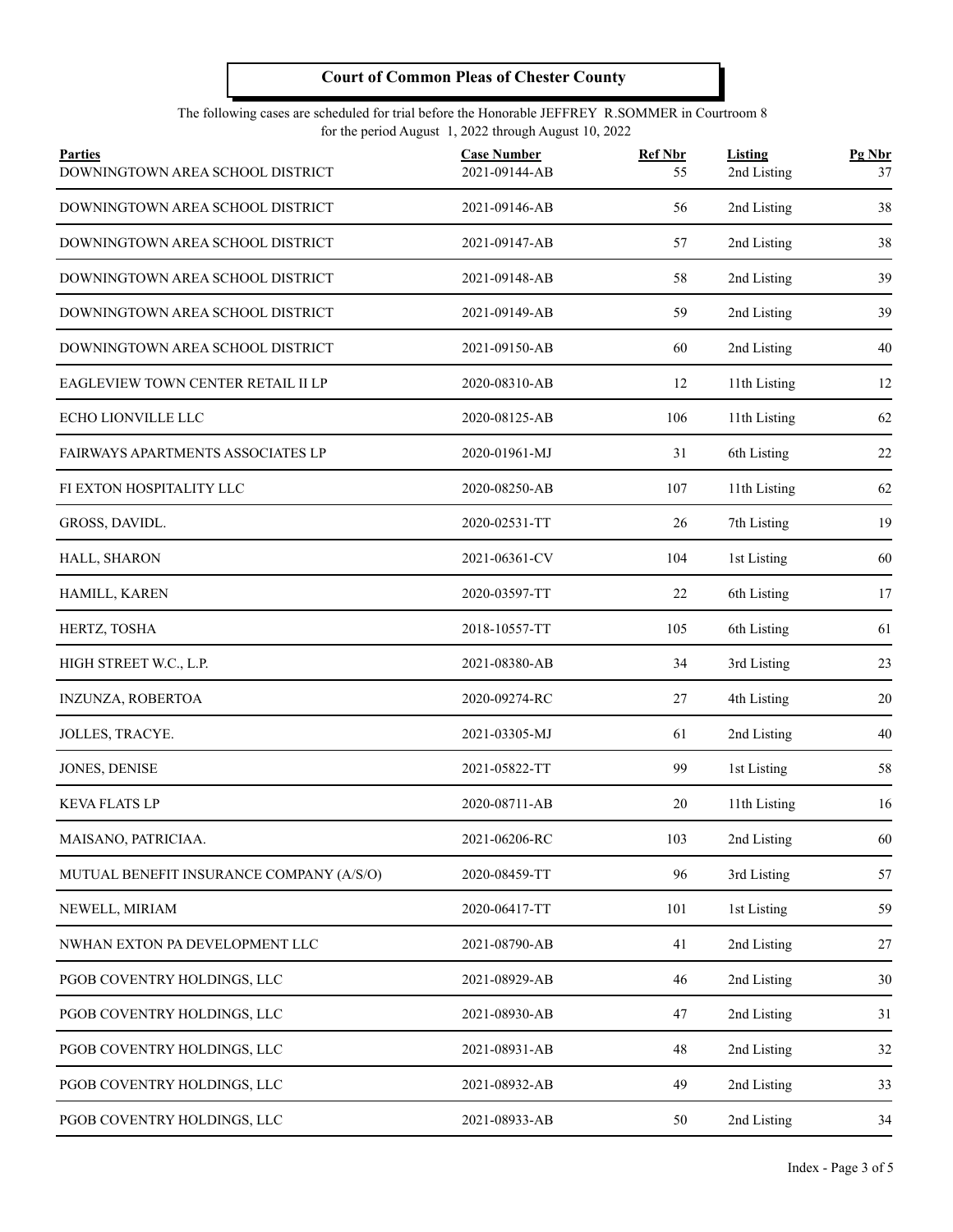# Court of Common Pleas of Chester County

The following cases are scheduled for trial before the Honorable JEFFREY R.SOMMER in Courtroom 8
for the period August 1, 2022 through August 10, 2022

| Parties | Case Number | Ref Nbr | Listing | Pg Nbr |
|---|---|---|---|---|
| DOWNINGTOWN AREA SCHOOL DISTRICT | 2021-09144-AB | 55 | 2nd Listing | 37 |
| DOWNINGTOWN AREA SCHOOL DISTRICT | 2021-09146-AB | 56 | 2nd Listing | 38 |
| DOWNINGTOWN AREA SCHOOL DISTRICT | 2021-09147-AB | 57 | 2nd Listing | 38 |
| DOWNINGTOWN AREA SCHOOL DISTRICT | 2021-09148-AB | 58 | 2nd Listing | 39 |
| DOWNINGTOWN AREA SCHOOL DISTRICT | 2021-09149-AB | 59 | 2nd Listing | 39 |
| DOWNINGTOWN AREA SCHOOL DISTRICT | 2021-09150-AB | 60 | 2nd Listing | 40 |
| EAGLEVIEW TOWN CENTER RETAIL II LP | 2020-08310-AB | 12 | 11th Listing | 12 |
| ECHO LIONVILLE LLC | 2020-08125-AB | 106 | 11th Listing | 62 |
| FAIRWAYS APARTMENTS ASSOCIATES LP | 2020-01961-MJ | 31 | 6th Listing | 22 |
| FI EXTON HOSPITALITY LLC | 2020-08250-AB | 107 | 11th Listing | 62 |
| GROSS, DAVIDL. | 2020-02531-TT | 26 | 7th Listing | 19 |
| HALL, SHARON | 2021-06361-CV | 104 | 1st Listing | 60 |
| HAMILL, KAREN | 2020-03597-TT | 22 | 6th Listing | 17 |
| HERTZ, TOSHA | 2018-10557-TT | 105 | 6th Listing | 61 |
| HIGH STREET W.C., L.P. | 2021-08380-AB | 34 | 3rd Listing | 23 |
| INZUNZA, ROBERTOA | 2020-09274-RC | 27 | 4th Listing | 20 |
| JOLLES, TRACYE. | 2021-03305-MJ | 61 | 2nd Listing | 40 |
| JONES, DENISE | 2021-05822-TT | 99 | 1st Listing | 58 |
| KEVA FLATS LP | 2020-08711-AB | 20 | 11th Listing | 16 |
| MAISANO, PATRICIAA. | 2021-06206-RC | 103 | 2nd Listing | 60 |
| MUTUAL BENEFIT INSURANCE COMPANY (A/S/O) | 2020-08459-TT | 96 | 3rd Listing | 57 |
| NEWELL, MIRIAM | 2020-06417-TT | 101 | 1st Listing | 59 |
| NWHAN EXTON PA DEVELOPMENT LLC | 2021-08790-AB | 41 | 2nd Listing | 27 |
| PGOB COVENTRY HOLDINGS, LLC | 2021-08929-AB | 46 | 2nd Listing | 30 |
| PGOB COVENTRY HOLDINGS, LLC | 2021-08930-AB | 47 | 2nd Listing | 31 |
| PGOB COVENTRY HOLDINGS, LLC | 2021-08931-AB | 48 | 2nd Listing | 32 |
| PGOB COVENTRY HOLDINGS, LLC | 2021-08932-AB | 49 | 2nd Listing | 33 |
| PGOB COVENTRY HOLDINGS, LLC | 2021-08933-AB | 50 | 2nd Listing | 34 |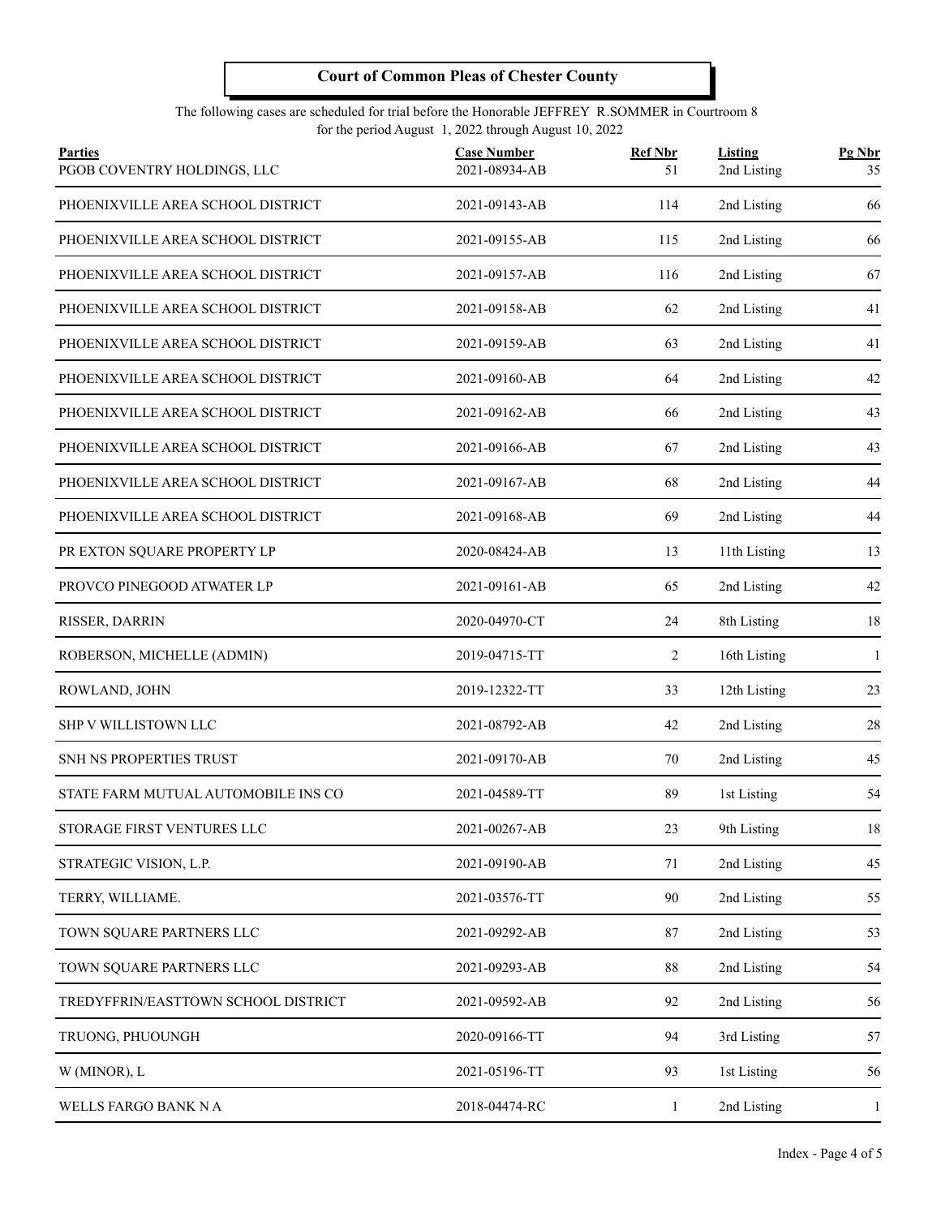# Court of Common Pleas of Chester County

The following cases are scheduled for trial before the Honorable JEFFREY R.SOMMER in Courtroom 8
for the period August 1, 2022 through August 10, 2022

| Parties | Case Number | Ref Nbr | Listing | Pg Nbr |
|---|---|---|---|---|
| PGOB COVENTRY HOLDINGS, LLC | 2021-08934-AB | 51 | 2nd Listing | 35 |
| PHOENIXVILLE AREA SCHOOL DISTRICT | 2021-09143-AB | 114 | 2nd Listing | 66 |
| PHOENIXVILLE AREA SCHOOL DISTRICT | 2021-09155-AB | 115 | 2nd Listing | 66 |
| PHOENIXVILLE AREA SCHOOL DISTRICT | 2021-09157-AB | 116 | 2nd Listing | 67 |
| PHOENIXVILLE AREA SCHOOL DISTRICT | 2021-09158-AB | 62 | 2nd Listing | 41 |
| PHOENIXVILLE AREA SCHOOL DISTRICT | 2021-09159-AB | 63 | 2nd Listing | 41 |
| PHOENIXVILLE AREA SCHOOL DISTRICT | 2021-09160-AB | 64 | 2nd Listing | 42 |
| PHOENIXVILLE AREA SCHOOL DISTRICT | 2021-09162-AB | 66 | 2nd Listing | 43 |
| PHOENIXVILLE AREA SCHOOL DISTRICT | 2021-09166-AB | 67 | 2nd Listing | 43 |
| PHOENIXVILLE AREA SCHOOL DISTRICT | 2021-09167-AB | 68 | 2nd Listing | 44 |
| PHOENIXVILLE AREA SCHOOL DISTRICT | 2021-09168-AB | 69 | 2nd Listing | 44 |
| PR EXTON SQUARE PROPERTY LP | 2020-08424-AB | 13 | 11th Listing | 13 |
| PROVCO PINEGOOD ATWATER LP | 2021-09161-AB | 65 | 2nd Listing | 42 |
| RISSER, DARRIN | 2020-04970-CT | 24 | 8th Listing | 18 |
| ROBERSON, MICHELLE (ADMIN) | 2019-04715-TT | 2 | 16th Listing | 1 |
| ROWLAND, JOHN | 2019-12322-TT | 33 | 12th Listing | 23 |
| SHP V WILLISTOWN LLC | 2021-08792-AB | 42 | 2nd Listing | 28 |
| SNH NS PROPERTIES TRUST | 2021-09170-AB | 70 | 2nd Listing | 45 |
| STATE FARM MUTUAL AUTOMOBILE INS CO | 2021-04589-TT | 89 | 1st Listing | 54 |
| STORAGE FIRST VENTURES LLC | 2021-00267-AB | 23 | 9th Listing | 18 |
| STRATEGIC VISION, L.P. | 2021-09190-AB | 71 | 2nd Listing | 45 |
| TERRY, WILLIAME. | 2021-03576-TT | 90 | 2nd Listing | 55 |
| TOWN SQUARE PARTNERS LLC | 2021-09292-AB | 87 | 2nd Listing | 53 |
| TOWN SQUARE PARTNERS LLC | 2021-09293-AB | 88 | 2nd Listing | 54 |
| TREDYFFRIN/EASTTOWN SCHOOL DISTRICT | 2021-09592-AB | 92 | 2nd Listing | 56 |
| TRUONG, PHUOUNGH | 2020-09166-TT | 94 | 3rd Listing | 57 |
| W (MINOR), L | 2021-05196-TT | 93 | 1st Listing | 56 |
| WELLS FARGO BANK N A | 2018-04474-RC | 1 | 2nd Listing | 1 |

Index - Page 4 of 5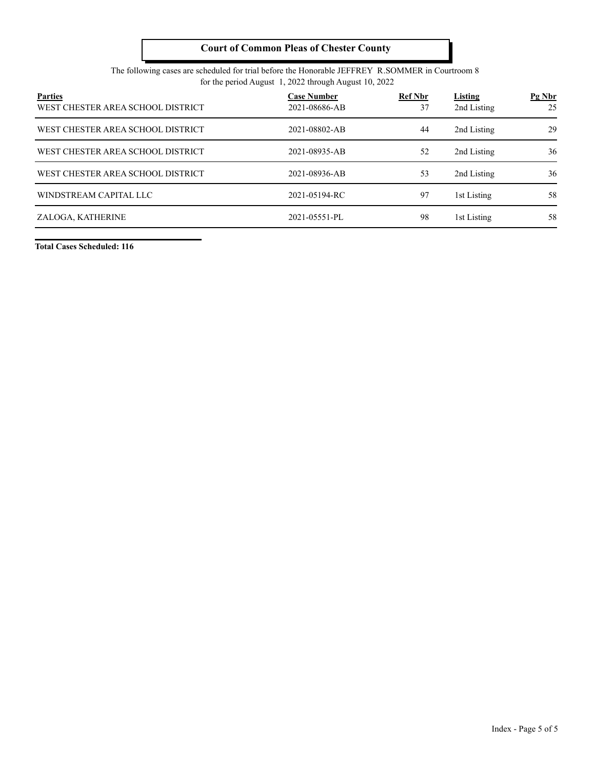# Court of Common Pleas of Chester County

The following cases are scheduled for trial before the Honorable JEFFREY R.SOMMER in Courtroom 8
for the period August 1, 2022 through August 10, 2022

| Parties | Case Number | Ref Nbr | Listing | Pg Nbr |
|---|---|---|---|---|
| WEST CHESTER AREA SCHOOL DISTRICT | 2021-08686-AB | 37 | 2nd Listing | 25 |
| WEST CHESTER AREA SCHOOL DISTRICT | 2021-08802-AB | 44 | 2nd Listing | 29 |
| WEST CHESTER AREA SCHOOL DISTRICT | 2021-08935-AB | 52 | 2nd Listing | 36 |
| WEST CHESTER AREA SCHOOL DISTRICT | 2021-08936-AB | 53 | 2nd Listing | 36 |
| WINDSTREAM CAPITAL LLC | 2021-05194-RC | 97 | 1st Listing | 58 |
| ZALOGA, KATHERINE | 2021-05551-PL | 98 | 1st Listing | 58 |

**Total Cases Scheduled: 116**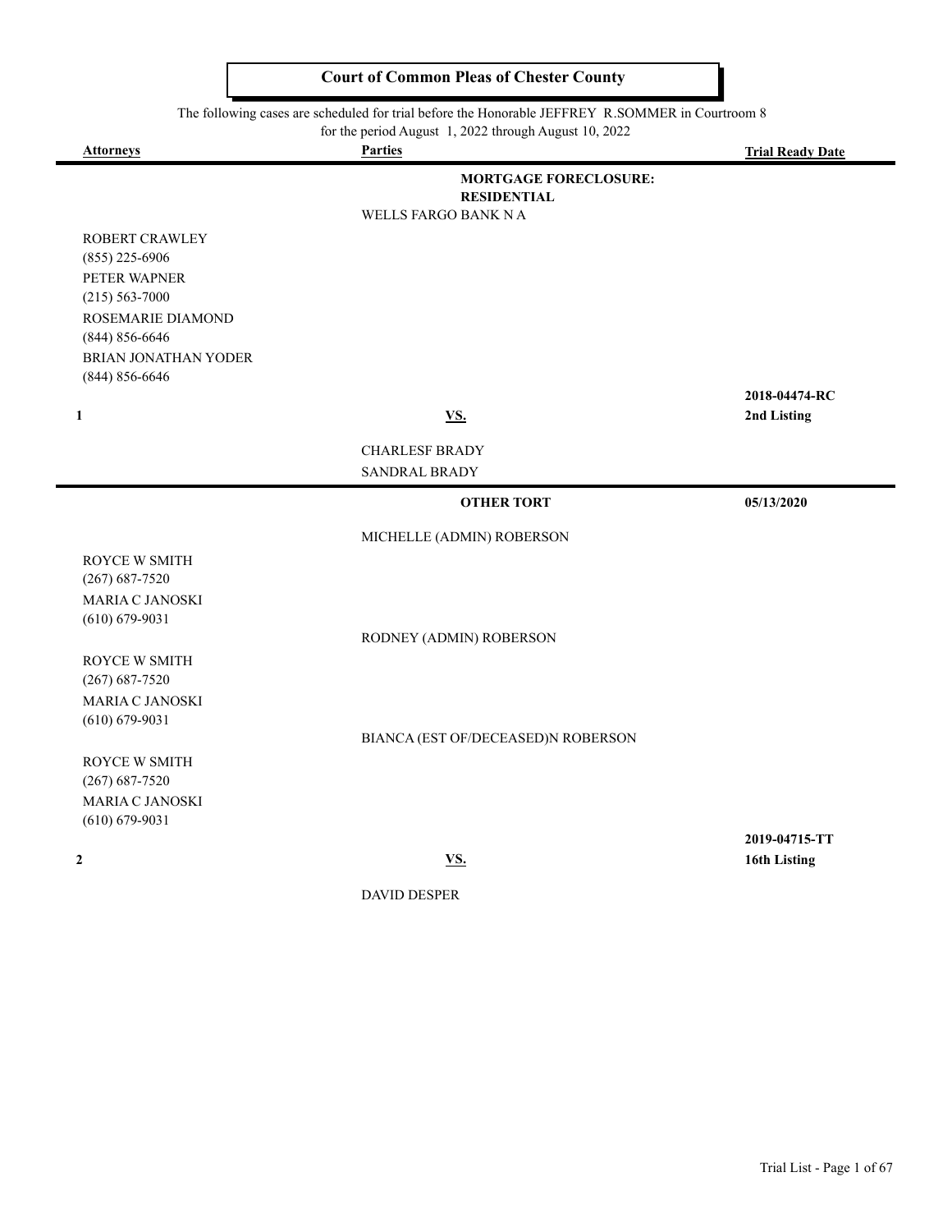# Court of Common Pleas of Chester County

The following cases are scheduled for trial before the Honorable JEFFREY R.SOMMER in Courtroom 8 for the period August 1, 2022 through August 10, 2022

| Attorneys | Parties | Trial Ready Date |
|---|---|---|
| | **MORTGAGE FORECLOSURE: RESIDENTIAL** | |
| | WELLS FARGO BANK N A | |
| ROBERT CRAWLEY (855) 225-6906 PETER WAPNER (215) 563-7000 ROSEMARIE DIAMOND (844) 856-6646 BRIAN JONATHAN YODER (844) 856-6646 | | **2018-04474-RC** |
| **1** | **VS.** | **2nd Listing** |
| | CHARLESF BRADY | |
| | SANDRAL BRADY | |
| | **OTHER TORT** | **05/13/2020** |
| | MICHELLE (ADMIN) ROBERSON | |
| ROYCE W SMITH (267) 687-7520 MARIA C JANOSKI (610) 679-9031 | | |
| | RODNEY (ADMIN) ROBERSON | |
| ROYCE W SMITH (267) 687-7520 MARIA C JANOSKI (610) 679-9031 | | |
| | BIANCA (EST OF/DECEASED)N ROBERSON | |
| ROYCE W SMITH (267) 687-7520 MARIA C JANOSKI (610) 679-9031 | | **2019-04715-TT** |
| **2** | **VS.** | **16th Listing** |
| | DAVID DESPER | |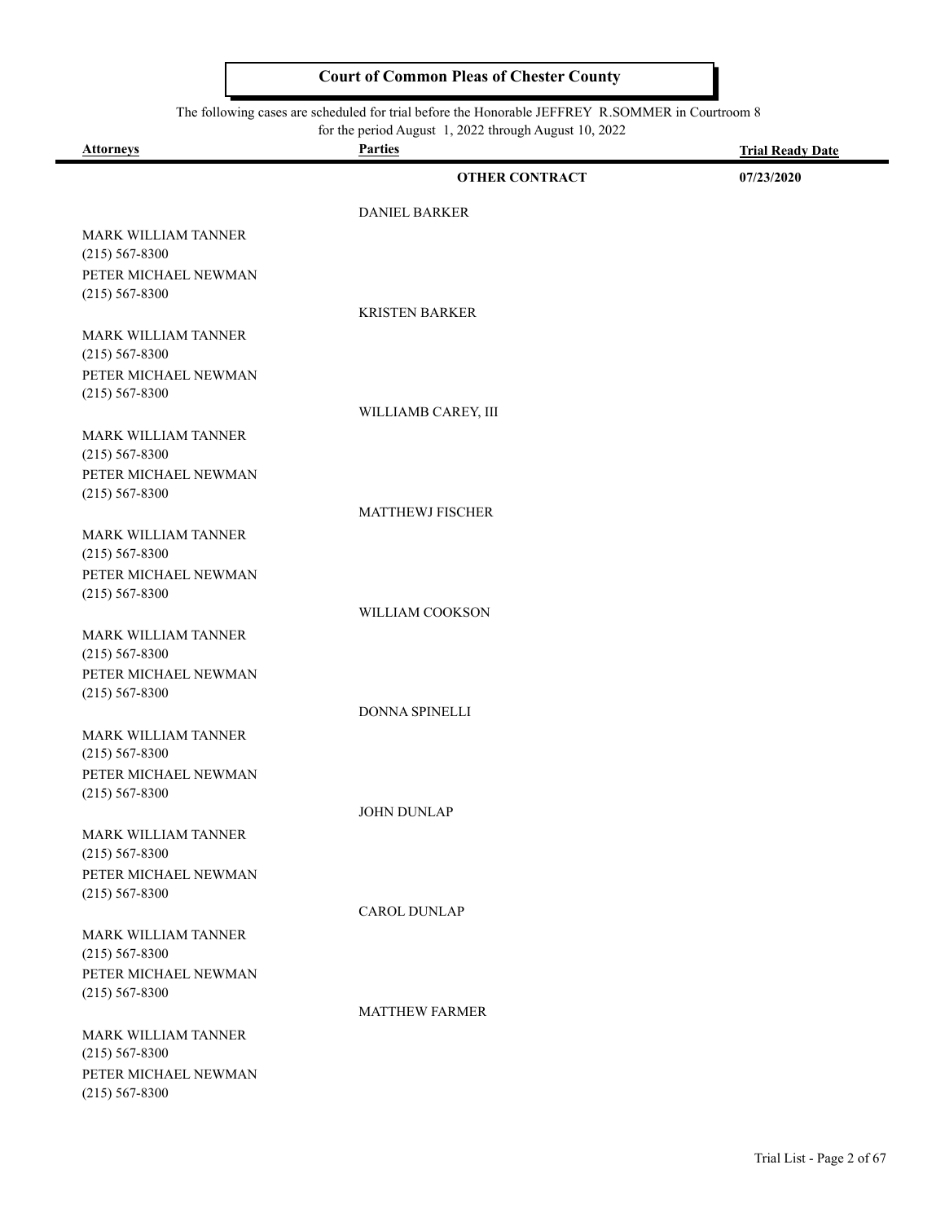**Court of Common Pleas of Chester County**

The following cases are scheduled for trial before the Honorable JEFFREY R.SOMMER in Courtroom 8 for the period August 1, 2022 through August 10, 2022

| Attorneys | Parties | Trial Ready Date |
|---|---|---|
| | **OTHER CONTRACT** | **07/23/2020** |
| | DANIEL BARKER | |
| MARK WILLIAM TANNER (215) 567-8300 | | |
| PETER MICHAEL NEWMAN (215) 567-8300 | | |
| | KRISTEN BARKER | |
| MARK WILLIAM TANNER (215) 567-8300 | | |
| PETER MICHAEL NEWMAN (215) 567-8300 | | |
| | WILLIAMB CAREY, III | |
| MARK WILLIAM TANNER (215) 567-8300 | | |
| PETER MICHAEL NEWMAN (215) 567-8300 | | |
| | MATTHEWJ FISCHER | |
| MARK WILLIAM TANNER (215) 567-8300 | | |
| PETER MICHAEL NEWMAN (215) 567-8300 | | |
| | WILLIAM COOKSON | |
| MARK WILLIAM TANNER (215) 567-8300 | | |
| PETER MICHAEL NEWMAN (215) 567-8300 | | |
| | DONNA SPINELLI | |
| MARK WILLIAM TANNER (215) 567-8300 | | |
| PETER MICHAEL NEWMAN (215) 567-8300 | | |
| | JOHN DUNLAP | |
| MARK WILLIAM TANNER (215) 567-8300 | | |
| PETER MICHAEL NEWMAN (215) 567-8300 | | |
| | CAROL DUNLAP | |
| MARK WILLIAM TANNER (215) 567-8300 | | |
| PETER MICHAEL NEWMAN (215) 567-8300 | | |
| | MATTHEW FARMER | |
| MARK WILLIAM TANNER (215) 567-8300 | | |
| PETER MICHAEL NEWMAN (215) 567-8300 | | |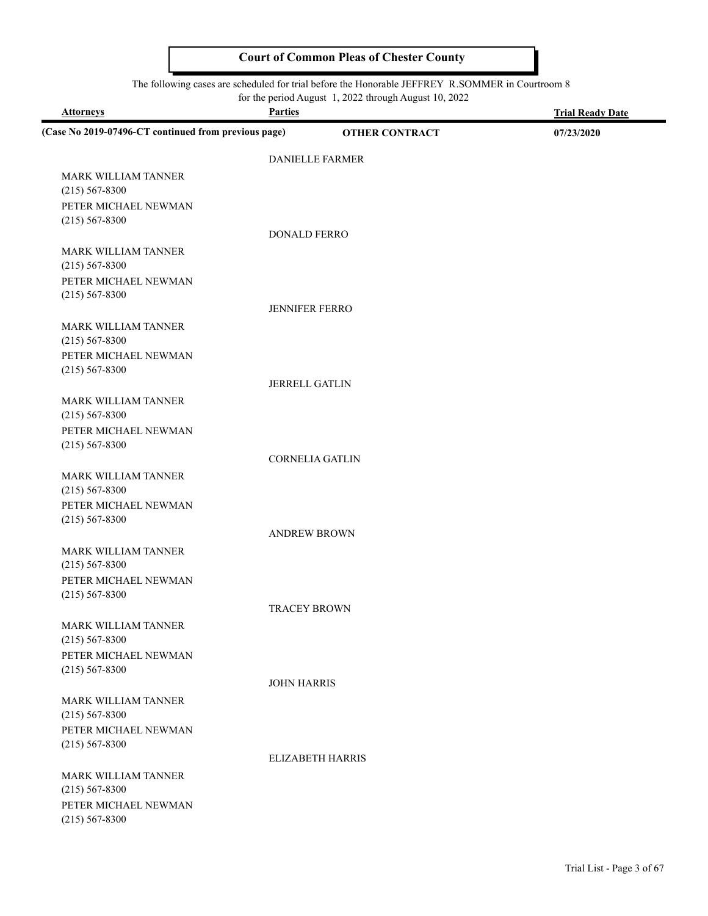# Court of Common Pleas of Chester County

The following cases are scheduled for trial before the Honorable JEFFREY R.SOMMER in Courtroom 8 for the period August 1, 2022 through August 10, 2022

| Attorneys | Parties | Trial Ready Date |
| --- | --- | --- |
| **(Case No 2019-07496-CT continued from previous page)** | **OTHER CONTRACT** | **07/23/2020** |
| | DANIELLE FARMER | |
| MARK WILLIAM TANNER (215) 567-8300 | | |
| PETER MICHAEL NEWMAN (215) 567-8300 | | |
| | DONALD FERRO | |
| MARK WILLIAM TANNER (215) 567-8300 | | |
| PETER MICHAEL NEWMAN (215) 567-8300 | | |
| | JENNIFER FERRO | |
| MARK WILLIAM TANNER (215) 567-8300 | | |
| PETER MICHAEL NEWMAN (215) 567-8300 | | |
| | JERRELL GATLIN | |
| MARK WILLIAM TANNER (215) 567-8300 | | |
| PETER MICHAEL NEWMAN (215) 567-8300 | | |
| | CORNELIA GATLIN | |
| MARK WILLIAM TANNER (215) 567-8300 | | |
| PETER MICHAEL NEWMAN (215) 567-8300 | | |
| | ANDREW BROWN | |
| MARK WILLIAM TANNER (215) 567-8300 | | |
| PETER MICHAEL NEWMAN (215) 567-8300 | | |
| | TRACEY BROWN | |
| MARK WILLIAM TANNER (215) 567-8300 | | |
| PETER MICHAEL NEWMAN (215) 567-8300 | | |
| | JOHN HARRIS | |
| MARK WILLIAM TANNER (215) 567-8300 | | |
| PETER MICHAEL NEWMAN (215) 567-8300 | | |
| | ELIZABETH HARRIS | |
| MARK WILLIAM TANNER (215) 567-8300 | | |
| PETER MICHAEL NEWMAN (215) 567-8300 | | |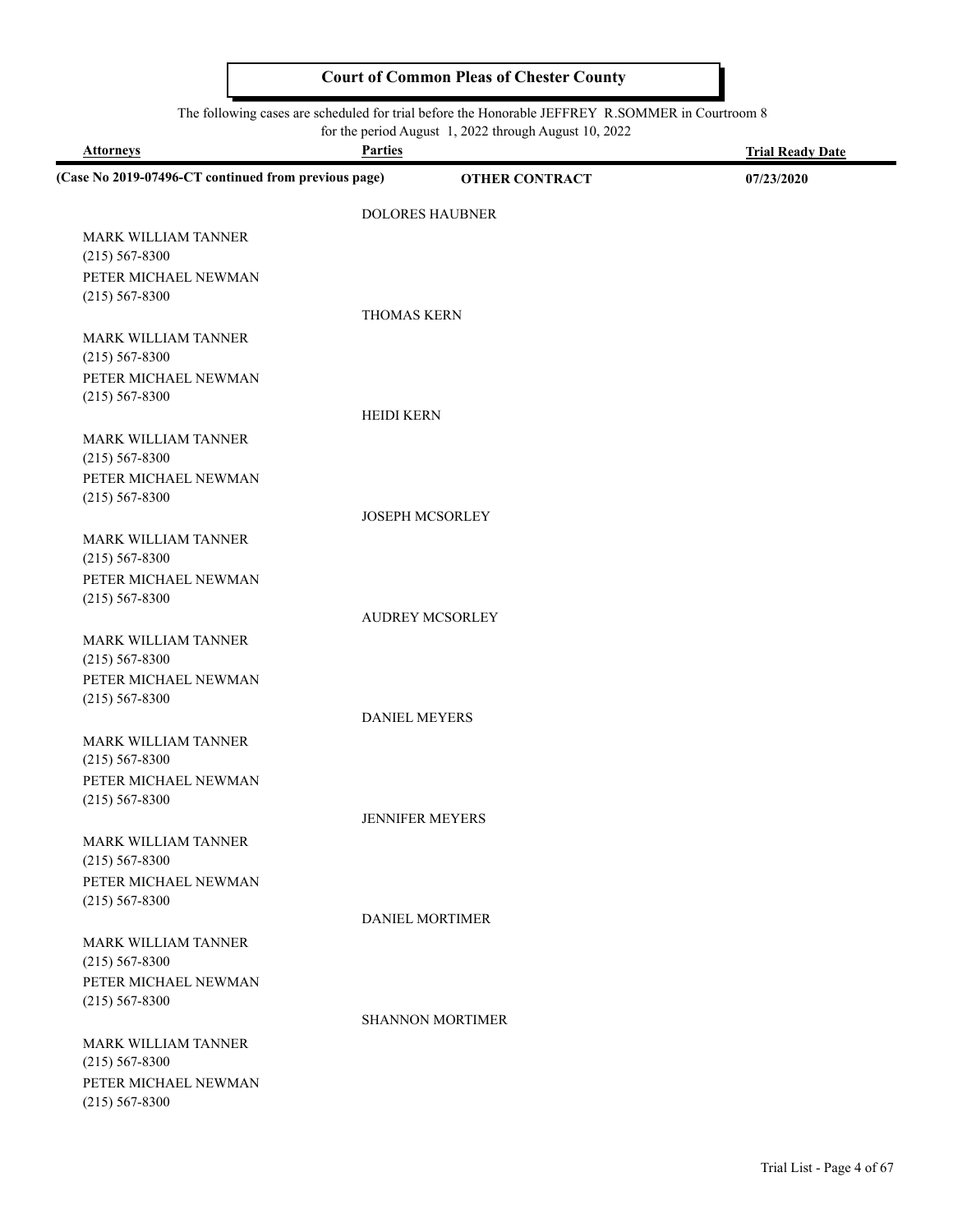**Court of Common Pleas of Chester County**

The following cases are scheduled for trial before the Honorable JEFFREY R.SOMMER in Courtroom 8 for the period August 1, 2022 through August 10, 2022

| Attorneys | Parties | Trial Ready Date |
|---|---|---|
| **(Case No 2019-07496-CT continued from previous page)** | **OTHER CONTRACT** | **07/23/2020** |
| | DOLORES HAUBNER | |
| MARK WILLIAM TANNER (215) 567-8300 | | |
| PETER MICHAEL NEWMAN (215) 567-8300 | | |
| | THOMAS KERN | |
| MARK WILLIAM TANNER (215) 567-8300 | | |
| PETER MICHAEL NEWMAN (215) 567-8300 | | |
| | HEIDI KERN | |
| MARK WILLIAM TANNER (215) 567-8300 | | |
| PETER MICHAEL NEWMAN (215) 567-8300 | | |
| | JOSEPH MCSORLEY | |
| MARK WILLIAM TANNER (215) 567-8300 | | |
| PETER MICHAEL NEWMAN (215) 567-8300 | | |
| | AUDREY MCSORLEY | |
| MARK WILLIAM TANNER (215) 567-8300 | | |
| PETER MICHAEL NEWMAN (215) 567-8300 | | |
| | DANIEL MEYERS | |
| MARK WILLIAM TANNER (215) 567-8300 | | |
| PETER MICHAEL NEWMAN (215) 567-8300 | | |
| | JENNIFER MEYERS | |
| MARK WILLIAM TANNER (215) 567-8300 | | |
| PETER MICHAEL NEWMAN (215) 567-8300 | | |
| | DANIEL MORTIMER | |
| MARK WILLIAM TANNER (215) 567-8300 | | |
| PETER MICHAEL NEWMAN (215) 567-8300 | | |
| | SHANNON MORTIMER | |
| MARK WILLIAM TANNER (215) 567-8300 | | |
| PETER MICHAEL NEWMAN (215) 567-8300 | | |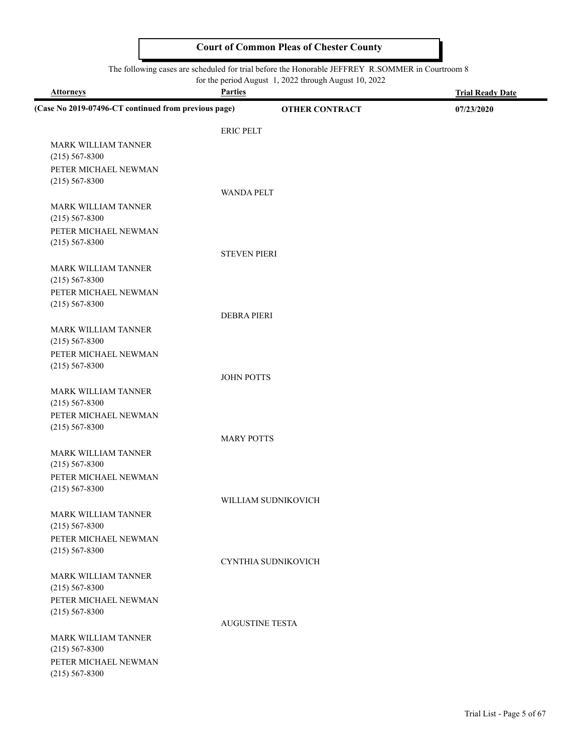# Court of Common Pleas of Chester County

The following cases are scheduled for trial before the Honorable JEFFREY R.SOMMER in Courtroom 8
for the period August 1, 2022 through August 10, 2022

| Attorneys | Parties | Trial Ready Date |
|---|---|---|
| **(Case No 2019-07496-CT continued from previous page)** | **OTHER CONTRACT** | **07/23/2020** |
| | ERIC PELT | |
| MARK WILLIAM TANNER<br>(215) 567-8300<br>PETER MICHAEL NEWMAN<br>(215) 567-8300 | | |
| | WANDA PELT | |
| MARK WILLIAM TANNER<br>(215) 567-8300<br>PETER MICHAEL NEWMAN<br>(215) 567-8300 | | |
| | STEVEN PIERI | |
| MARK WILLIAM TANNER<br>(215) 567-8300<br>PETER MICHAEL NEWMAN<br>(215) 567-8300 | | |
| | DEBRA PIERI | |
| MARK WILLIAM TANNER<br>(215) 567-8300<br>PETER MICHAEL NEWMAN<br>(215) 567-8300 | | |
| | JOHN POTTS | |
| MARK WILLIAM TANNER<br>(215) 567-8300<br>PETER MICHAEL NEWMAN<br>(215) 567-8300 | | |
| | MARY POTTS | |
| MARK WILLIAM TANNER<br>(215) 567-8300<br>PETER MICHAEL NEWMAN<br>(215) 567-8300 | | |
| | WILLIAM SUDNIKOVICH | |
| MARK WILLIAM TANNER<br>(215) 567-8300<br>PETER MICHAEL NEWMAN<br>(215) 567-8300 | | |
| | CYNTHIA SUDNIKOVICH | |
| MARK WILLIAM TANNER<br>(215) 567-8300<br>PETER MICHAEL NEWMAN<br>(215) 567-8300 | | |
| | AUGUSTINE TESTA | |
| MARK WILLIAM TANNER<br>(215) 567-8300<br>PETER MICHAEL NEWMAN<br>(215) 567-8300 | | |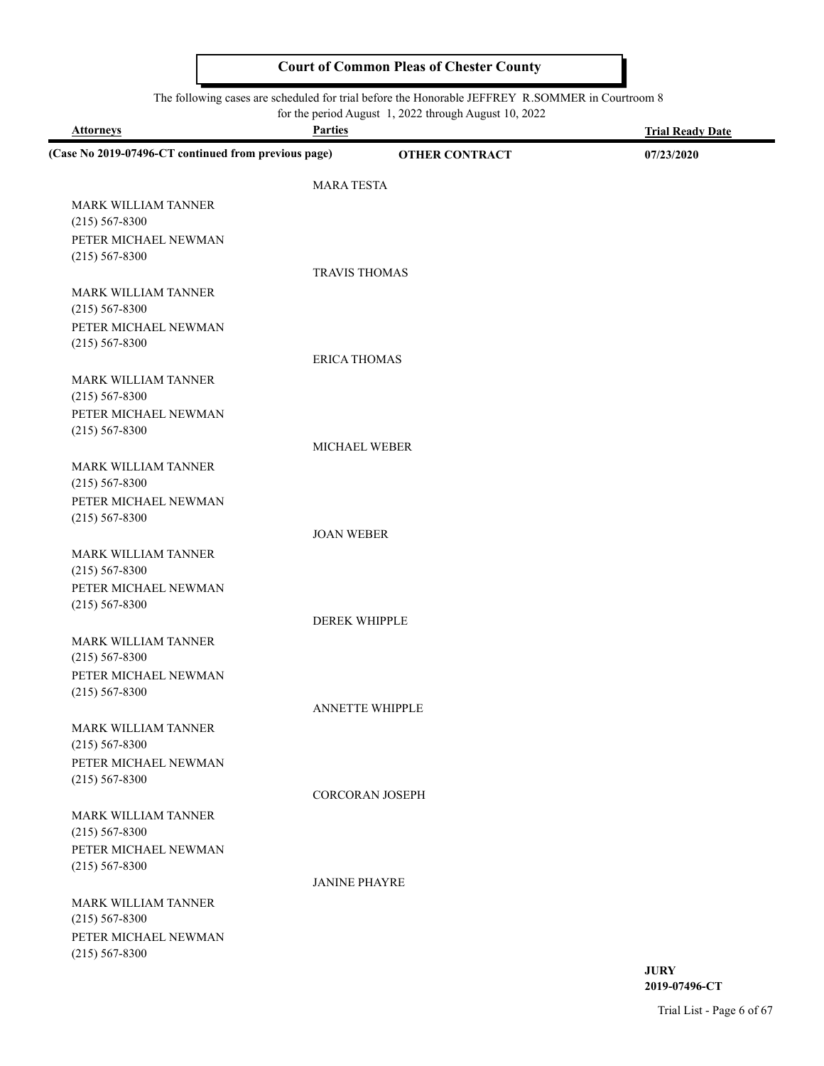**Court of Common Pleas of Chester County**

The following cases are scheduled for trial before the Honorable JEFFREY R.SOMMER in Courtroom 8 for the period August 1, 2022 through August 10, 2022

| Attorneys | Parties | | Trial Ready Date |
|---|---|---|---|
| **(Case No 2019-07496-CT continued from previous page)** | | **OTHER CONTRACT** | **07/23/2020** |
| | MARA TESTA | | |
| MARK WILLIAM TANNER (215) 567-8300 | | | |
| PETER MICHAEL NEWMAN (215) 567-8300 | | | |
| | TRAVIS THOMAS | | |
| MARK WILLIAM TANNER (215) 567-8300 | | | |
| PETER MICHAEL NEWMAN (215) 567-8300 | | | |
| | ERICA THOMAS | | |
| MARK WILLIAM TANNER (215) 567-8300 | | | |
| PETER MICHAEL NEWMAN (215) 567-8300 | | | |
| | MICHAEL WEBER | | |
| MARK WILLIAM TANNER (215) 567-8300 | | | |
| PETER MICHAEL NEWMAN (215) 567-8300 | | | |
| | JOAN WEBER | | |
| MARK WILLIAM TANNER (215) 567-8300 | | | |
| PETER MICHAEL NEWMAN (215) 567-8300 | | | |
| | DEREK WHIPPLE | | |
| MARK WILLIAM TANNER (215) 567-8300 | | | |
| PETER MICHAEL NEWMAN (215) 567-8300 | | | |
| | ANNETTE WHIPPLE | | |
| MARK WILLIAM TANNER (215) 567-8300 | | | |
| PETER MICHAEL NEWMAN (215) 567-8300 | | | |
| | CORCORAN JOSEPH | | |
| MARK WILLIAM TANNER (215) 567-8300 | | | |
| PETER MICHAEL NEWMAN (215) 567-8300 | | | |
| | JANINE PHAYRE | | |
| MARK WILLIAM TANNER (215) 567-8300 | | | |
| PETER MICHAEL NEWMAN (215) 567-8300 | | | |

**JURY**
**2019-07496-CT**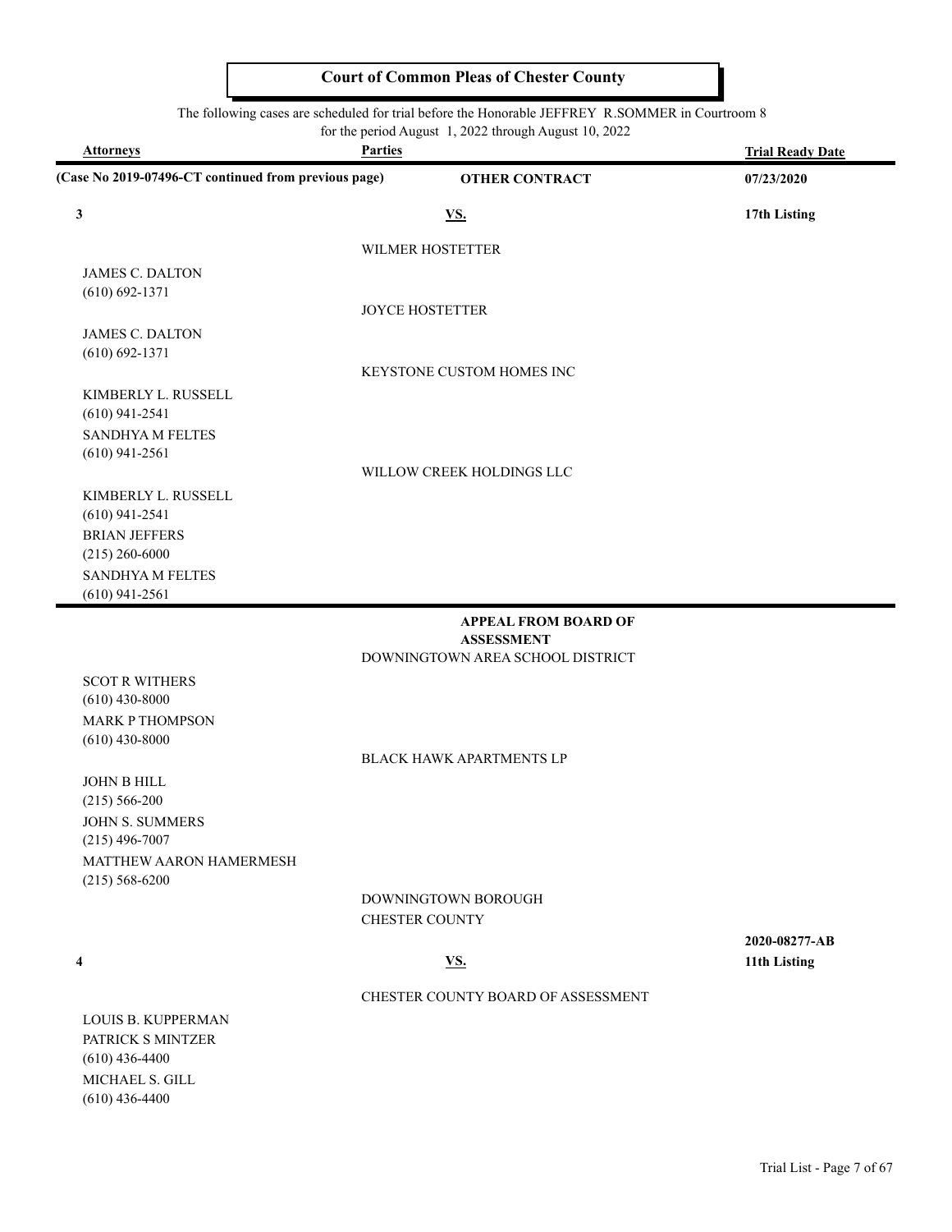# Court of Common Pleas of Chester County

The following cases are scheduled for trial before the Honorable JEFFREY R.SOMMER in Courtroom 8 for the period August 1, 2022 through August 10, 2022

| Attorneys | Parties | Trial Ready Date |
|---|---|---|
| **(Case No 2019-07496-CT continued from previous page)** | **OTHER CONTRACT** | **07/23/2020** |
| **3** | **VS.** | **17th Listing** |
| | WILMER HOSTETTER | |
| JAMES C. DALTON (610) 692-1371 | | |
| | JOYCE HOSTETTER | |
| JAMES C. DALTON (610) 692-1371 | | |
| | KEYSTONE CUSTOM HOMES INC | |
| KIMBERLY L. RUSSELL (610) 941-2541 | | |
| SANDHYA M FELTES (610) 941-2561 | | |
| | WILLOW CREEK HOLDINGS LLC | |
| KIMBERLY L. RUSSELL (610) 941-2541 | | |
| BRIAN JEFFERS (215) 260-6000 | | |
| SANDHYA M FELTES (610) 941-2561 | | |

| Attorneys | Parties | Trial Ready Date |
|---|---|---|
| | **APPEAL FROM BOARD OF ASSESSMENT** | |
| | DOWNINGTOWN AREA SCHOOL DISTRICT | |
| SCOT R WITHERS (610) 430-8000 | | |
| MARK P THOMPSON (610) 430-8000 | | |
| | BLACK HAWK APARTMENTS LP | |
| JOHN B HILL (215) 566-200 | | |
| JOHN S. SUMMERS (215) 496-7007 | | |
| MATTHEW AARON HAMERMESH (215) 568-6200 | | |
| | DOWNINGTOWN BOROUGH | |
| | CHESTER COUNTY | |
| | | **2020-08277-AB** |
| **4** | **VS.** | **11th Listing** |
| | CHESTER COUNTY BOARD OF ASSESSMENT | |
| LOUIS B. KUPPERMAN | | |
| PATRICK S MINTZER (610) 436-4400 | | |
| MICHAEL S. GILL (610) 436-4400 | | |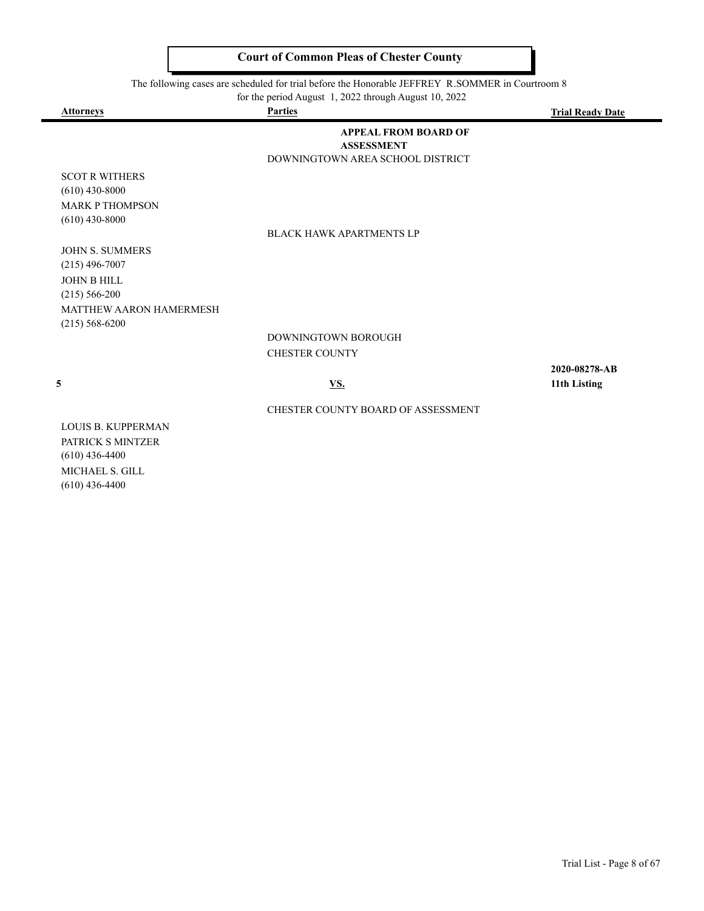## Court of Common Pleas of Chester County

The following cases are scheduled for trial before the Honorable JEFFREY R.SOMMER in Courtroom 8 for the period August 1, 2022 through August 10, 2022

| Attorneys | Parties | Trial Ready Date |
|---|---|---|
| | **APPEAL FROM BOARD OF ASSESSMENT** | |
| | DOWNINGTOWN AREA SCHOOL DISTRICT | |
| SCOT R WITHERS<br>(610) 430-8000<br>MARK P THOMPSON<br>(610) 430-8000 | | |
| | BLACK HAWK APARTMENTS LP | |
| JOHN S. SUMMERS<br>(215) 496-7007<br>JOHN B HILL<br>(215) 566-200<br>MATTHEW AARON HAMERMESH<br>(215) 568-6200 | | |
| | DOWNINGTOWN BOROUGH<br>CHESTER COUNTY | |
| **5** | **VS.** | **2020-08278-AB**<br>**11th Listing** |
| | CHESTER COUNTY BOARD OF ASSESSMENT | |
| LOUIS B. KUPPERMAN<br>PATRICK S MINTZER<br>(610) 436-4400<br>MICHAEL S. GILL<br>(610) 436-4400 | | |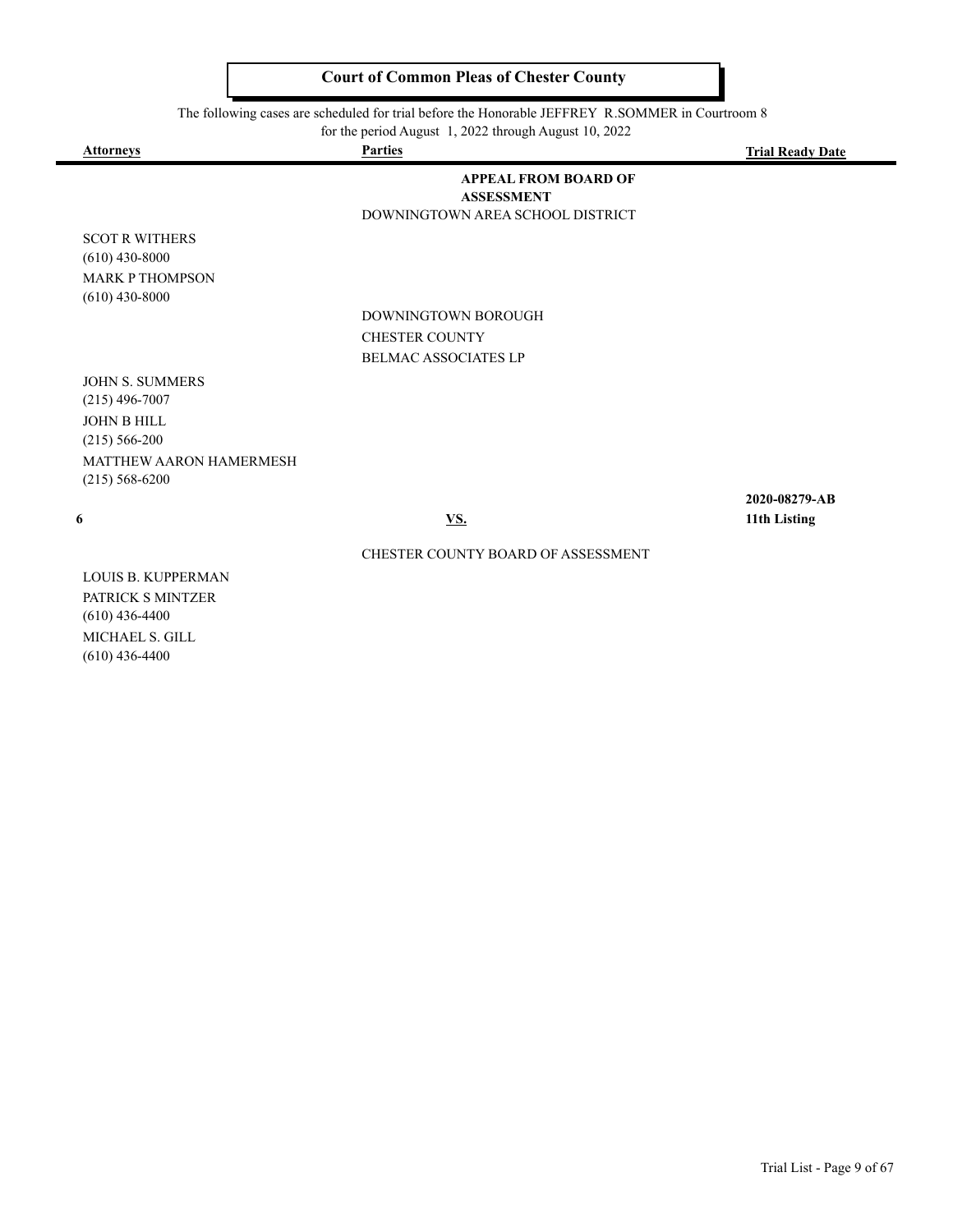## Court of Common Pleas of Chester County

The following cases are scheduled for trial before the Honorable JEFFREY R.SOMMER in Courtroom 8 for the period August 1, 2022 through August 10, 2022

| Attorneys | Parties | Trial Ready Date |
|---|---|---|
| | **APPEAL FROM BOARD OF ASSESSMENT** | |
| | DOWNINGTOWN AREA SCHOOL DISTRICT | |
| SCOT R WITHERS (610) 430-8000 | | |
| MARK P THOMPSON (610) 430-8000 | | |
| | DOWNINGTOWN BOROUGH | |
| | CHESTER COUNTY | |
| | BELMAC ASSOCIATES LP | |
| JOHN S. SUMMERS (215) 496-7007 | | |
| JOHN B HILL (215) 566-200 | | |
| MATTHEW AARON HAMERMESH (215) 568-6200 | | |
| **6** | **VS.** | **2020-08279-AB 11th Listing** |
| | CHESTER COUNTY BOARD OF ASSESSMENT | |
| LOUIS B. KUPPERMAN | | |
| PATRICK S MINTZER (610) 436-4400 | | |
| MICHAEL S. GILL (610) 436-4400 | | |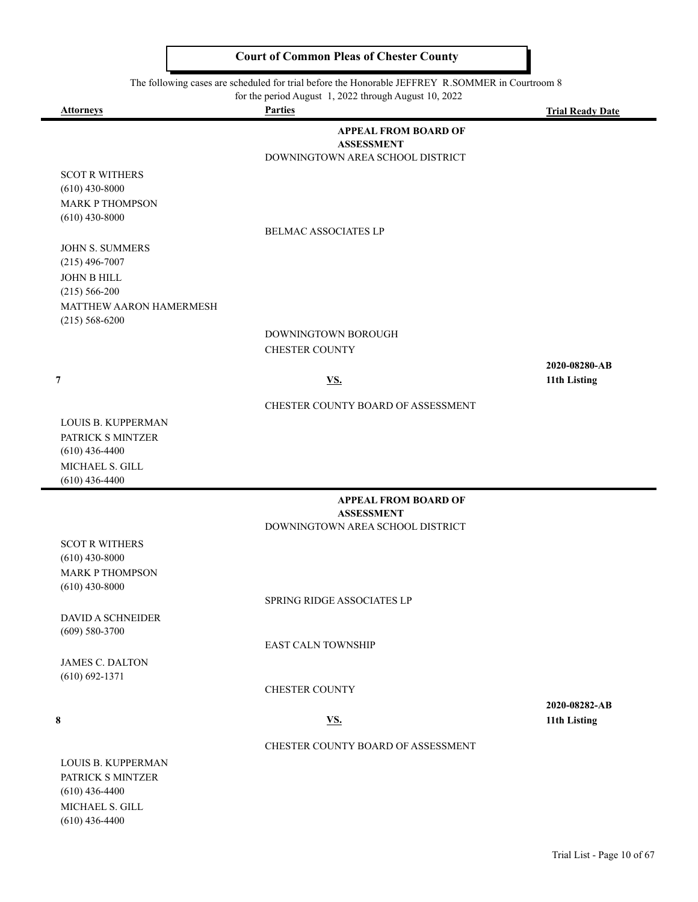# Court of Common Pleas of Chester County

The following cases are scheduled for trial before the Honorable JEFFREY R.SOMMER in Courtroom 8 for the period August 1, 2022 through August 10, 2022

| Attorneys | Parties | Trial Ready Date |
|---|---|---|
| | **APPEAL FROM BOARD OF ASSESSMENT** | |
| | DOWNINGTOWN AREA SCHOOL DISTRICT | |
| SCOT R WITHERS<br>(610) 430-8000<br>MARK P THOMPSON<br>(610) 430-8000 | | |
| | BELMAC ASSOCIATES LP | |
| JOHN S. SUMMERS<br>(215) 496-7007<br>JOHN B HILL<br>(215) 566-200<br>MATTHEW AARON HAMERMESH<br>(215) 568-6200 | | |
| | DOWNINGTOWN BOROUGH | |
| | CHESTER COUNTY | |
| **7** | **VS.** | **2020-08280-AB**<br>**11th Listing** |
| | CHESTER COUNTY BOARD OF ASSESSMENT | |
| LOUIS B. KUPPERMAN<br>PATRICK S MINTZER<br>(610) 436-4400<br>MICHAEL S. GILL<br>(610) 436-4400 | | |
| | **APPEAL FROM BOARD OF ASSESSMENT** | |
| | DOWNINGTOWN AREA SCHOOL DISTRICT | |
| SCOT R WITHERS<br>(610) 430-8000<br>MARK P THOMPSON<br>(610) 430-8000 | | |
| | SPRING RIDGE ASSOCIATES LP | |
| DAVID A SCHNEIDER<br>(609) 580-3700 | | |
| | EAST CALN TOWNSHIP | |
| JAMES C. DALTON<br>(610) 692-1371 | | |
| | CHESTER COUNTY | |
| **8** | **VS.** | **2020-08282-AB**<br>**11th Listing** |
| | CHESTER COUNTY BOARD OF ASSESSMENT | |
| LOUIS B. KUPPERMAN<br>PATRICK S MINTZER<br>(610) 436-4400<br>MICHAEL S. GILL<br>(610) 436-4400 | | |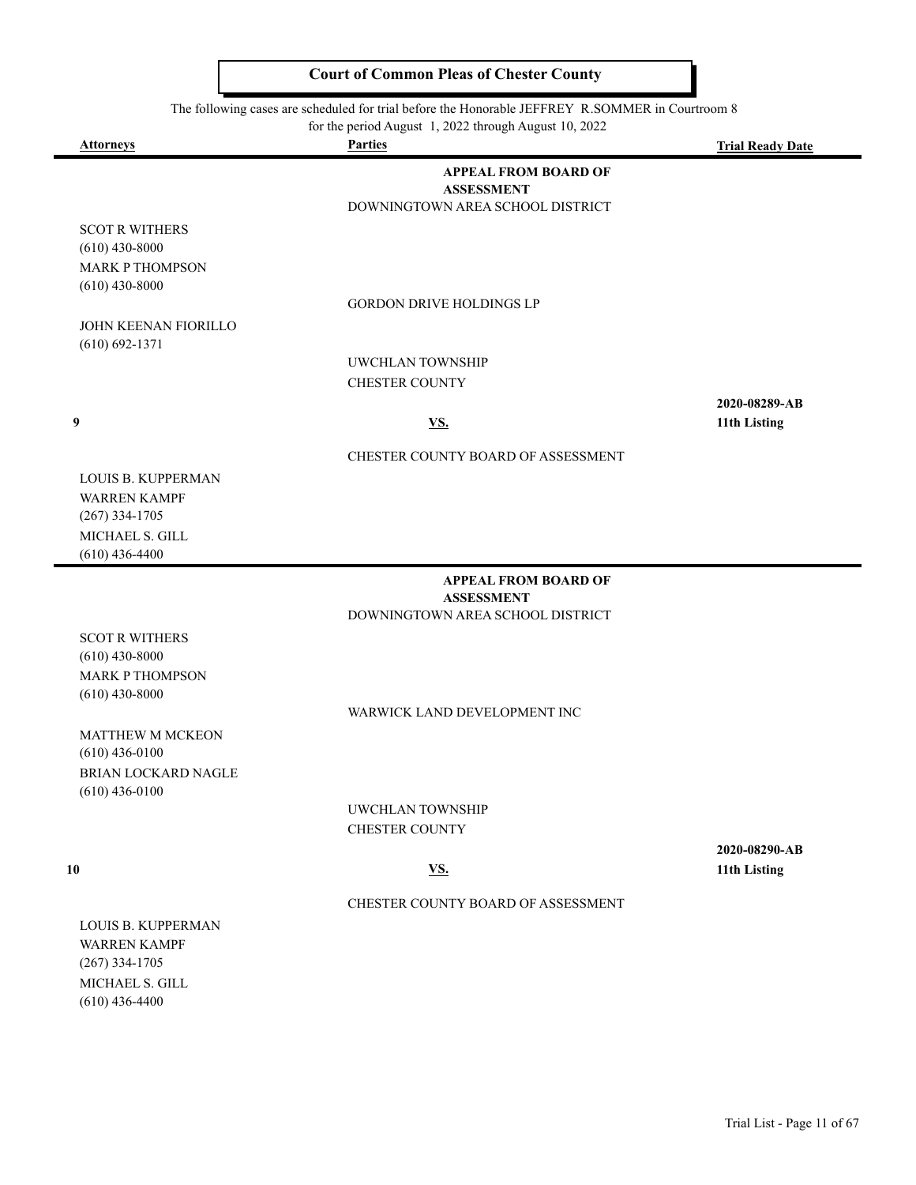# Court of Common Pleas of Chester County

The following cases are scheduled for trial before the Honorable JEFFREY R.SOMMER in Courtroom 8 for the period August 1, 2022 through August 10, 2022

| Attorneys | Parties | Trial Ready Date |
|---|---|---|
| | **APPEAL FROM BOARD OF ASSESSMENT** | |
| | DOWNINGTOWN AREA SCHOOL DISTRICT | |
| SCOT R WITHERS<br>(610) 430-8000<br>MARK P THOMPSON<br>(610) 430-8000 | | |
| | GORDON DRIVE HOLDINGS LP | |
| JOHN KEENAN FIORILLO<br>(610) 692-1371 | | |
| | UWCHLAN TOWNSHIP<br>CHESTER COUNTY | |
| **9** | **VS.** | **2020-08289-AB**<br>**11th Listing** |
| | CHESTER COUNTY BOARD OF ASSESSMENT | |
| LOUIS B. KUPPERMAN<br>WARREN KAMPF<br>(267) 334-1705<br>MICHAEL S. GILL<br>(610) 436-4400 | | |
| | **APPEAL FROM BOARD OF ASSESSMENT** | |
| | DOWNINGTOWN AREA SCHOOL DISTRICT | |
| SCOT R WITHERS<br>(610) 430-8000<br>MARK P THOMPSON<br>(610) 430-8000 | | |
| | WARWICK LAND DEVELOPMENT INC | |
| MATTHEW M MCKEON<br>(610) 436-0100<br>BRIAN LOCKARD NAGLE<br>(610) 436-0100 | | |
| | UWCHLAN TOWNSHIP<br>CHESTER COUNTY | |
| **10** | **VS.** | **2020-08290-AB**<br>**11th Listing** |
| | CHESTER COUNTY BOARD OF ASSESSMENT | |
| LOUIS B. KUPPERMAN<br>WARREN KAMPF<br>(267) 334-1705<br>MICHAEL S. GILL<br>(610) 436-4400 | | |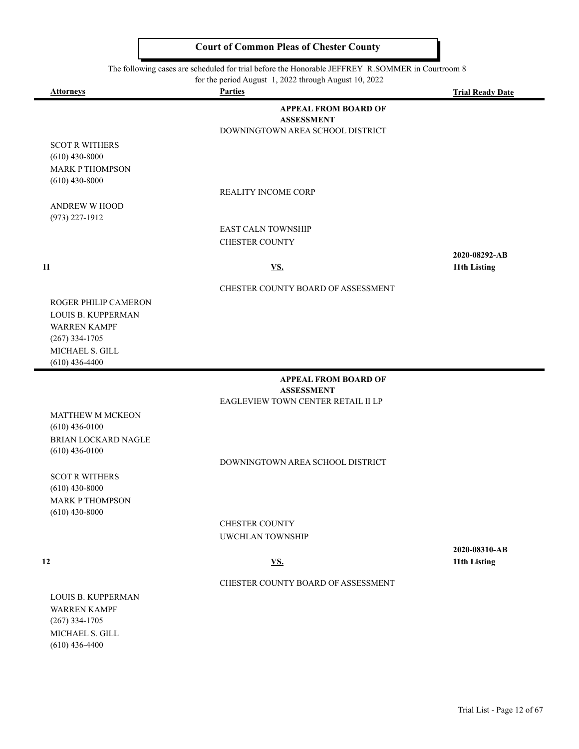# Court of Common Pleas of Chester County

The following cases are scheduled for trial before the Honorable JEFFREY R.SOMMER in Courtroom 8
for the period August 1, 2022 through August 10, 2022

| Attorneys | Parties | Trial Ready Date |
|---|---|---|
| | **APPEAL FROM BOARD OF ASSESSMENT** | |
| | DOWNINGTOWN AREA SCHOOL DISTRICT | |
| SCOT R WITHERS (610) 430-8000 MARK P THOMPSON (610) 430-8000 | | |
| | REALITY INCOME CORP | |
| ANDREW W HOOD (973) 227-1912 | | |
| | EAST CALN TOWNSHIP | |
| | CHESTER COUNTY | |
| **11** | **VS.** | **2020-08292-AB 11th Listing** |
| | CHESTER COUNTY BOARD OF ASSESSMENT | |
| ROGER PHILIP CAMERON LOUIS B. KUPPERMAN WARREN KAMPF (267) 334-1705 MICHAEL S. GILL (610) 436-4400 | | |
| | **APPEAL FROM BOARD OF ASSESSMENT** | |
| | EAGLEVIEW TOWN CENTER RETAIL II LP | |
| MATTHEW M MCKEON (610) 436-0100 BRIAN LOCKARD NAGLE (610) 436-0100 | | |
| | DOWNINGTOWN AREA SCHOOL DISTRICT | |
| SCOT R WITHERS (610) 430-8000 MARK P THOMPSON (610) 430-8000 | | |
| | CHESTER COUNTY | |
| | UWCHLAN TOWNSHIP | |
| **12** | **VS.** | **2020-08310-AB 11th Listing** |
| | CHESTER COUNTY BOARD OF ASSESSMENT | |
| LOUIS B. KUPPERMAN WARREN KAMPF (267) 334-1705 MICHAEL S. GILL (610) 436-4400 | | |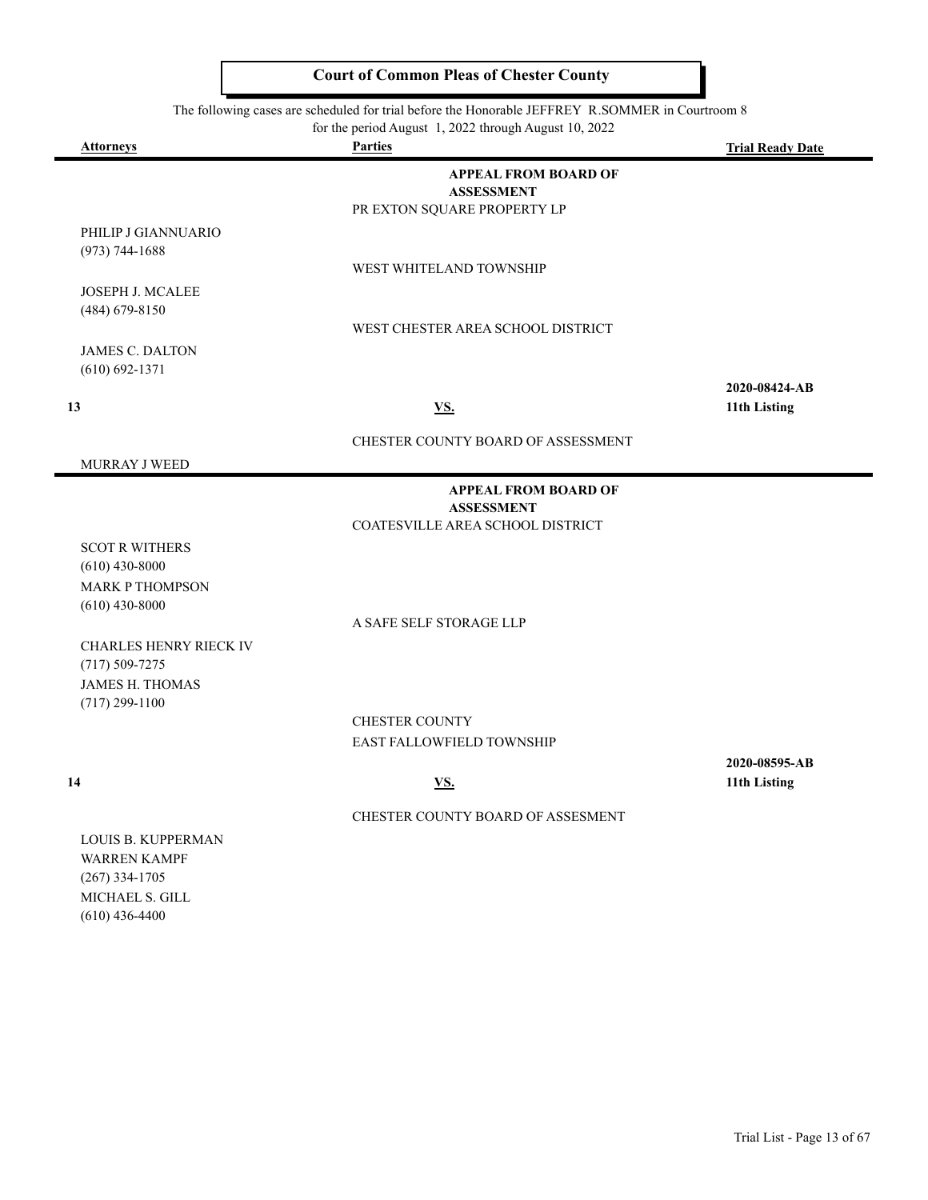# Court of Common Pleas of Chester County

The following cases are scheduled for trial before the Honorable JEFFREY R.SOMMER in Courtroom 8
for the period August 1, 2022 through August 10, 2022

| Attorneys | Parties | Trial Ready Date |
|---|---|---|
| | **APPEAL FROM BOARD OF ASSESSMENT** | |
| | PR EXTON SQUARE PROPERTY LP | |
| PHILIP J GIANNUARIO (973) 744-1688 | | |
| | WEST WHITELAND TOWNSHIP | |
| JOSEPH J. MCALEE (484) 679-8150 | | |
| | WEST CHESTER AREA SCHOOL DISTRICT | |
| JAMES C. DALTON (610) 692-1371 | | |
| **13** | **VS.** | **2020-08424-AB** **11th Listing** |
| | CHESTER COUNTY BOARD OF ASSESSMENT | |
| MURRAY J WEED | | |
| | **APPEAL FROM BOARD OF ASSESSMENT** | |
| | COATESVILLE AREA SCHOOL DISTRICT | |
| SCOT R WITHERS (610) 430-8000 MARK P THOMPSON (610) 430-8000 | | |
| | A SAFE SELF STORAGE LLP | |
| CHARLES HENRY RIECK IV (717) 509-7275 JAMES H. THOMAS (717) 299-1100 | | |
| | CHESTER COUNTY EAST FALLOWFIELD TOWNSHIP | |
| **14** | **VS.** | **2020-08595-AB** **11th Listing** |
| | CHESTER COUNTY BOARD OF ASSESMENT | |
| LOUIS B. KUPPERMAN WARREN KAMPF (267) 334-1705 MICHAEL S. GILL (610) 436-4400 | | |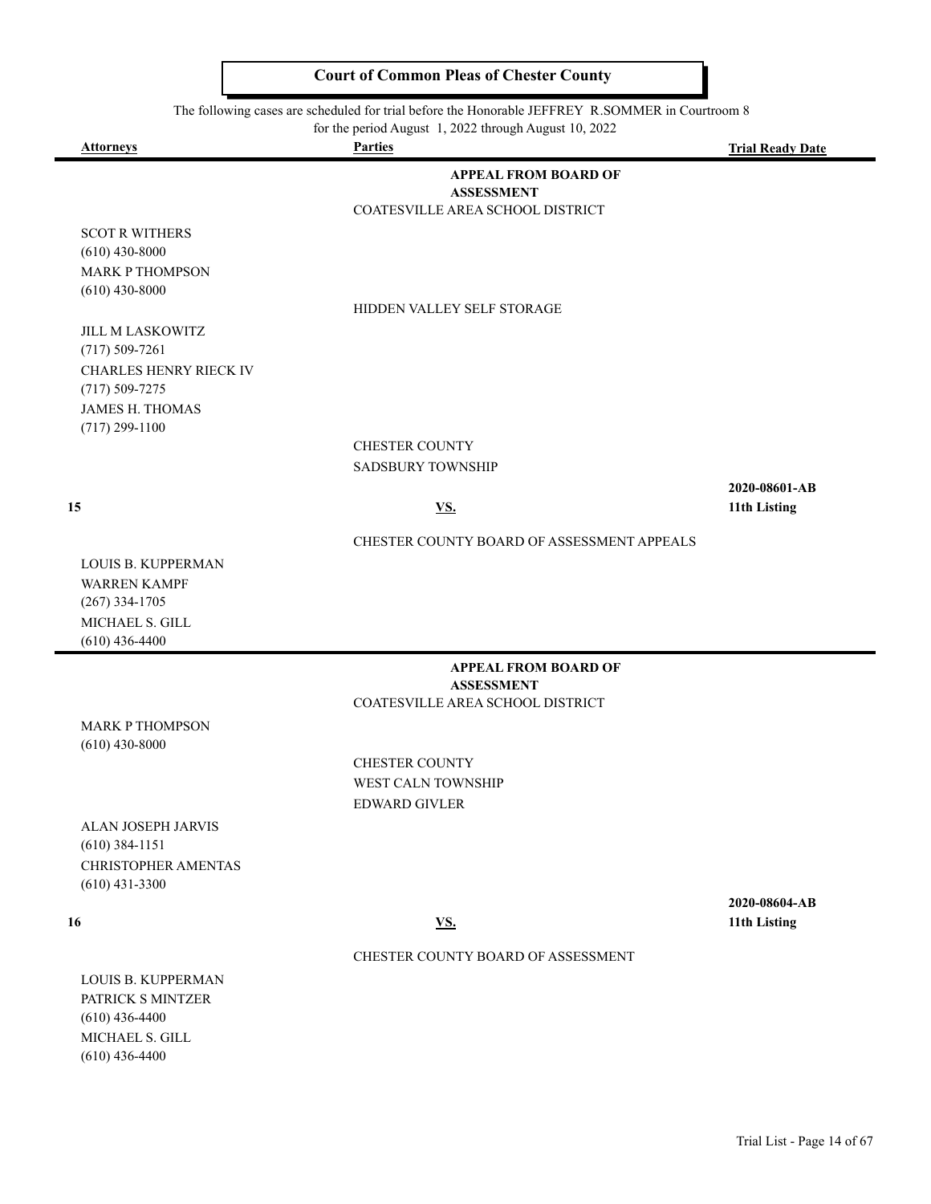**Court of Common Pleas of Chester County**

The following cases are scheduled for trial before the Honorable JEFFREY R.SOMMER in Courtroom 8 for the period August 1, 2022 through August 10, 2022

| Attorneys | Parties | Trial Ready Date |
|---|---|---|
| | **APPEAL FROM BOARD OF ASSESSMENT** | |
| | COATESVILLE AREA SCHOOL DISTRICT | |
| SCOT R WITHERS<br>(610) 430-8000<br>MARK P THOMPSON<br>(610) 430-8000 | | |
| | HIDDEN VALLEY SELF STORAGE | |
| JILL M LASKOWITZ<br>(717) 509-7261<br>CHARLES HENRY RIECK IV<br>(717) 509-7275<br>JAMES H. THOMAS<br>(717) 299-1100 | | |
| | CHESTER COUNTY<br>SADSBURY TOWNSHIP | |
| **15** | **VS.** | **2020-08601-AB**<br>**11th Listing** |
| | CHESTER COUNTY BOARD OF ASSESSMENT APPEALS | |
| LOUIS B. KUPPERMAN<br>WARREN KAMPF<br>(267) 334-1705<br>MICHAEL S. GILL<br>(610) 436-4400 | | |
| | **APPEAL FROM BOARD OF ASSESSMENT** | |
| | COATESVILLE AREA SCHOOL DISTRICT | |
| MARK P THOMPSON<br>(610) 430-8000 | | |
| | CHESTER COUNTY<br>WEST CALN TOWNSHIP<br>EDWARD GIVLER | |
| ALAN JOSEPH JARVIS<br>(610) 384-1151<br>CHRISTOPHER AMENTAS<br>(610) 431-3300 | | |
| **16** | **VS.** | **2020-08604-AB**<br>**11th Listing** |
| | CHESTER COUNTY BOARD OF ASSESSMENT | |
| LOUIS B. KUPPERMAN<br>PATRICK S MINTZER<br>(610) 436-4400<br>MICHAEL S. GILL<br>(610) 436-4400 | | |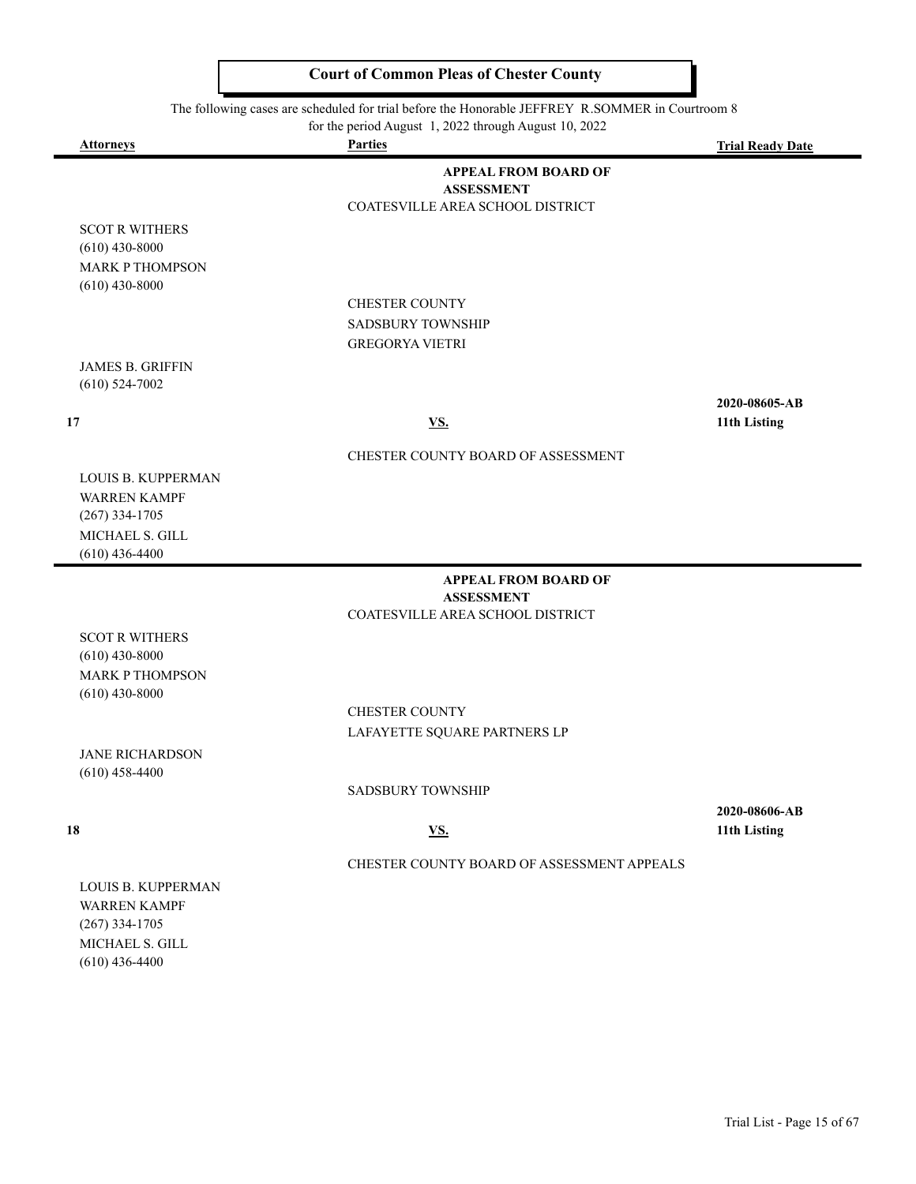**Court of Common Pleas of Chester County**

The following cases are scheduled for trial before the Honorable JEFFREY R.SOMMER in Courtroom 8 for the period August 1, 2022 through August 10, 2022

| Attorneys | Parties | Trial Ready Date |
|---|---|---|
| | **APPEAL FROM BOARD OF ASSESSMENT** | |
| | COATESVILLE AREA SCHOOL DISTRICT | |
| SCOT R WITHERS (610) 430-8000 MARK P THOMPSON (610) 430-8000 | | |
| | CHESTER COUNTY | |
| | SADSBURY TOWNSHIP | |
| | GREGORYA VIETRI | |
| JAMES B. GRIFFIN (610) 524-7002 | | |
| **17** | **VS.** | **2020-08605-AB 11th Listing** |
| | CHESTER COUNTY BOARD OF ASSESSMENT | |
| LOUIS B. KUPPERMAN WARREN KAMPF (267) 334-1705 MICHAEL S. GILL (610) 436-4400 | | |
| | **APPEAL FROM BOARD OF ASSESSMENT** | |
| | COATESVILLE AREA SCHOOL DISTRICT | |
| SCOT R WITHERS (610) 430-8000 MARK P THOMPSON (610) 430-8000 | | |
| | CHESTER COUNTY | |
| | LAFAYETTE SQUARE PARTNERS LP | |
| JANE RICHARDSON (610) 458-4400 | | |
| | SADSBURY TOWNSHIP | |
| **18** | **VS.** | **2020-08606-AB 11th Listing** |
| | CHESTER COUNTY BOARD OF ASSESSMENT APPEALS | |
| LOUIS B. KUPPERMAN WARREN KAMPF (267) 334-1705 MICHAEL S. GILL (610) 436-4400 | | |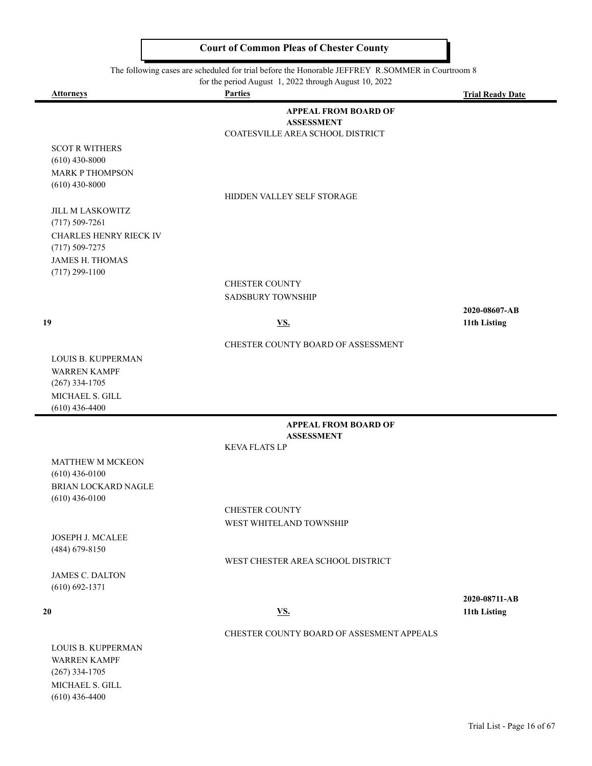# Court of Common Pleas of Chester County

The following cases are scheduled for trial before the Honorable JEFFREY R.SOMMER in Courtroom 8 for the period August 1, 2022 through August 10, 2022

| Attorneys | Parties | Trial Ready Date |
|---|---|---|
| | **APPEAL FROM BOARD OF ASSESSMENT** | |
| | COATESVILLE AREA SCHOOL DISTRICT | |
| SCOT R WITHERS (610) 430-8000 | | |
| MARK P THOMPSON (610) 430-8000 | | |
| | HIDDEN VALLEY SELF STORAGE | |
| JILL M LASKOWITZ (717) 509-7261 | | |
| CHARLES HENRY RIECK IV (717) 509-7275 | | |
| JAMES H. THOMAS (717) 299-1100 | | |
| | CHESTER COUNTY | |
| | SADSBURY TOWNSHIP | |
| **19** | **VS.** | **2020-08607-AB 11th Listing** |
| | CHESTER COUNTY BOARD OF ASSESSMENT | |
| LOUIS B. KUPPERMAN | | |
| WARREN KAMPF (267) 334-1705 | | |
| MICHAEL S. GILL (610) 436-4400 | | |
| | **APPEAL FROM BOARD OF ASSESSMENT** | |
| | KEVA FLATS LP | |
| MATTHEW M MCKEON (610) 436-0100 | | |
| BRIAN LOCKARD NAGLE (610) 436-0100 | | |
| | CHESTER COUNTY | |
| | WEST WHITELAND TOWNSHIP | |
| JOSEPH J. MCALEE (484) 679-8150 | | |
| | WEST CHESTER AREA SCHOOL DISTRICT | |
| JAMES C. DALTON (610) 692-1371 | | |
| **20** | **VS.** | **2020-08711-AB 11th Listing** |
| | CHESTER COUNTY BOARD OF ASSESMENT APPEALS | |
| LOUIS B. KUPPERMAN | | |
| WARREN KAMPF (267) 334-1705 | | |
| MICHAEL S. GILL (610) 436-4400 | | |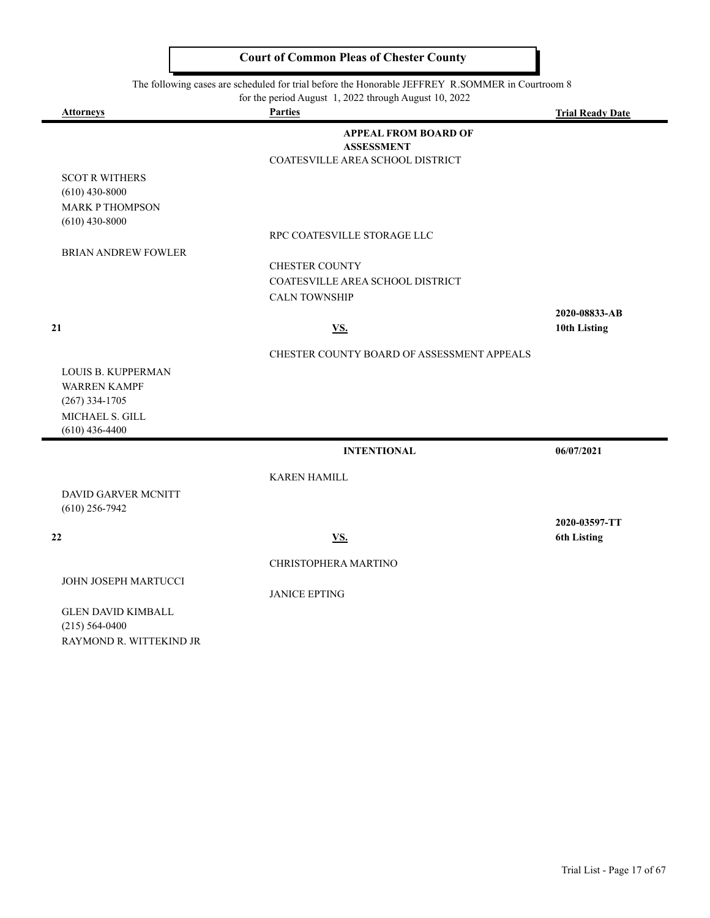**Court of Common Pleas of Chester County**

The following cases are scheduled for trial before the Honorable JEFFREY R.SOMMER in Courtroom 8 for the period August 1, 2022 through August 10, 2022

| Attorneys | Parties | Trial Ready Date |
|---|---|---|
| | **APPEAL FROM BOARD OF ASSESSMENT** | |
| | COATESVILLE AREA SCHOOL DISTRICT | |
| SCOT R WITHERS<br>(610) 430-8000<br>MARK P THOMPSON<br>(610) 430-8000 | | |
| | RPC COATESVILLE STORAGE LLC | |
| BRIAN ANDREW FOWLER | | |
| | CHESTER COUNTY<br>COATESVILLE AREA SCHOOL DISTRICT<br>CALN TOWNSHIP | |
| **21** | **VS.** | **2020-08833-AB**<br>**10th Listing** |
| | CHESTER COUNTY BOARD OF ASSESSMENT APPEALS | |
| LOUIS B. KUPPERMAN<br>WARREN KAMPF<br>(267) 334-1705<br>MICHAEL S. GILL<br>(610) 436-4400 | | |
| | **INTENTIONAL** | **06/07/2021** |
| | KAREN HAMILL | |
| DAVID GARVER MCNITT<br>(610) 256-7942 | | |
| **22** | **VS.** | **2020-03597-TT**<br>**6th Listing** |
| | CHRISTOPHERA MARTINO | |
| JOHN JOSEPH MARTUCCI | | |
| | JANICE EPTING | |
| GLEN DAVID KIMBALL<br>(215) 564-0400<br>RAYMOND R. WITTEKIND JR | | |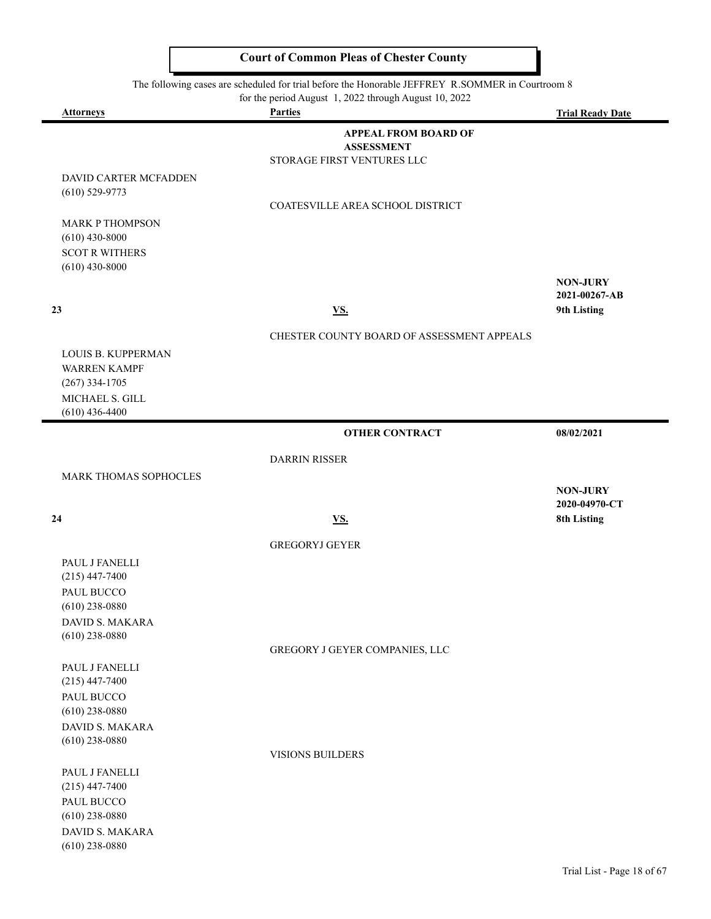# Court of Common Pleas of Chester County

The following cases are scheduled for trial before the Honorable JEFFREY R.SOMMER in Courtroom 8
for the period August 1, 2022 through August 10, 2022

| Attorneys | Parties | Trial Ready Date |
|---|---|---|
| | **APPEAL FROM BOARD OF ASSESSMENT** | |
| | STORAGE FIRST VENTURES LLC | |
| DAVID CARTER MCFADDEN<br>(610) 529-9773 | | |
| | COATESVILLE AREA SCHOOL DISTRICT | |
| MARK P THOMPSON<br>(610) 430-8000<br>SCOT R WITHERS<br>(610) 430-8000 | | |
| **23** | **VS.** | **NON-JURY**<br>**2021-00267-AB**<br>**9th Listing** |
| | CHESTER COUNTY BOARD OF ASSESSMENT APPEALS | |
| LOUIS B. KUPPERMAN<br>WARREN KAMPF<br>(267) 334-1705<br>MICHAEL S. GILL<br>(610) 436-4400 | | |
| | **OTHER CONTRACT** | **08/02/2021** |
| | DARRIN RISSER | |
| MARK THOMAS SOPHOCLES | | |
| **24** | **VS.** | **NON-JURY**<br>**2020-04970-CT**<br>**8th Listing** |
| | GREGORYJ GEYER | |
| PAUL J FANELLI<br>(215) 447-7400<br>PAUL BUCCO<br>(610) 238-0880<br>DAVID S. MAKARA<br>(610) 238-0880 | | |
| | GREGORY J GEYER COMPANIES, LLC | |
| PAUL J FANELLI<br>(215) 447-7400<br>PAUL BUCCO<br>(610) 238-0880<br>DAVID S. MAKARA<br>(610) 238-0880 | | |
| | VISIONS BUILDERS | |
| PAUL J FANELLI<br>(215) 447-7400<br>PAUL BUCCO<br>(610) 238-0880<br>DAVID S. MAKARA<br>(610) 238-0880 | | |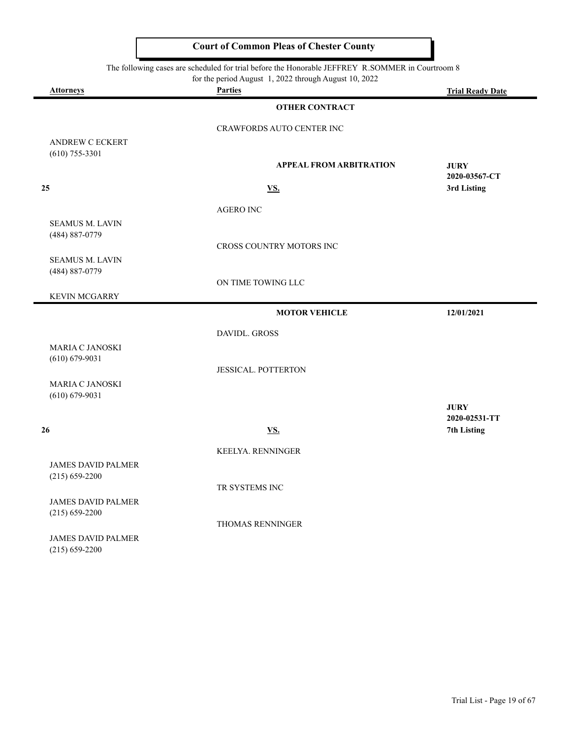## Court of Common Pleas of Chester County

The following cases are scheduled for trial before the Honorable JEFFREY R.SOMMER in Courtroom 8
for the period August 1, 2022 through August 10, 2022

| Attorneys | Parties | Trial Ready Date |
|---|---|---|
| | **OTHER CONTRACT** | |
| | CRAWFORDS AUTO CENTER INC | |
| ANDREW C ECKERT (610) 755-3301 | | |
| | **APPEAL FROM ARBITRATION** | **JURY** **2020-03567-CT** |
| **25** | **VS.** | **3rd Listing** |
| | AGERO INC | |
| SEAMUS M. LAVIN (484) 887-0779 | | |
| | CROSS COUNTRY MOTORS INC | |
| SEAMUS M. LAVIN (484) 887-0779 | | |
| | ON TIME TOWING LLC | |
| KEVIN MCGARRY | | |
| | **MOTOR VEHICLE** | **12/01/2021** |
| | DAVIDL. GROSS | |
| MARIA C JANOSKI (610) 679-9031 | | |
| | JESSICAL. POTTERTON | |
| MARIA C JANOSKI (610) 679-9031 | | |
| | | **JURY** **2020-02531-TT** |
| **26** | **VS.** | **7th Listing** |
| | KEELYA. RENNINGER | |
| JAMES DAVID PALMER (215) 659-2200 | | |
| | TR SYSTEMS INC | |
| JAMES DAVID PALMER (215) 659-2200 | | |
| | THOMAS RENNINGER | |
| JAMES DAVID PALMER (215) 659-2200 | | |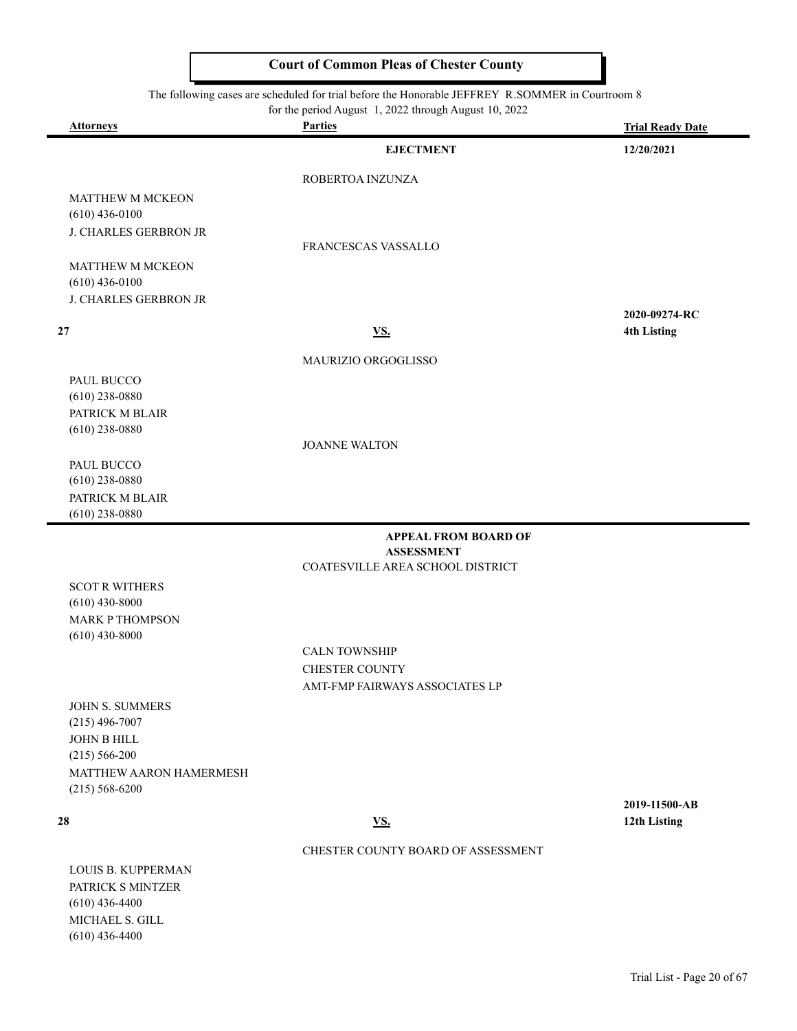# Court of Common Pleas of Chester County

The following cases are scheduled for trial before the Honorable JEFFREY R.SOMMER in Courtroom 8
for the period August 1, 2022 through August 10, 2022

| Attorneys | Parties | Trial Ready Date |
|---|---|---|
| | **EJECTMENT** | **12/20/2021** |
| | ROBERTOA INZUNZA | |
| MATTHEW M MCKEON<br>(610) 436-0100<br>J. CHARLES GERBRON JR | | |
| | FRANCESCAS VASSALLO | |
| MATTHEW M MCKEON<br>(610) 436-0100<br>J. CHARLES GERBRON JR | | |
| **27** | **VS.** | **2020-09274-RC**<br>**4th Listing** |
| | MAURIZIO ORGOGLISSO | |
| PAUL BUCCO<br>(610) 238-0880<br>PATRICK M BLAIR<br>(610) 238-0880 | | |
| | JOANNE WALTON | |
| PAUL BUCCO<br>(610) 238-0880<br>PATRICK M BLAIR<br>(610) 238-0880 | | |

| Attorneys | Parties | Trial Ready Date |
|---|---|---|
| | **APPEAL FROM BOARD OF ASSESSMENT** | |
| | COATESVILLE AREA SCHOOL DISTRICT | |
| SCOT R WITHERS<br>(610) 430-8000<br>MARK P THOMPSON<br>(610) 430-8000 | | |
| | CALN TOWNSHIP<br>CHESTER COUNTY<br>AMT-FMP FAIRWAYS ASSOCIATES LP | |
| JOHN S. SUMMERS<br>(215) 496-7007<br>JOHN B HILL<br>(215) 566-200<br>MATTHEW AARON HAMERMESH<br>(215) 568-6200 | | |
| **28** | **VS.** | **2019-11500-AB**<br>**12th Listing** |
| | CHESTER COUNTY BOARD OF ASSESSMENT | |
| LOUIS B. KUPPERMAN<br>PATRICK S MINTZER<br>(610) 436-4400<br>MICHAEL S. GILL<br>(610) 436-4400 | | |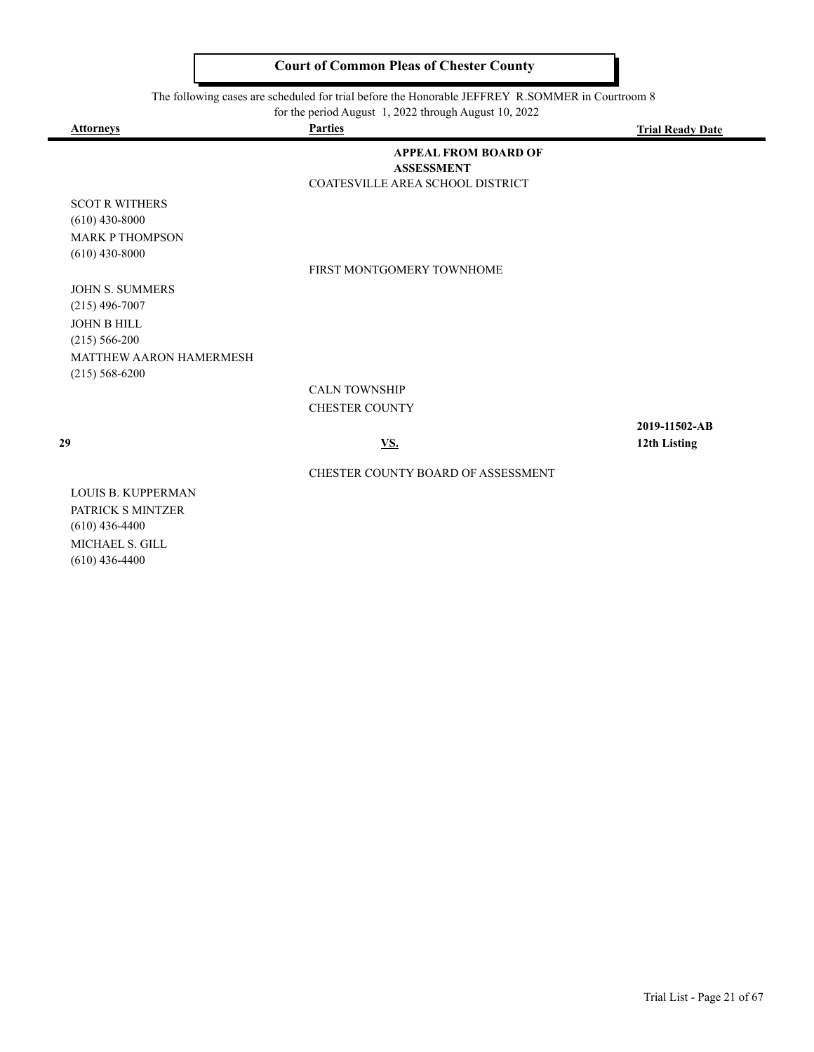## Court of Common Pleas of Chester County

The following cases are scheduled for trial before the Honorable JEFFREY R.SOMMER in Courtroom 8 for the period August 1, 2022 through August 10, 2022

| Attorneys | Parties | Trial Ready Date |
| --- | --- | --- |
| | **APPEAL FROM BOARD OF ASSESSMENT** | |
| | COATESVILLE AREA SCHOOL DISTRICT | |
| SCOT R WITHERS<br>(610) 430-8000<br>MARK P THOMPSON<br>(610) 430-8000 | | |
| | FIRST MONTGOMERY TOWNHOME | |
| JOHN S. SUMMERS<br>(215) 496-7007<br>JOHN B HILL<br>(215) 566-200<br>MATTHEW AARON HAMERMESH<br>(215) 568-6200 | | |
| | CALN TOWNSHIP | |
| | CHESTER COUNTY | |
| **29** | **VS.** | **2019-11502-AB**<br>**12th Listing** |
| | CHESTER COUNTY BOARD OF ASSESSMENT | |
| LOUIS B. KUPPERMAN<br>PATRICK S MINTZER<br>(610) 436-4400<br>MICHAEL S. GILL<br>(610) 436-4400 | | |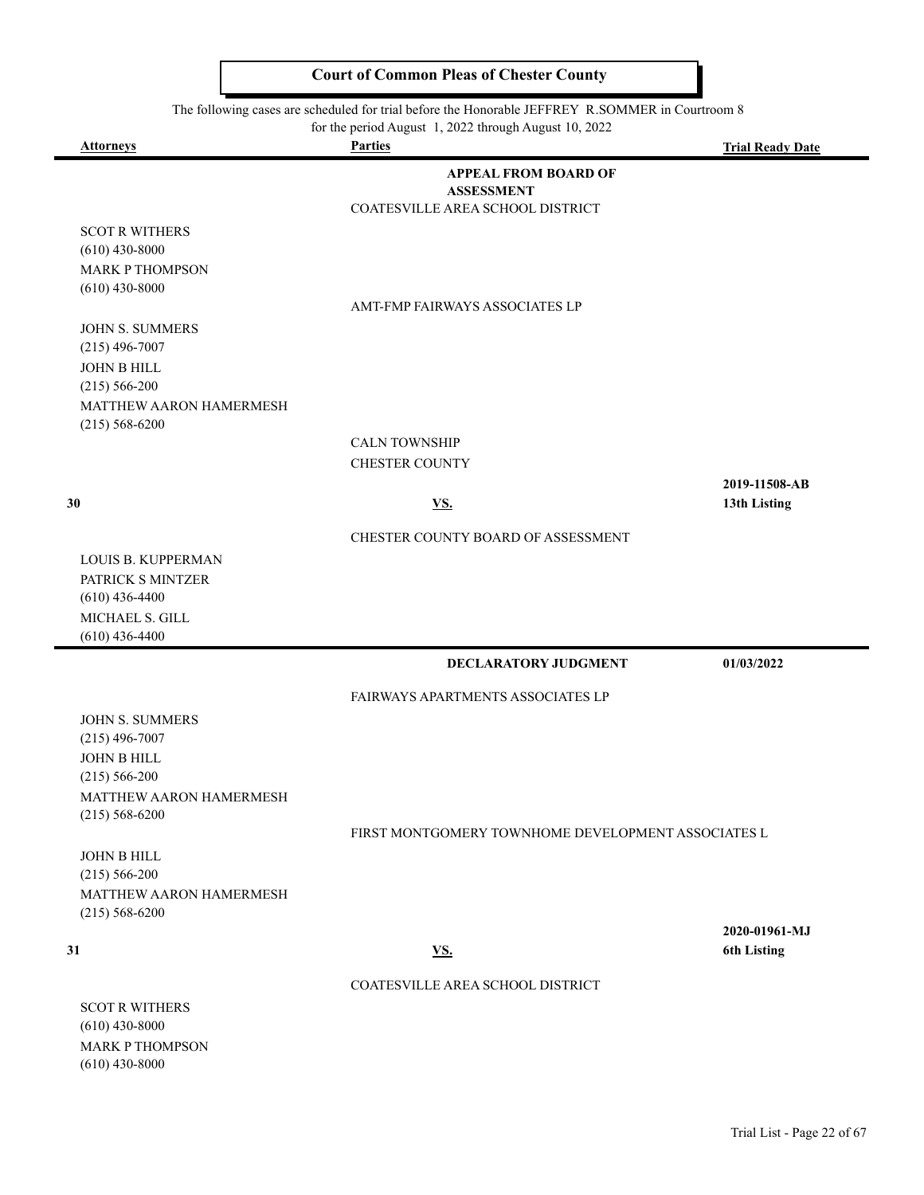# Court of Common Pleas of Chester County

The following cases are scheduled for trial before the Honorable JEFFREY R.SOMMER in Courtroom 8 for the period August 1, 2022 through August 10, 2022

| Attorneys | Parties | Trial Ready Date |
|---|---|---|
| | **APPEAL FROM BOARD OF ASSESSMENT** | |
| | COATESVILLE AREA SCHOOL DISTRICT | |
| SCOT R WITHERS<br>(610) 430-8000<br>MARK P THOMPSON<br>(610) 430-8000 | | |
| | AMT-FMP FAIRWAYS ASSOCIATES LP | |
| JOHN S. SUMMERS<br>(215) 496-7007<br>JOHN B HILL<br>(215) 566-200<br>MATTHEW AARON HAMERMESH<br>(215) 568-6200 | | |
| | CALN TOWNSHIP | |
| | CHESTER COUNTY | |
| **30** | **VS.** | **2019-11508-AB**<br>**13th Listing** |
| | CHESTER COUNTY BOARD OF ASSESSMENT | |
| LOUIS B. KUPPERMAN<br>PATRICK S MINTZER<br>(610) 436-4400<br>MICHAEL S. GILL<br>(610) 436-4400 | | |
| | **DECLARATORY JUDGMENT** | **01/03/2022** |
| | FAIRWAYS APARTMENTS ASSOCIATES LP | |
| JOHN S. SUMMERS<br>(215) 496-7007<br>JOHN B HILL<br>(215) 566-200<br>MATTHEW AARON HAMERMESH<br>(215) 568-6200 | | |
| | FIRST MONTGOMERY TOWNHOME DEVELOPMENT ASSOCIATES L | |
| JOHN B HILL<br>(215) 566-200<br>MATTHEW AARON HAMERMESH<br>(215) 568-6200 | | |
| **31** | **VS.** | **2020-01961-MJ**<br>**6th Listing** |
| | COATESVILLE AREA SCHOOL DISTRICT | |
| SCOT R WITHERS<br>(610) 430-8000<br>MARK P THOMPSON<br>(610) 430-8000 | | |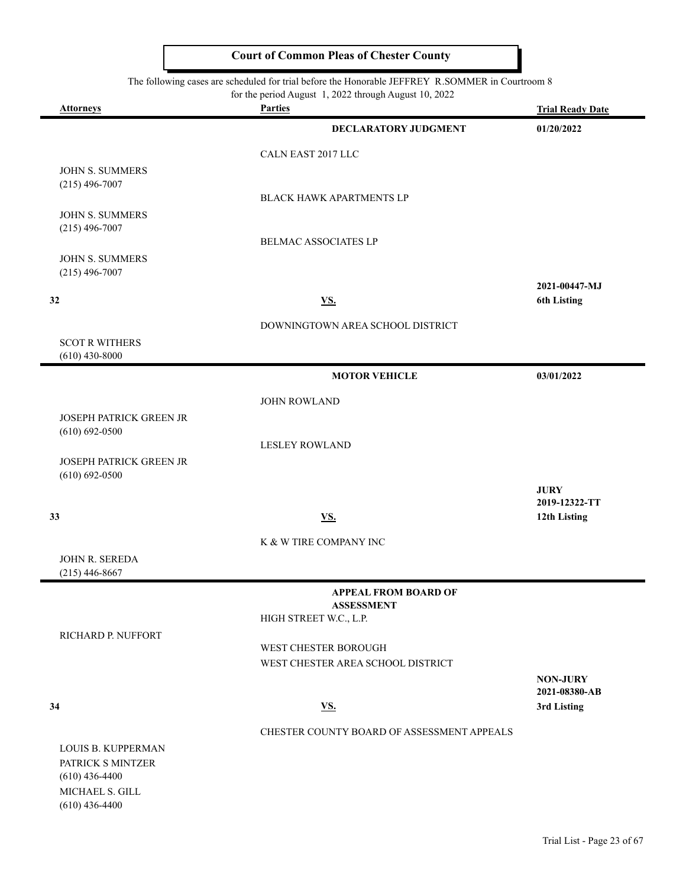# Court of Common Pleas of Chester County

The following cases are scheduled for trial before the Honorable JEFFREY R.SOMMER in Courtroom 8 for the period August 1, 2022 through August 10, 2022

| Attorneys | Parties | Trial Ready Date |
|---|---|---|
| | **DECLARATORY JUDGMENT** | **01/20/2022** |
| | CALN EAST 2017 LLC | |
| JOHN S. SUMMERS (215) 496-7007 | | |
| | BLACK HAWK APARTMENTS LP | |
| JOHN S. SUMMERS (215) 496-7007 | | |
| | BELMAC ASSOCIATES LP | |
| JOHN S. SUMMERS (215) 496-7007 | | |
| **32** | **VS.** | **2021-00447-MJ 6th Listing** |
| | DOWNINGTOWN AREA SCHOOL DISTRICT | |
| SCOT R WITHERS (610) 430-8000 | | |
| | **MOTOR VEHICLE** | **03/01/2022** |
| | JOHN ROWLAND | |
| JOSEPH PATRICK GREEN JR (610) 692-0500 | | |
| | LESLEY ROWLAND | |
| JOSEPH PATRICK GREEN JR (610) 692-0500 | | |
| **33** | **VS.** | **JURY 2019-12322-TT 12th Listing** |
| | K & W TIRE COMPANY INC | |
| JOHN R. SEREDA (215) 446-8667 | | |
| | **APPEAL FROM BOARD OF ASSESSMENT** | |
| | HIGH STREET W.C., L.P. | |
| RICHARD P. NUFFORT | | |
| | WEST CHESTER BOROUGH | |
| | WEST CHESTER AREA SCHOOL DISTRICT | |
| **34** | **VS.** | **NON-JURY 2021-08380-AB 3rd Listing** |
| | CHESTER COUNTY BOARD OF ASSESSMENT APPEALS | |
| LOUIS B. KUPPERMAN | | |
| PATRICK S MINTZER (610) 436-4400 | | |
| MICHAEL S. GILL (610) 436-4400 | | |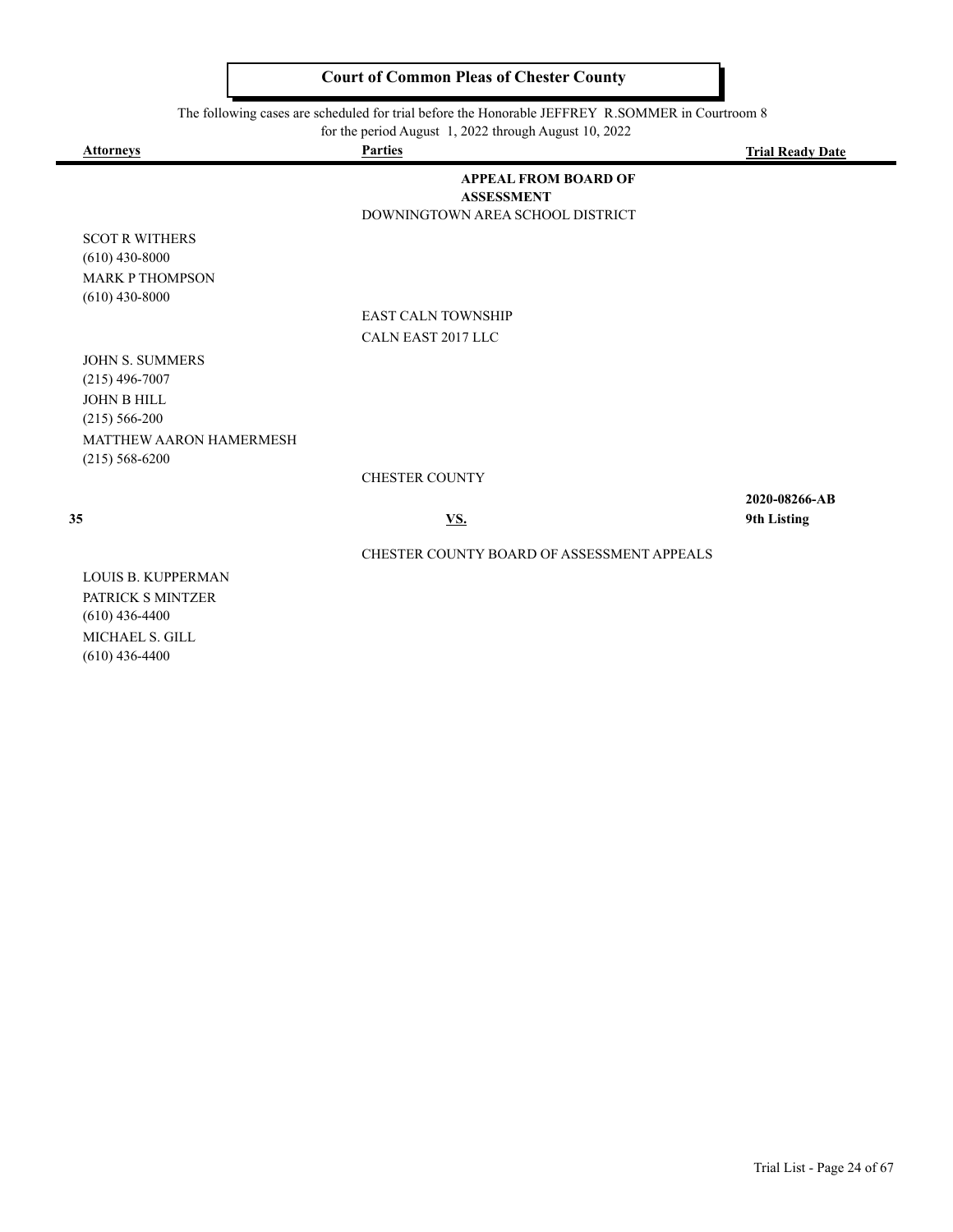**Court of Common Pleas of Chester County**

The following cases are scheduled for trial before the Honorable JEFFREY R.SOMMER in Courtroom 8 for the period August 1, 2022 through August 10, 2022

| Attorneys | Parties | Trial Ready Date |
|---|---|---|
| | **APPEAL FROM BOARD OF ASSESSMENT** | |
| | DOWNINGTOWN AREA SCHOOL DISTRICT | |
| SCOT R WITHERS<br>(610) 430-8000<br>MARK P THOMPSON<br>(610) 430-8000 | | |
| | EAST CALN TOWNSHIP | |
| | CALN EAST 2017 LLC | |
| JOHN S. SUMMERS<br>(215) 496-7007<br>JOHN B HILL<br>(215) 566-200<br>MATTHEW AARON HAMERMESH<br>(215) 568-6200 | | |
| | CHESTER COUNTY | |
| **35** | **VS.** | **2020-08266-AB**<br>**9th Listing** |
| | CHESTER COUNTY BOARD OF ASSESSMENT APPEALS | |
| LOUIS B. KUPPERMAN<br>PATRICK S MINTZER<br>(610) 436-4400<br>MICHAEL S. GILL<br>(610) 436-4400 | | |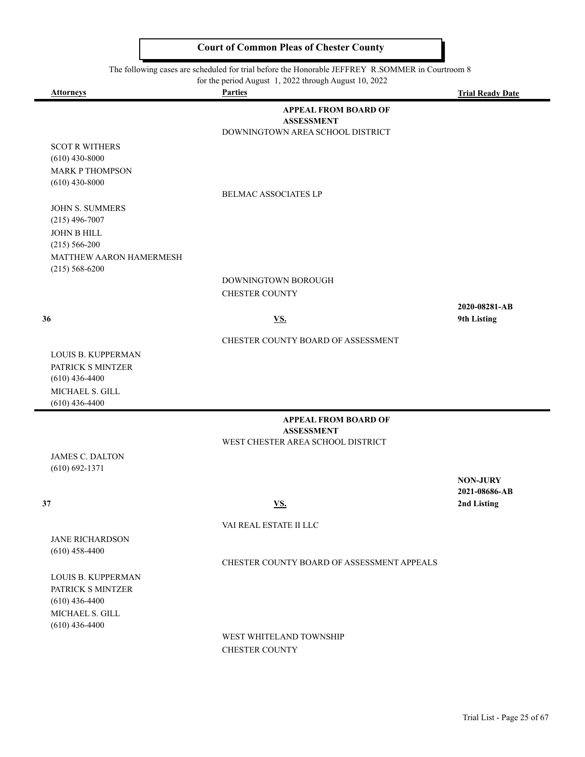# Court of Common Pleas of Chester County

The following cases are scheduled for trial before the Honorable JEFFREY R.SOMMER in Courtroom 8
for the period August 1, 2022 through August 10, 2022

| Attorneys | Parties | Trial Ready Date |
|---|---|---|
| | **APPEAL FROM BOARD OF ASSESSMENT** | |
| | DOWNINGTOWN AREA SCHOOL DISTRICT | |
| SCOT R WITHERS (610) 430-8000 MARK P THOMPSON (610) 430-8000 | | |
| | BELMAC ASSOCIATES LP | |
| JOHN S. SUMMERS (215) 496-7007 JOHN B HILL (215) 566-200 MATTHEW AARON HAMERMESH (215) 568-6200 | | |
| | DOWNINGTOWN BOROUGH | |
| | CHESTER COUNTY | |
| **36** | **VS.** | **2020-08281-AB 9th Listing** |
| | CHESTER COUNTY BOARD OF ASSESSMENT | |
| LOUIS B. KUPPERMAN PATRICK S MINTZER (610) 436-4400 MICHAEL S. GILL (610) 436-4400 | | |

| Attorneys | Parties | Trial Ready Date |
|---|---|---|
| | **APPEAL FROM BOARD OF ASSESSMENT** | |
| | WEST CHESTER AREA SCHOOL DISTRICT | |
| JAMES C. DALTON (610) 692-1371 | | |
| **37** | **VS.** | **NON-JURY 2021-08686-AB 2nd Listing** |
| | VAI REAL ESTATE II LLC | |
| JANE RICHARDSON (610) 458-4400 | | |
| | CHESTER COUNTY BOARD OF ASSESSMENT APPEALS | |
| LOUIS B. KUPPERMAN PATRICK S MINTZER (610) 436-4400 MICHAEL S. GILL (610) 436-4400 | | |
| | WEST WHITELAND TOWNSHIP | |
| | CHESTER COUNTY | |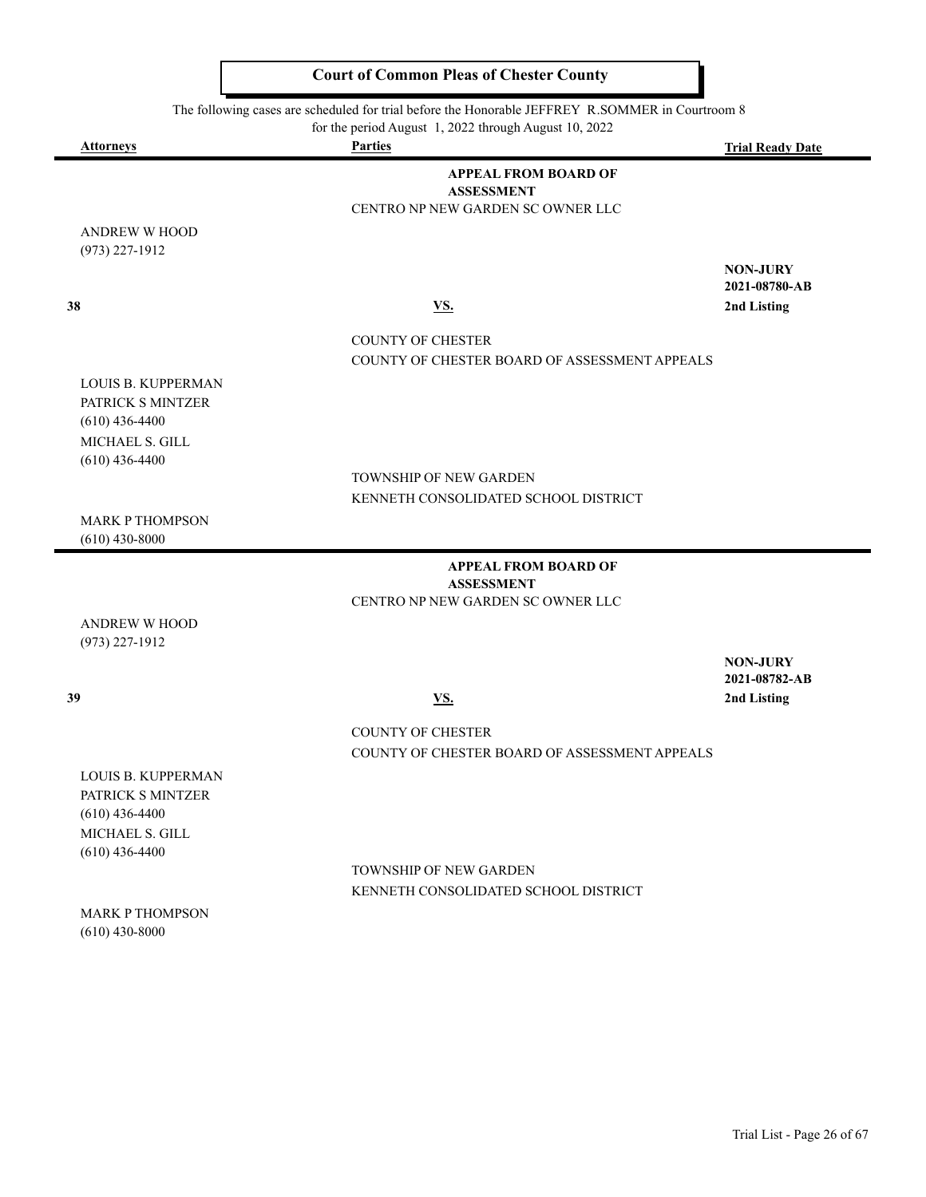# Court of Common Pleas of Chester County

The following cases are scheduled for trial before the Honorable JEFFREY R.SOMMER in Courtroom 8
for the period August 1, 2022 through August 10, 2022

| Attorneys | Parties | Trial Ready Date |
|---|---|---|
| | **APPEAL FROM BOARD OF ASSESSMENT** | |
| | CENTRO NP NEW GARDEN SC OWNER LLC | |
| ANDREW W HOOD<br>(973) 227-1912 | | **NON-JURY**<br>**2021-08780-AB** |
| **38** | **VS.** | **2nd Listing** |
| | COUNTY OF CHESTER<br>COUNTY OF CHESTER BOARD OF ASSESSMENT APPEALS | |
| LOUIS B. KUPPERMAN<br>PATRICK S MINTZER<br>(610) 436-4400<br>MICHAEL S. GILL<br>(610) 436-4400 | | |
| | TOWNSHIP OF NEW GARDEN<br>KENNETH CONSOLIDATED SCHOOL DISTRICT | |
| MARK P THOMPSON<br>(610) 430-8000 | | |
| | **APPEAL FROM BOARD OF ASSESSMENT** | |
| | CENTRO NP NEW GARDEN SC OWNER LLC | |
| ANDREW W HOOD<br>(973) 227-1912 | | **NON-JURY**<br>**2021-08782-AB** |
| **39** | **VS.** | **2nd Listing** |
| | COUNTY OF CHESTER<br>COUNTY OF CHESTER BOARD OF ASSESSMENT APPEALS | |
| LOUIS B. KUPPERMAN<br>PATRICK S MINTZER<br>(610) 436-4400<br>MICHAEL S. GILL<br>(610) 436-4400 | | |
| | TOWNSHIP OF NEW GARDEN<br>KENNETH CONSOLIDATED SCHOOL DISTRICT | |
| MARK P THOMPSON<br>(610) 430-8000 | | |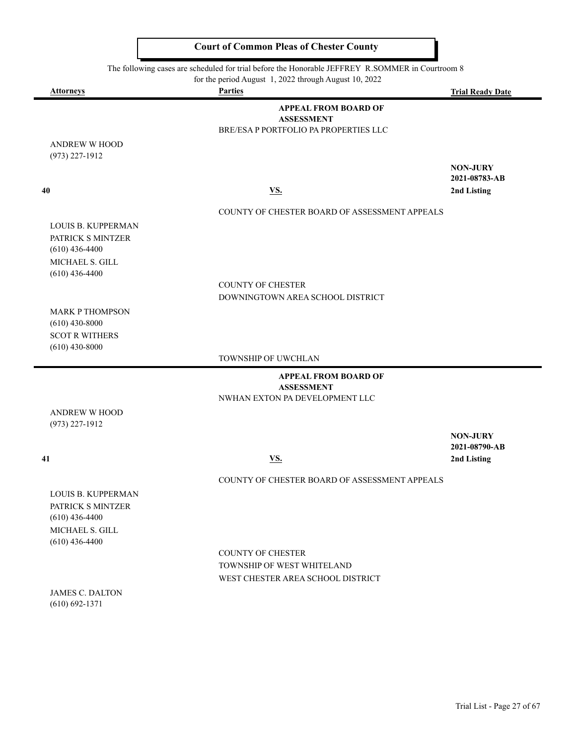**Court of Common Pleas of Chester County**

The following cases are scheduled for trial before the Honorable JEFFREY R.SOMMER in Courtroom 8 for the period August 1, 2022 through August 10, 2022

| Attorneys | Parties | Trial Ready Date |
|---|---|---|
| | **APPEAL FROM BOARD OF ASSESSMENT** | |
| | BRE/ESA P PORTFOLIO PA PROPERTIES LLC | |
| ANDREW W HOOD<br>(973) 227-1912 | | |
| | | **NON-JURY**<br>**2021-08783-AB** |
| **40** | **VS.** | **2nd Listing** |
| | COUNTY OF CHESTER BOARD OF ASSESSMENT APPEALS | |
| LOUIS B. KUPPERMAN<br>PATRICK S MINTZER<br>(610) 436-4400<br>MICHAEL S. GILL<br>(610) 436-4400 | | |
| | COUNTY OF CHESTER | |
| | DOWNINGTOWN AREA SCHOOL DISTRICT | |
| MARK P THOMPSON<br>(610) 430-8000<br>SCOT R WITHERS<br>(610) 430-8000 | | |
| | TOWNSHIP OF UWCHLAN | |
| | **APPEAL FROM BOARD OF ASSESSMENT** | |
| | NWHAN EXTON PA DEVELOPMENT LLC | |
| ANDREW W HOOD<br>(973) 227-1912 | | |
| | | **NON-JURY**<br>**2021-08790-AB** |
| **41** | **VS.** | **2nd Listing** |
| | COUNTY OF CHESTER BOARD OF ASSESSMENT APPEALS | |
| LOUIS B. KUPPERMAN<br>PATRICK S MINTZER<br>(610) 436-4400<br>MICHAEL S. GILL<br>(610) 436-4400 | | |
| | COUNTY OF CHESTER | |
| | TOWNSHIP OF WEST WHITELAND | |
| | WEST CHESTER AREA SCHOOL DISTRICT | |
| JAMES C. DALTON<br>(610) 692-1371 | | |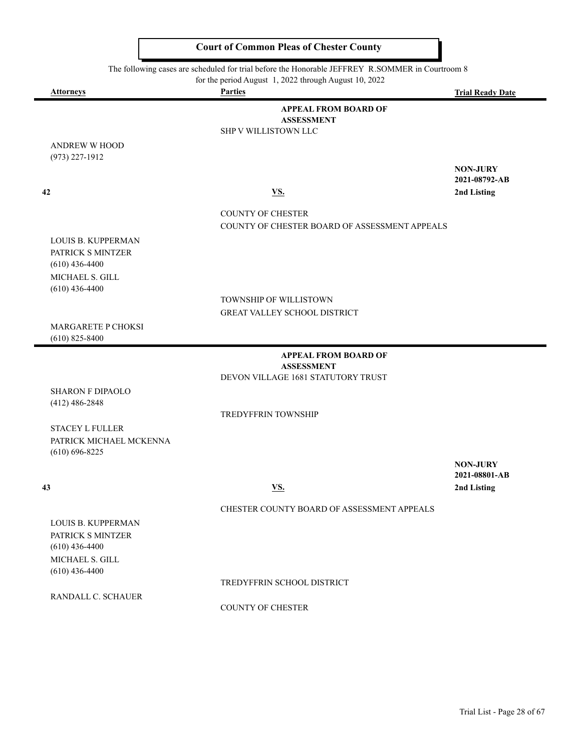**Court of Common Pleas of Chester County**

The following cases are scheduled for trial before the Honorable JEFFREY R.SOMMER in Courtroom 8 for the period August 1, 2022 through August 10, 2022

| Attorneys | Parties | Trial Ready Date |
|---|---|---|
| | **APPEAL FROM BOARD OF ASSESSMENT** | |
| | SHP V WILLISTOWN LLC | |
| ANDREW W HOOD (973) 227-1912 | | |
| | | **NON-JURY** **2021-08792-AB** |
| **42** | **VS.** | **2nd Listing** |
| | COUNTY OF CHESTER | |
| | COUNTY OF CHESTER BOARD OF ASSESSMENT APPEALS | |
| LOUIS B. KUPPERMAN PATRICK S MINTZER (610) 436-4400 MICHAEL S. GILL (610) 436-4400 | | |
| | TOWNSHIP OF WILLISTOWN | |
| | GREAT VALLEY SCHOOL DISTRICT | |
| MARGARETE P CHOKSI (610) 825-8400 | | |
| | **APPEAL FROM BOARD OF ASSESSMENT** | |
| | DEVON VILLAGE 1681 STATUTORY TRUST | |
| SHARON F DIPAOLO (412) 486-2848 | | |
| | TREDYFFRIN TOWNSHIP | |
| STACEY L FULLER PATRICK MICHAEL MCKENNA (610) 696-8225 | | |
| | | **NON-JURY** **2021-08801-AB** |
| **43** | **VS.** | **2nd Listing** |
| | CHESTER COUNTY BOARD OF ASSESSMENT APPEALS | |
| LOUIS B. KUPPERMAN PATRICK S MINTZER (610) 436-4400 MICHAEL S. GILL (610) 436-4400 | | |
| | TREDYFFRIN SCHOOL DISTRICT | |
| RANDALL C. SCHAUER | | |
| | COUNTY OF CHESTER | |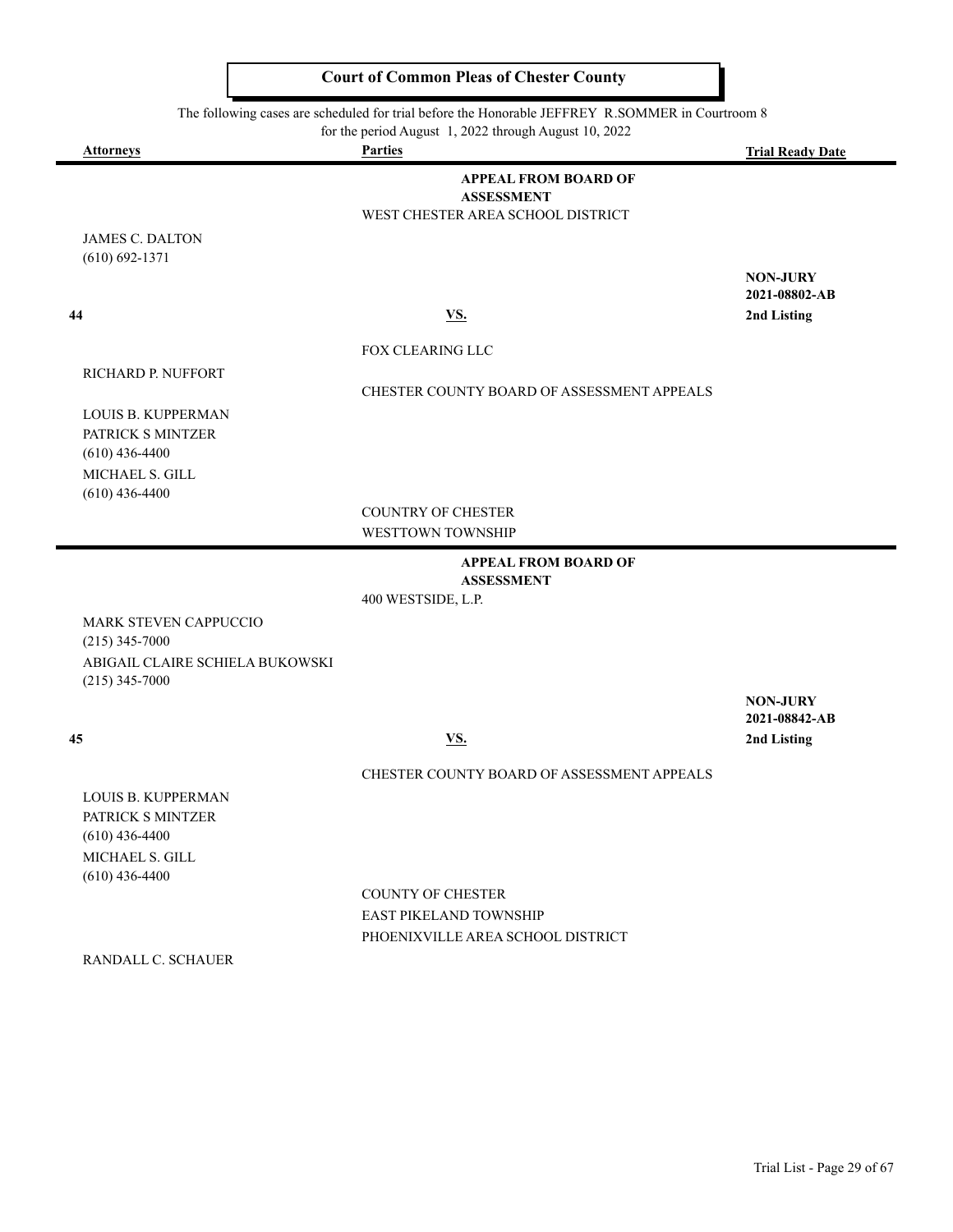# Court of Common Pleas of Chester County

The following cases are scheduled for trial before the Honorable JEFFREY R.SOMMER in Courtroom 8
for the period August 1, 2022 through August 10, 2022

| Attorneys | Parties | Trial Ready Date |
|---|---|---|
| | **APPEAL FROM BOARD OF ASSESSMENT** | |
| | WEST CHESTER AREA SCHOOL DISTRICT | |
| JAMES C. DALTON<br>(610) 692-1371 | | |
| | | **NON-JURY**<br>**2021-08802-AB** |
| **44** | **VS.** | **2nd Listing** |
| | FOX CLEARING LLC | |
| RICHARD P. NUFFORT | | |
| | CHESTER COUNTY BOARD OF ASSESSMENT APPEALS | |
| LOUIS B. KUPPERMAN<br>PATRICK S MINTZER<br>(610) 436-4400<br>MICHAEL S. GILL<br>(610) 436-4400 | | |
| | COUNTRY OF CHESTER | |
| | WESTTOWN TOWNSHIP | |

| Attorneys | Parties | Trial Ready Date |
|---|---|---|
| | **APPEAL FROM BOARD OF ASSESSMENT** | |
| | 400 WESTSIDE, L.P. | |
| MARK STEVEN CAPPUCCIO<br>(215) 345-7000<br>ABIGAIL CLAIRE SCHIELA BUKOWSKI<br>(215) 345-7000 | | |
| | | **NON-JURY**<br>**2021-08842-AB** |
| **45** | **VS.** | **2nd Listing** |
| | CHESTER COUNTY BOARD OF ASSESSMENT APPEALS | |
| LOUIS B. KUPPERMAN<br>PATRICK S MINTZER<br>(610) 436-4400<br>MICHAEL S. GILL<br>(610) 436-4400 | | |
| | COUNTY OF CHESTER | |
| | EAST PIKELAND TOWNSHIP | |
| | PHOENIXVILLE AREA SCHOOL DISTRICT | |
| RANDALL C. SCHAUER | | |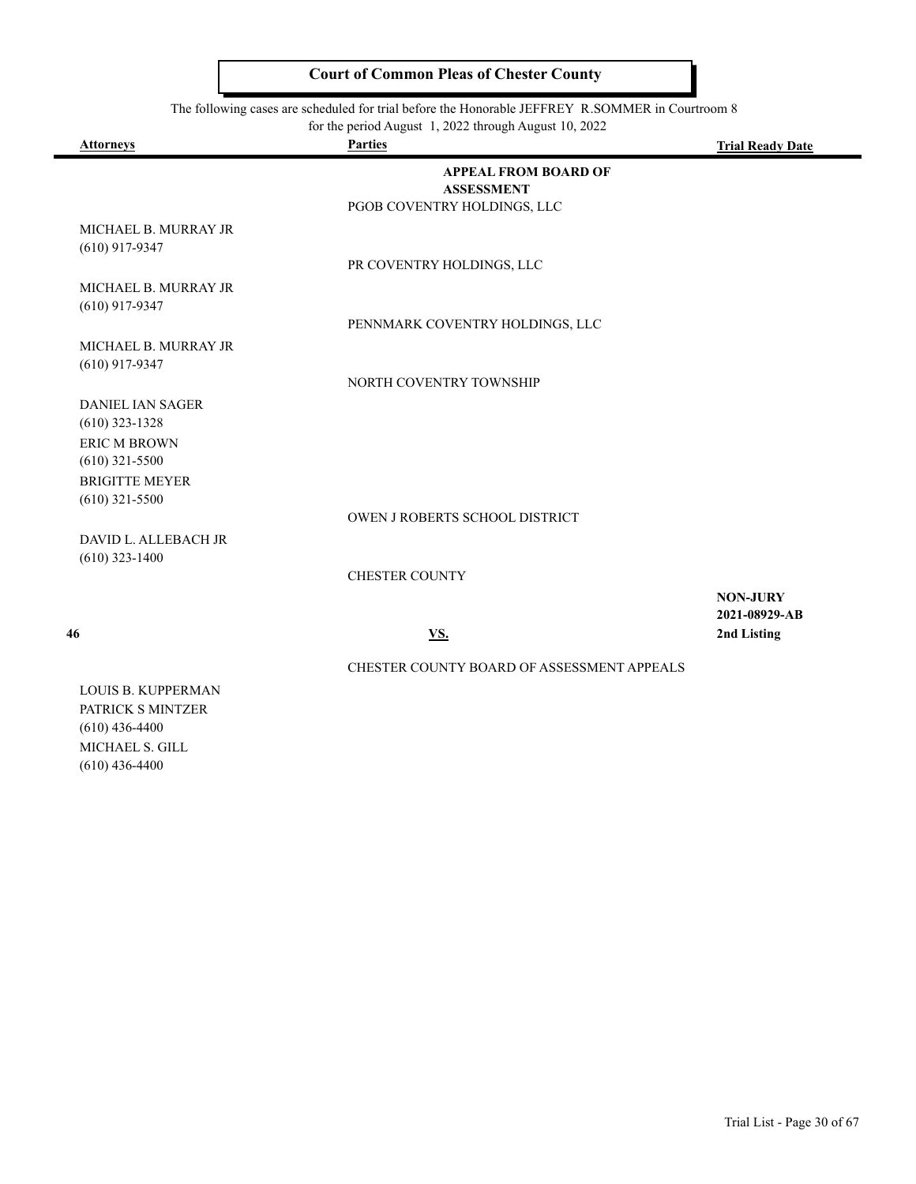# Court of Common Pleas of Chester County

The following cases are scheduled for trial before the Honorable JEFFREY R.SOMMER in Courtroom 8
for the period August 1, 2022 through August 10, 2022

| Attorneys | Parties | Trial Ready Date |
| --- | --- | --- |
| | **APPEAL FROM BOARD OF ASSESSMENT** | |
| | PGOB COVENTRY HOLDINGS, LLC | |
| MICHAEL B. MURRAY JR<br>(610) 917-9347 | | |
| | PR COVENTRY HOLDINGS, LLC | |
| MICHAEL B. MURRAY JR<br>(610) 917-9347 | | |
| | PENNMARK COVENTRY HOLDINGS, LLC | |
| MICHAEL B. MURRAY JR<br>(610) 917-9347 | | |
| | NORTH COVENTRY TOWNSHIP | |
| DANIEL IAN SAGER<br>(610) 323-1328<br>ERIC M BROWN<br>(610) 321-5500<br>BRIGITTE MEYER<br>(610) 321-5500 | | |
| | OWEN J ROBERTS SCHOOL DISTRICT | |
| DAVID L. ALLEBACH JR<br>(610) 323-1400 | | |
| | CHESTER COUNTY | |
| **46** | **VS.** | **NON-JURY**<br>**2021-08929-AB**<br>**2nd Listing** |
| | CHESTER COUNTY BOARD OF ASSESSMENT APPEALS | |
| LOUIS B. KUPPERMAN<br>PATRICK S MINTZER<br>(610) 436-4400<br>MICHAEL S. GILL<br>(610) 436-4400 | | |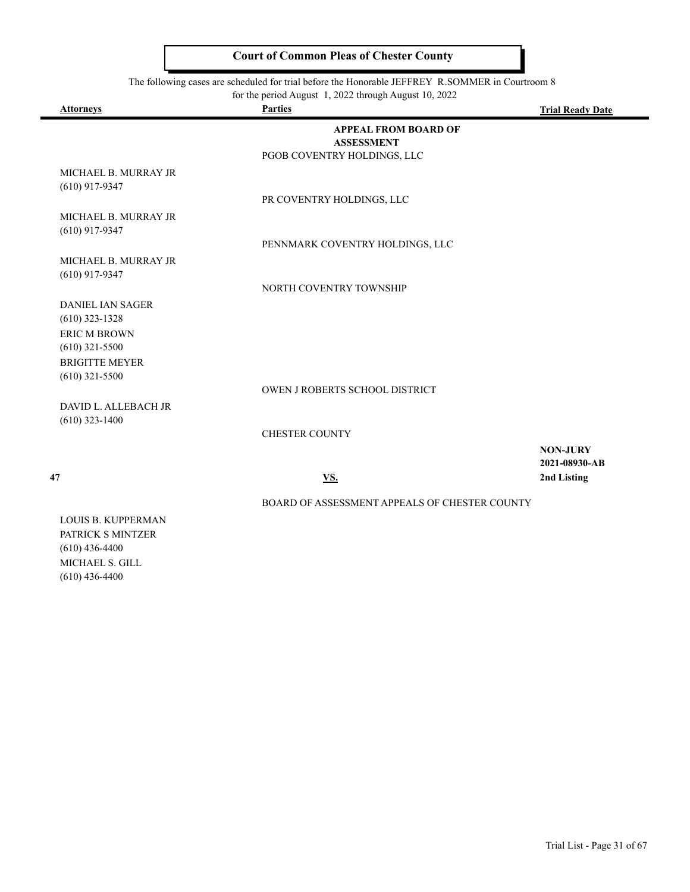# Court of Common Pleas of Chester County

The following cases are scheduled for trial before the Honorable JEFFREY R.SOMMER in Courtroom 8 for the period August 1, 2022 through August 10, 2022

| Attorneys | Parties | Trial Ready Date |
|---|---|---|
| | **APPEAL FROM BOARD OF ASSESSMENT** | |
| | PGOB COVENTRY HOLDINGS, LLC | |
| MICHAEL B. MURRAY JR (610) 917-9347 | | |
| | PR COVENTRY HOLDINGS, LLC | |
| MICHAEL B. MURRAY JR (610) 917-9347 | | |
| | PENNMARK COVENTRY HOLDINGS, LLC | |
| MICHAEL B. MURRAY JR (610) 917-9347 | | |
| | NORTH COVENTRY TOWNSHIP | |
| DANIEL IAN SAGER (610) 323-1328 | | |
| ERIC M BROWN (610) 321-5500 | | |
| BRIGITTE MEYER (610) 321-5500 | | |
| | OWEN J ROBERTS SCHOOL DISTRICT | |
| DAVID L. ALLEBACH JR (610) 323-1400 | | |
| | CHESTER COUNTY | |
| | | **NON-JURY** |
| | | **2021-08930-AB** |
| **47** | **VS.** | **2nd Listing** |
| | BOARD OF ASSESSMENT APPEALS OF CHESTER COUNTY | |
| LOUIS B. KUPPERMAN | | |
| PATRICK S MINTZER (610) 436-4400 | | |
| MICHAEL S. GILL (610) 436-4400 | | |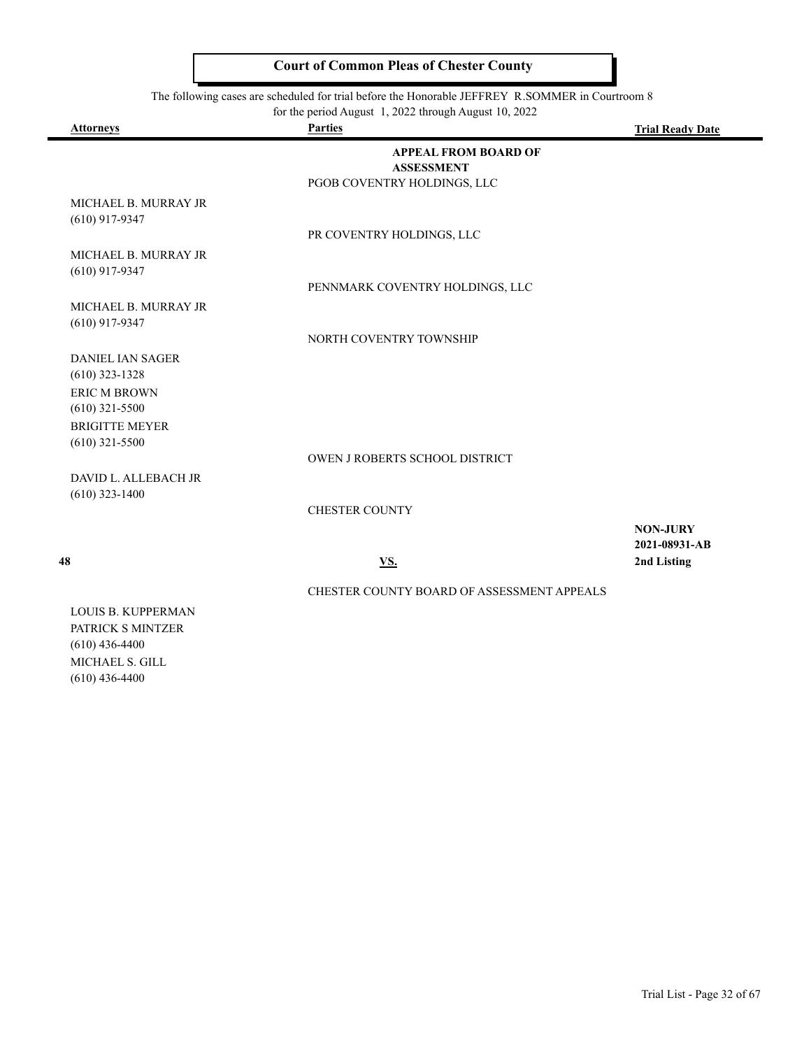**Court of Common Pleas of Chester County**

The following cases are scheduled for trial before the Honorable JEFFREY R.SOMMER in Courtroom 8 for the period August 1, 2022 through August 10, 2022

| Attorneys | Parties | Trial Ready Date |
|---|---|---|
| | **APPEAL FROM BOARD OF ASSESSMENT** | |
| | PGOB COVENTRY HOLDINGS, LLC | |
| MICHAEL B. MURRAY JR<br>(610) 917-9347 | | |
| | PR COVENTRY HOLDINGS, LLC | |
| MICHAEL B. MURRAY JR<br>(610) 917-9347 | | |
| | PENNMARK COVENTRY HOLDINGS, LLC | |
| MICHAEL B. MURRAY JR<br>(610) 917-9347 | | |
| | NORTH COVENTRY TOWNSHIP | |
| DANIEL IAN SAGER<br>(610) 323-1328<br>ERIC M BROWN<br>(610) 321-5500<br>BRIGITTE MEYER<br>(610) 321-5500 | | |
| | OWEN J ROBERTS SCHOOL DISTRICT | |
| DAVID L. ALLEBACH JR<br>(610) 323-1400 | | |
| | CHESTER COUNTY | |
| **48** | **VS.** | **NON-JURY**<br>**2021-08931-AB**<br>**2nd Listing** |
| | CHESTER COUNTY BOARD OF ASSESSMENT APPEALS | |
| LOUIS B. KUPPERMAN<br>PATRICK S MINTZER<br>(610) 436-4400<br>MICHAEL S. GILL<br>(610) 436-4400 | | |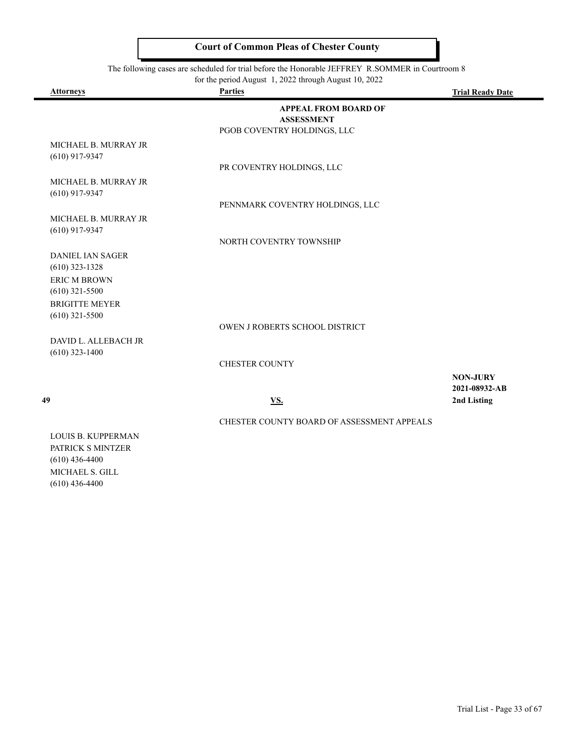**Court of Common Pleas of Chester County**

The following cases are scheduled for trial before the Honorable JEFFREY R.SOMMER in Courtroom 8 for the period August 1, 2022 through August 10, 2022

| Attorneys | Parties | Trial Ready Date |
|---|---|---|
| | **APPEAL FROM BOARD OF ASSESSMENT** | |
| | PGOB COVENTRY HOLDINGS, LLC | |
| MICHAEL B. MURRAY JR<br>(610) 917-9347 | | |
| | PR COVENTRY HOLDINGS, LLC | |
| MICHAEL B. MURRAY JR<br>(610) 917-9347 | | |
| | PENNMARK COVENTRY HOLDINGS, LLC | |
| MICHAEL B. MURRAY JR<br>(610) 917-9347 | | |
| | NORTH COVENTRY TOWNSHIP | |
| DANIEL IAN SAGER<br>(610) 323-1328<br>ERIC M BROWN<br>(610) 321-5500<br>BRIGITTE MEYER<br>(610) 321-5500 | | |
| | OWEN J ROBERTS SCHOOL DISTRICT | |
| DAVID L. ALLEBACH JR<br>(610) 323-1400 | | |
| | CHESTER COUNTY | |
| **49** | **VS.** | **NON-JURY**<br>**2021-08932-AB**<br>**2nd Listing** |
| | CHESTER COUNTY BOARD OF ASSESSMENT APPEALS | |
| LOUIS B. KUPPERMAN<br>PATRICK S MINTZER<br>(610) 436-4400<br>MICHAEL S. GILL<br>(610) 436-4400 | | |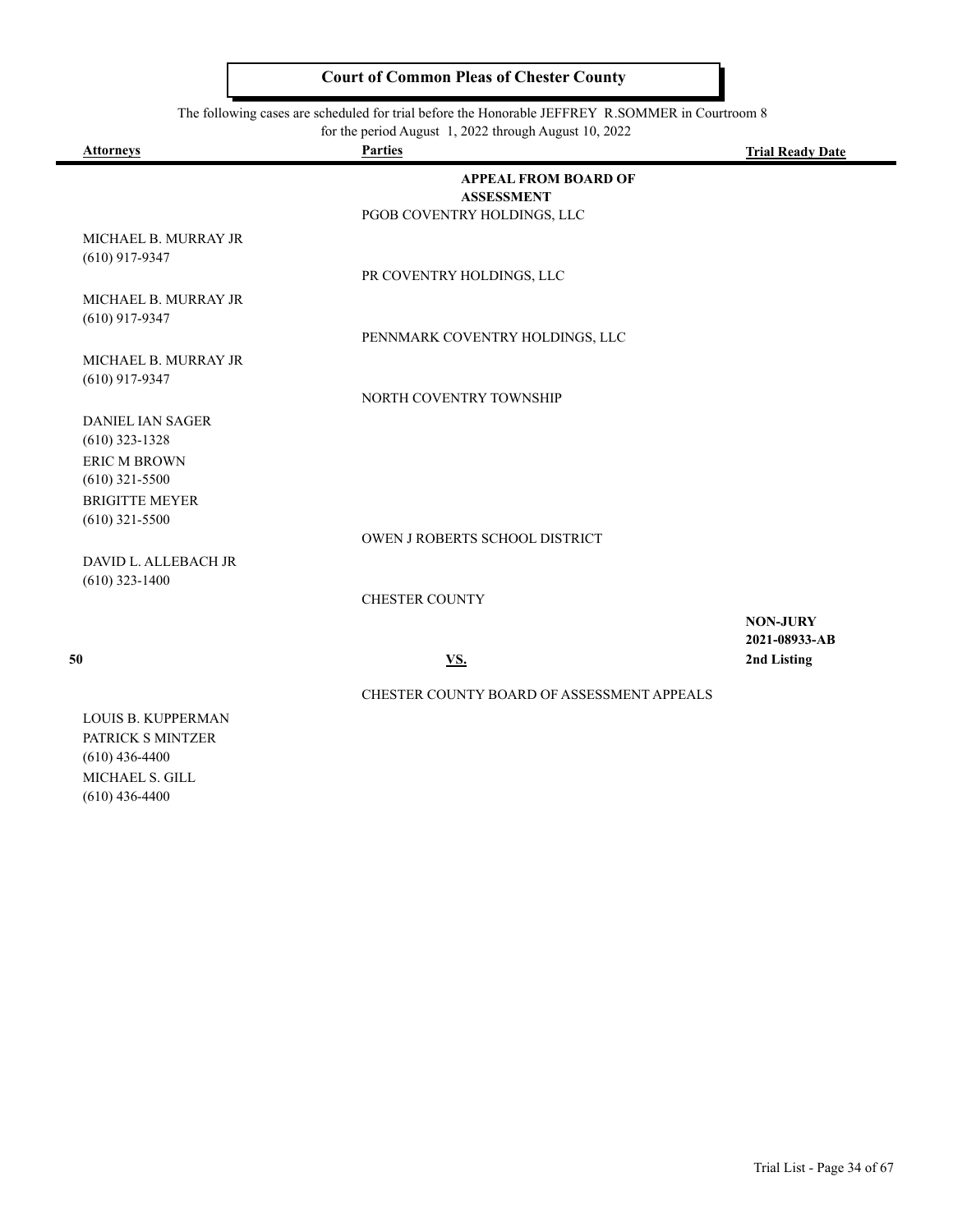**Court of Common Pleas of Chester County**

The following cases are scheduled for trial before the Honorable JEFFREY R.SOMMER in Courtroom 8 for the period August 1, 2022 through August 10, 2022

| Attorneys | Parties | Trial Ready Date |
|---|---|---|
| | **APPEAL FROM BOARD OF ASSESSMENT** | |
| | PGOB COVENTRY HOLDINGS, LLC | |
| MICHAEL B. MURRAY JR (610) 917-9347 | | |
| | PR COVENTRY HOLDINGS, LLC | |
| MICHAEL B. MURRAY JR (610) 917-9347 | | |
| | PENNMARK COVENTRY HOLDINGS, LLC | |
| MICHAEL B. MURRAY JR (610) 917-9347 | | |
| | NORTH COVENTRY TOWNSHIP | |
| DANIEL IAN SAGER (610) 323-1328 | | |
| ERIC M BROWN (610) 321-5500 | | |
| BRIGITTE MEYER (610) 321-5500 | | |
| | OWEN J ROBERTS SCHOOL DISTRICT | |
| DAVID L. ALLEBACH JR (610) 323-1400 | | |
| | CHESTER COUNTY | |
| | | **NON-JURY** |
| | | **2021-08933-AB** |
| **50** | **VS.** | **2nd Listing** |
| | CHESTER COUNTY BOARD OF ASSESSMENT APPEALS | |
| LOUIS B. KUPPERMAN | | |
| PATRICK S MINTZER (610) 436-4400 | | |
| MICHAEL S. GILL (610) 436-4400 | | |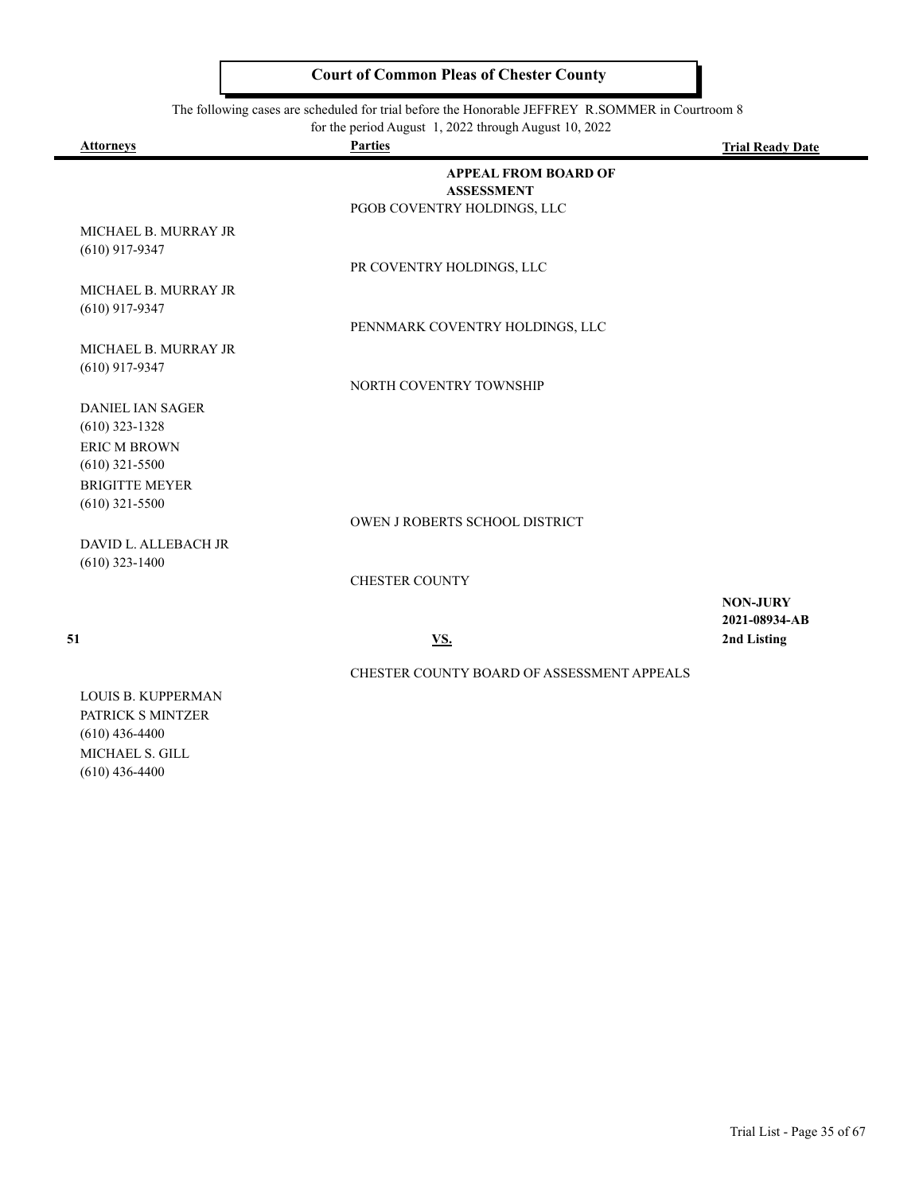**Court of Common Pleas of Chester County**

The following cases are scheduled for trial before the Honorable JEFFREY R.SOMMER in Courtroom 8 for the period August 1, 2022 through August 10, 2022

| Attorneys | Parties | Trial Ready Date |
|---|---|---|
| | **APPEAL FROM BOARD OF ASSESSMENT** | |
| | PGOB COVENTRY HOLDINGS, LLC | |
| MICHAEL B. MURRAY JR<br>(610) 917-9347 | | |
| | PR COVENTRY HOLDINGS, LLC | |
| MICHAEL B. MURRAY JR<br>(610) 917-9347 | | |
| | PENNMARK COVENTRY HOLDINGS, LLC | |
| MICHAEL B. MURRAY JR<br>(610) 917-9347 | | |
| | NORTH COVENTRY TOWNSHIP | |
| DANIEL IAN SAGER<br>(610) 323-1328<br>ERIC M BROWN<br>(610) 321-5500<br>BRIGITTE MEYER<br>(610) 321-5500 | | |
| | OWEN J ROBERTS SCHOOL DISTRICT | |
| DAVID L. ALLEBACH JR<br>(610) 323-1400 | | |
| | CHESTER COUNTY | |
| **51** | **VS.** | **NON-JURY**<br>**2021-08934-AB**<br>**2nd Listing** |
| | CHESTER COUNTY BOARD OF ASSESSMENT APPEALS | |
| LOUIS B. KUPPERMAN<br>PATRICK S MINTZER<br>(610) 436-4400<br>MICHAEL S. GILL<br>(610) 436-4400 | | |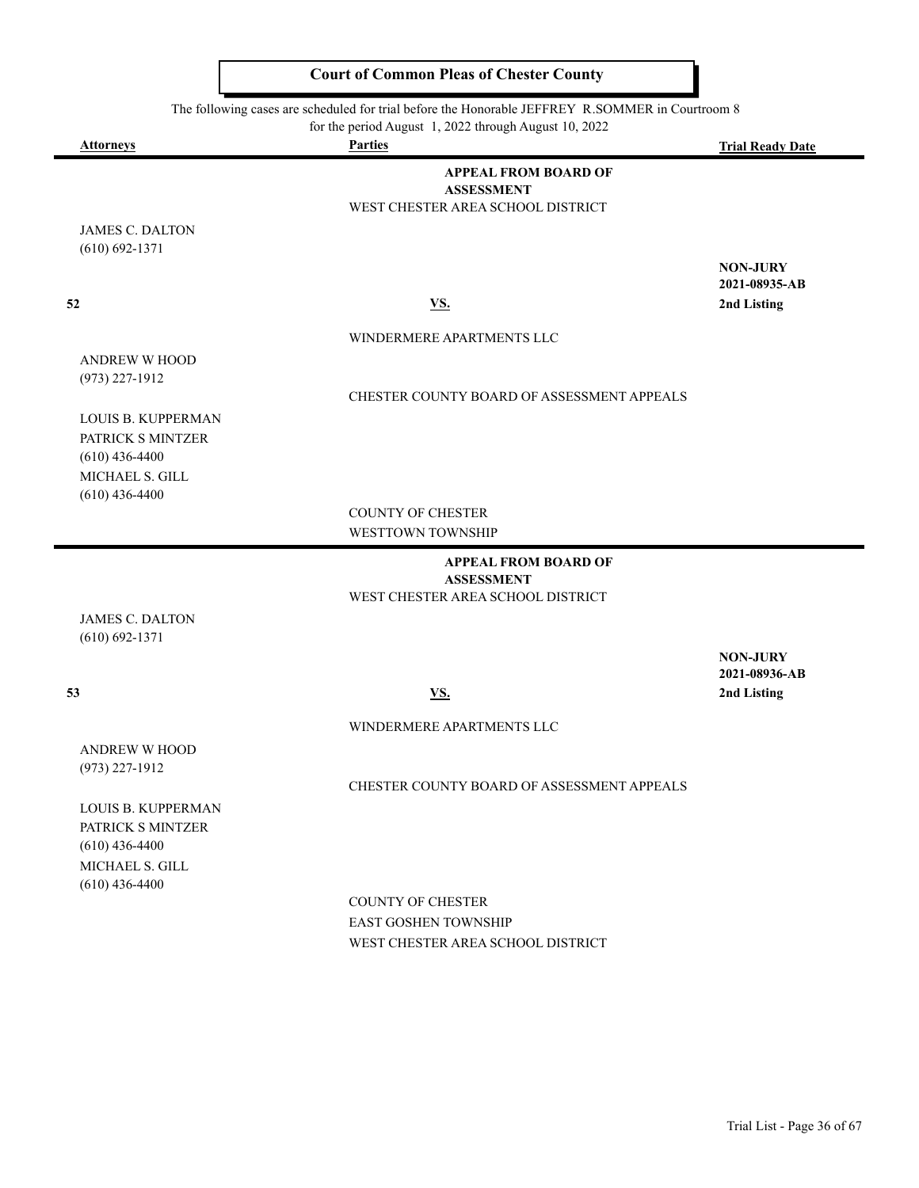## Court of Common Pleas of Chester County

The following cases are scheduled for trial before the Honorable JEFFREY R.SOMMER in Courtroom 8 for the period August 1, 2022 through August 10, 2022

| Attorneys | Parties | Trial Ready Date |
|---|---|---|
| | **APPEAL FROM BOARD OF ASSESSMENT** | |
| | WEST CHESTER AREA SCHOOL DISTRICT | |
| JAMES C. DALTON (610) 692-1371 | | |
| | | **NON-JURY** |
| | | **2021-08935-AB** |
| **52** | **VS.** | **2nd Listing** |
| | WINDERMERE APARTMENTS LLC | |
| ANDREW W HOOD (973) 227-1912 | | |
| | CHESTER COUNTY BOARD OF ASSESSMENT APPEALS | |
| LOUIS B. KUPPERMAN PATRICK S MINTZER (610) 436-4400 MICHAEL S. GILL (610) 436-4400 | | |
| | COUNTY OF CHESTER | |
| | WESTTOWN TOWNSHIP | |
| | **APPEAL FROM BOARD OF ASSESSMENT** | |
| | WEST CHESTER AREA SCHOOL DISTRICT | |
| JAMES C. DALTON (610) 692-1371 | | |
| | | **NON-JURY** |
| | | **2021-08936-AB** |
| **53** | **VS.** | **2nd Listing** |
| | WINDERMERE APARTMENTS LLC | |
| ANDREW W HOOD (973) 227-1912 | | |
| | CHESTER COUNTY BOARD OF ASSESSMENT APPEALS | |
| LOUIS B. KUPPERMAN PATRICK S MINTZER (610) 436-4400 MICHAEL S. GILL (610) 436-4400 | | |
| | COUNTY OF CHESTER | |
| | EAST GOSHEN TOWNSHIP | |
| | WEST CHESTER AREA SCHOOL DISTRICT | |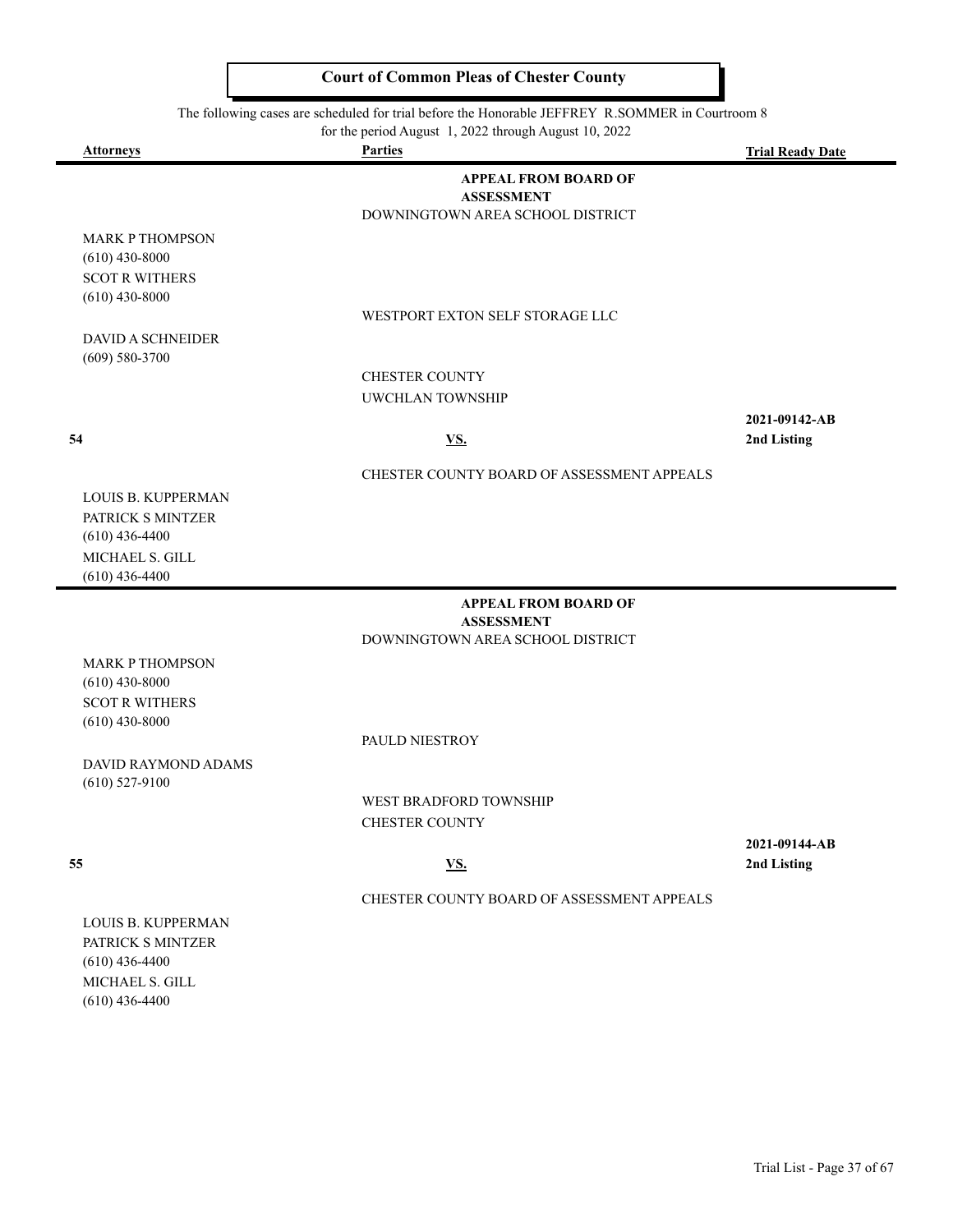# Court of Common Pleas of Chester County

The following cases are scheduled for trial before the Honorable JEFFREY R.SOMMER in Courtroom 8 for the period August 1, 2022 through August 10, 2022

| Attorneys | Parties | Trial Ready Date |
|---|---|---|
| | **APPEAL FROM BOARD OF ASSESSMENT** | |
| | DOWNINGTOWN AREA SCHOOL DISTRICT | |
| MARK P THOMPSON<br>(610) 430-8000<br>SCOT R WITHERS<br>(610) 430-8000 | | |
| | WESTPORT EXTON SELF STORAGE LLC | |
| DAVID A SCHNEIDER<br>(609) 580-3700 | | |
| | CHESTER COUNTY | |
| | UWCHLAN TOWNSHIP | |
| **54** | **VS.** | **2021-09142-AB**<br>**2nd Listing** |
| | CHESTER COUNTY BOARD OF ASSESSMENT APPEALS | |
| LOUIS B. KUPPERMAN<br>PATRICK S MINTZER<br>(610) 436-4400<br>MICHAEL S. GILL<br>(610) 436-4400 | | |
| | **APPEAL FROM BOARD OF ASSESSMENT** | |
| | DOWNINGTOWN AREA SCHOOL DISTRICT | |
| MARK P THOMPSON<br>(610) 430-8000<br>SCOT R WITHERS<br>(610) 430-8000 | | |
| | PAULD NIESTROY | |
| DAVID RAYMOND ADAMS<br>(610) 527-9100 | | |
| | WEST BRADFORD TOWNSHIP | |
| | CHESTER COUNTY | |
| **55** | **VS.** | **2021-09144-AB**<br>**2nd Listing** |
| | CHESTER COUNTY BOARD OF ASSESSMENT APPEALS | |
| LOUIS B. KUPPERMAN<br>PATRICK S MINTZER<br>(610) 436-4400<br>MICHAEL S. GILL<br>(610) 436-4400 | | |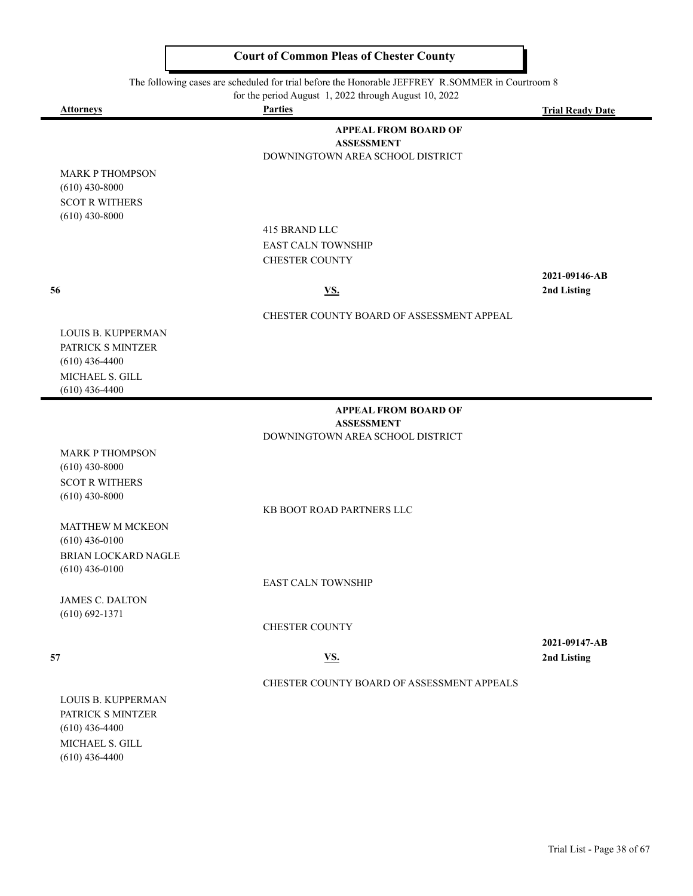# Court of Common Pleas of Chester County

The following cases are scheduled for trial before the Honorable JEFFREY R.SOMMER in Courtroom 8 for the period August 1, 2022 through August 10, 2022

| Attorneys | Parties | Trial Ready Date |
|---|---|---|
| | **APPEAL FROM BOARD OF ASSESSMENT** | |
| | DOWNINGTOWN AREA SCHOOL DISTRICT | |
| MARK P THOMPSON<br>(610) 430-8000<br>SCOT R WITHERS<br>(610) 430-8000 | | |
| | 415 BRAND LLC | |
| | EAST CALN TOWNSHIP | |
| | CHESTER COUNTY | |
| **56** | **VS.** | **2021-09146-AB**<br>**2nd Listing** |
| | CHESTER COUNTY BOARD OF ASSESSMENT APPEAL | |
| LOUIS B. KUPPERMAN<br>PATRICK S MINTZER<br>(610) 436-4400<br>MICHAEL S. GILL<br>(610) 436-4400 | | |

| Attorneys | Parties | Trial Ready Date |
|---|---|---|
| | **APPEAL FROM BOARD OF ASSESSMENT** | |
| | DOWNINGTOWN AREA SCHOOL DISTRICT | |
| MARK P THOMPSON<br>(610) 430-8000<br>SCOT R WITHERS<br>(610) 430-8000 | | |
| | KB BOOT ROAD PARTNERS LLC | |
| MATTHEW M MCKEON<br>(610) 436-0100<br>BRIAN LOCKARD NAGLE<br>(610) 436-0100 | | |
| | EAST CALN TOWNSHIP | |
| JAMES C. DALTON<br>(610) 692-1371 | | |
| | CHESTER COUNTY | |
| **57** | **VS.** | **2021-09147-AB**<br>**2nd Listing** |
| | CHESTER COUNTY BOARD OF ASSESSMENT APPEALS | |
| LOUIS B. KUPPERMAN<br>PATRICK S MINTZER<br>(610) 436-4400<br>MICHAEL S. GILL<br>(610) 436-4400 | | |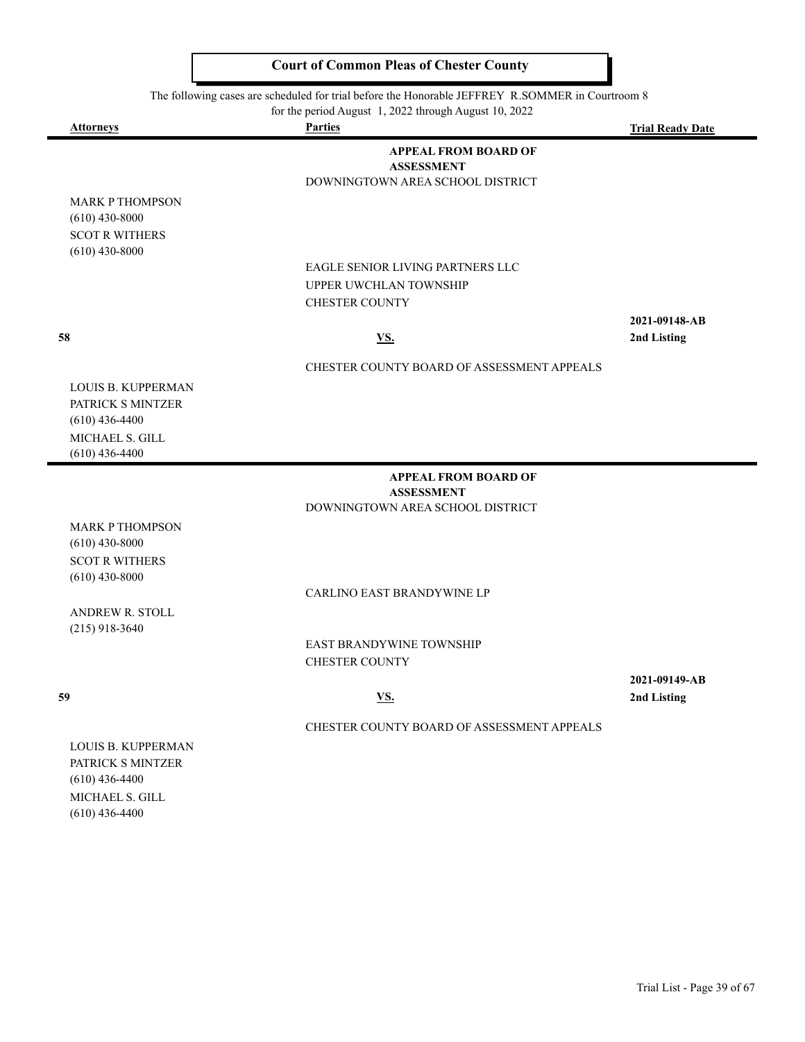## Court of Common Pleas of Chester County

The following cases are scheduled for trial before the Honorable JEFFREY R.SOMMER in Courtroom 8 for the period August 1, 2022 through August 10, 2022

| Attorneys | Parties | Trial Ready Date |
|---|---|---|
| | **APPEAL FROM BOARD OF ASSESSMENT** | |
| | DOWNINGTOWN AREA SCHOOL DISTRICT | |
| MARK P THOMPSON<br>(610) 430-8000<br>SCOT R WITHERS<br>(610) 430-8000 | | |
| | EAGLE SENIOR LIVING PARTNERS LLC<br>UPPER UWCHLAN TOWNSHIP<br>CHESTER COUNTY | |
| **58** | **VS.** | **2021-09148-AB**<br>**2nd Listing** |
| | CHESTER COUNTY BOARD OF ASSESSMENT APPEALS | |
| LOUIS B. KUPPERMAN<br>PATRICK S MINTZER<br>(610) 436-4400<br>MICHAEL S. GILL<br>(610) 436-4400 | | |
| | **APPEAL FROM BOARD OF ASSESSMENT** | |
| | DOWNINGTOWN AREA SCHOOL DISTRICT | |
| MARK P THOMPSON<br>(610) 430-8000<br>SCOT R WITHERS<br>(610) 430-8000 | | |
| | CARLINO EAST BRANDYWINE LP | |
| ANDREW R. STOLL<br>(215) 918-3640 | | |
| | EAST BRANDYWINE TOWNSHIP<br>CHESTER COUNTY | |
| **59** | **VS.** | **2021-09149-AB**<br>**2nd Listing** |
| | CHESTER COUNTY BOARD OF ASSESSMENT APPEALS | |
| LOUIS B. KUPPERMAN<br>PATRICK S MINTZER<br>(610) 436-4400<br>MICHAEL S. GILL<br>(610) 436-4400 | | |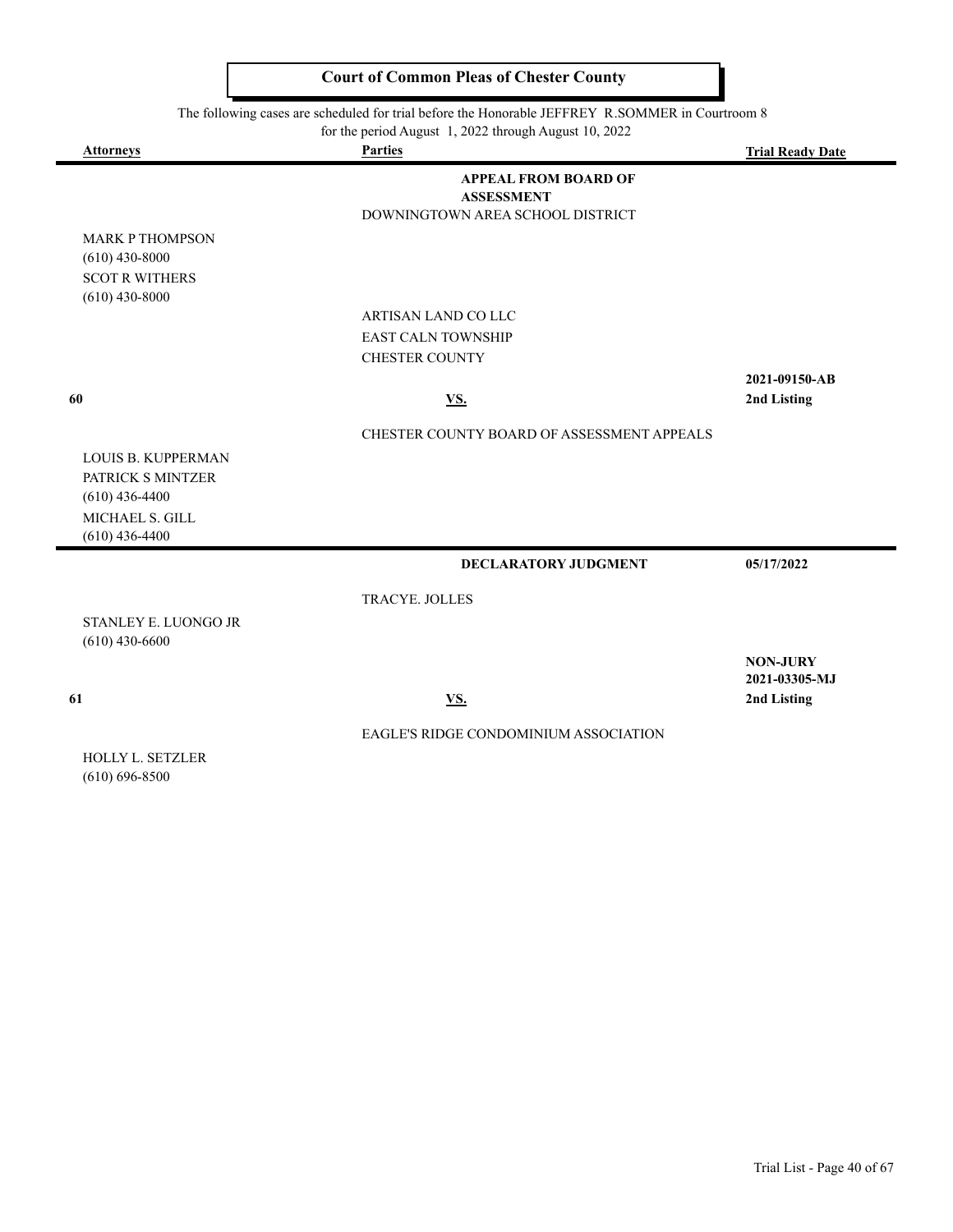# Court of Common Pleas of Chester County

The following cases are scheduled for trial before the Honorable JEFFREY R.SOMMER in Courtroom 8 for the period August 1, 2022 through August 10, 2022

| Attorneys | Parties | Trial Ready Date |
|---|---|---|
| | **APPEAL FROM BOARD OF ASSESSMENT** | |
| | DOWNINGTOWN AREA SCHOOL DISTRICT | |
| MARK P THOMPSON<br>(610) 430-8000<br>SCOT R WITHERS<br>(610) 430-8000 | | |
| | ARTISAN LAND CO LLC<br>EAST CALN TOWNSHIP<br>CHESTER COUNTY | |
| **60** | **VS.** | **2021-09150-AB**<br>**2nd Listing** |
| | CHESTER COUNTY BOARD OF ASSESSMENT APPEALS | |
| LOUIS B. KUPPERMAN<br>PATRICK S MINTZER<br>(610) 436-4400<br>MICHAEL S. GILL<br>(610) 436-4400 | | |
| | **DECLARATORY JUDGMENT** | **05/17/2022** |
| | TRACYE. JOLLES | |
| STANLEY E. LUONGO JR<br>(610) 430-6600 | | |
| **61** | **VS.** | **NON-JURY**<br>**2021-03305-MJ**<br>**2nd Listing** |
| | EAGLE'S RIDGE CONDOMINIUM ASSOCIATION | |
| HOLLY L. SETZLER<br>(610) 696-8500 | | |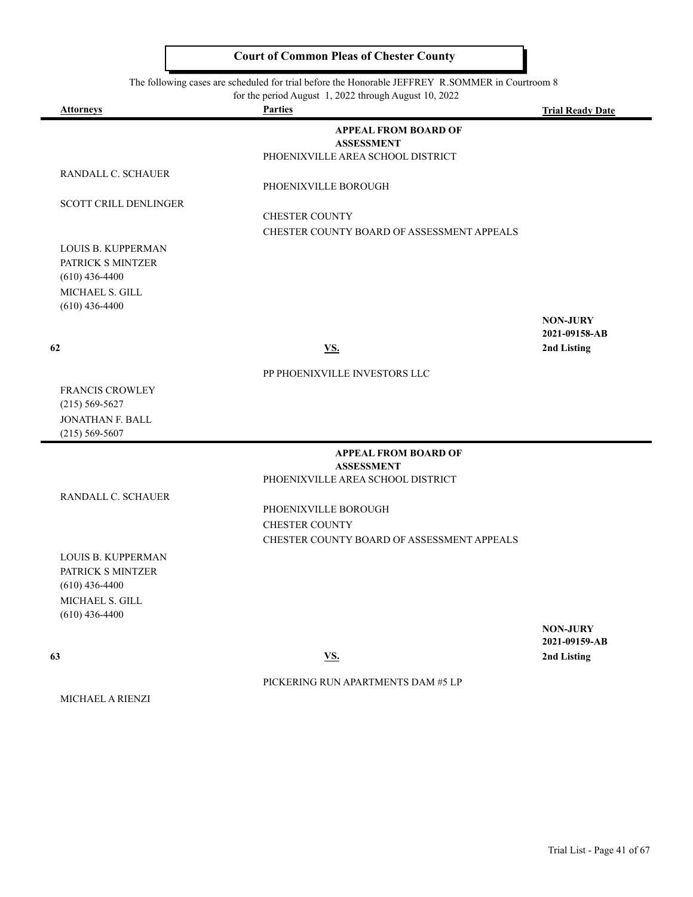# Court of Common Pleas of Chester County

The following cases are scheduled for trial before the Honorable JEFFREY R.SOMMER in Courtroom 8 for the period August 1, 2022 through August 10, 2022

| Attorneys | Parties | Trial Ready Date |
|---|---|---|
| | **APPEAL FROM BOARD OF ASSESSMENT** | |
| | PHOENIXVILLE AREA SCHOOL DISTRICT | |
| RANDALL C. SCHAUER | | |
| | PHOENIXVILLE BOROUGH | |
| SCOTT CRILL DENLINGER | | |
| | CHESTER COUNTY | |
| | CHESTER COUNTY BOARD OF ASSESSMENT APPEALS | |
| LOUIS B. KUPPERMAN<br>PATRICK S MINTZER<br>(610) 436-4400<br>MICHAEL S. GILL<br>(610) 436-4400 | | |
| **62** | **VS.** | **NON-JURY**<br>**2021-09158-AB**<br>**2nd Listing** |
| | PP PHOENIXVILLE INVESTORS LLC | |
| FRANCIS CROWLEY<br>(215) 569-5627<br>JONATHAN F. BALL<br>(215) 569-5607 | | |

| Attorneys | Parties | Trial Ready Date |
|---|---|---|
| | **APPEAL FROM BOARD OF ASSESSMENT** | |
| | PHOENIXVILLE AREA SCHOOL DISTRICT | |
| RANDALL C. SCHAUER | | |
| | PHOENIXVILLE BOROUGH | |
| | CHESTER COUNTY | |
| | CHESTER COUNTY BOARD OF ASSESSMENT APPEALS | |
| LOUIS B. KUPPERMAN<br>PATRICK S MINTZER<br>(610) 436-4400<br>MICHAEL S. GILL<br>(610) 436-4400 | | |
| **63** | **VS.** | **NON-JURY**<br>**2021-09159-AB**<br>**2nd Listing** |
| | PICKERING RUN APARTMENTS DAM #5 LP | |
| MICHAEL A RIENZI | | |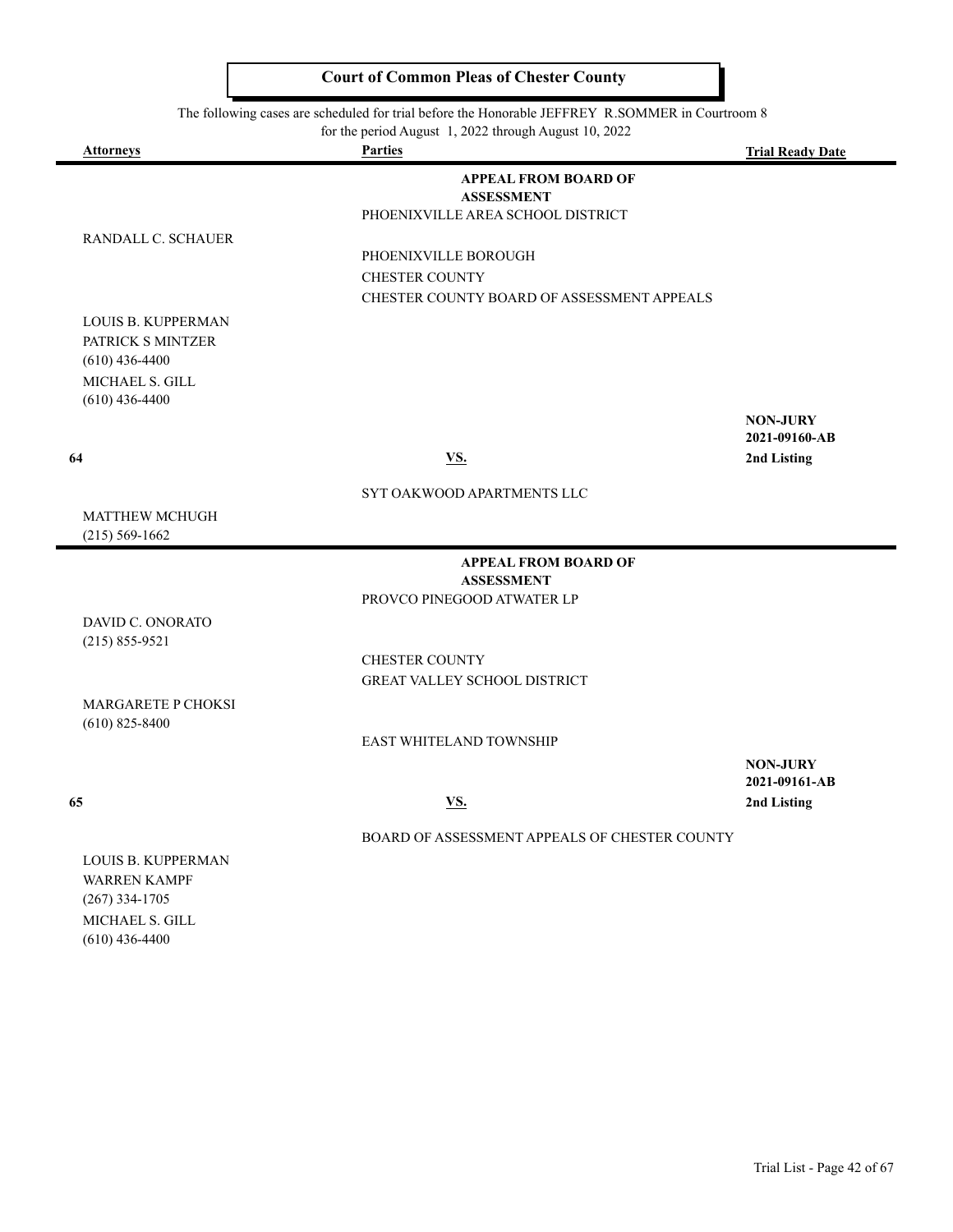# Court of Common Pleas of Chester County

The following cases are scheduled for trial before the Honorable JEFFREY R.SOMMER in Courtroom 8
for the period August 1, 2022 through August 10, 2022

| Attorneys | Parties | Trial Ready Date |
|---|---|---|
| | **APPEAL FROM BOARD OF ASSESSMENT** | |
| | PHOENIXVILLE AREA SCHOOL DISTRICT | |
| RANDALL C. SCHAUER | | |
| | PHOENIXVILLE BOROUGH | |
| | CHESTER COUNTY | |
| | CHESTER COUNTY BOARD OF ASSESSMENT APPEALS | |
| LOUIS B. KUPPERMAN<br>PATRICK S MINTZER<br>(610) 436-4400<br>MICHAEL S. GILL<br>(610) 436-4400 | | |
| | | **NON-JURY**<br>**2021-09160-AB** |
| **64** | **VS.** | **2nd Listing** |
| | SYT OAKWOOD APARTMENTS LLC | |
| MATTHEW MCHUGH<br>(215) 569-1662 | | |

| Attorneys | Parties | Trial Ready Date |
|---|---|---|
| | **APPEAL FROM BOARD OF ASSESSMENT** | |
| | PROVCO PINEGOOD ATWATER LP | |
| DAVID C. ONORATO<br>(215) 855-9521 | | |
| | CHESTER COUNTY | |
| | GREAT VALLEY SCHOOL DISTRICT | |
| MARGARETE P CHOKSI<br>(610) 825-8400 | | |
| | EAST WHITELAND TOWNSHIP | |
| | | **NON-JURY**<br>**2021-09161-AB** |
| **65** | **VS.** | **2nd Listing** |
| | BOARD OF ASSESSMENT APPEALS OF CHESTER COUNTY | |
| LOUIS B. KUPPERMAN<br>WARREN KAMPF<br>(267) 334-1705<br>MICHAEL S. GILL<br>(610) 436-4400 | | |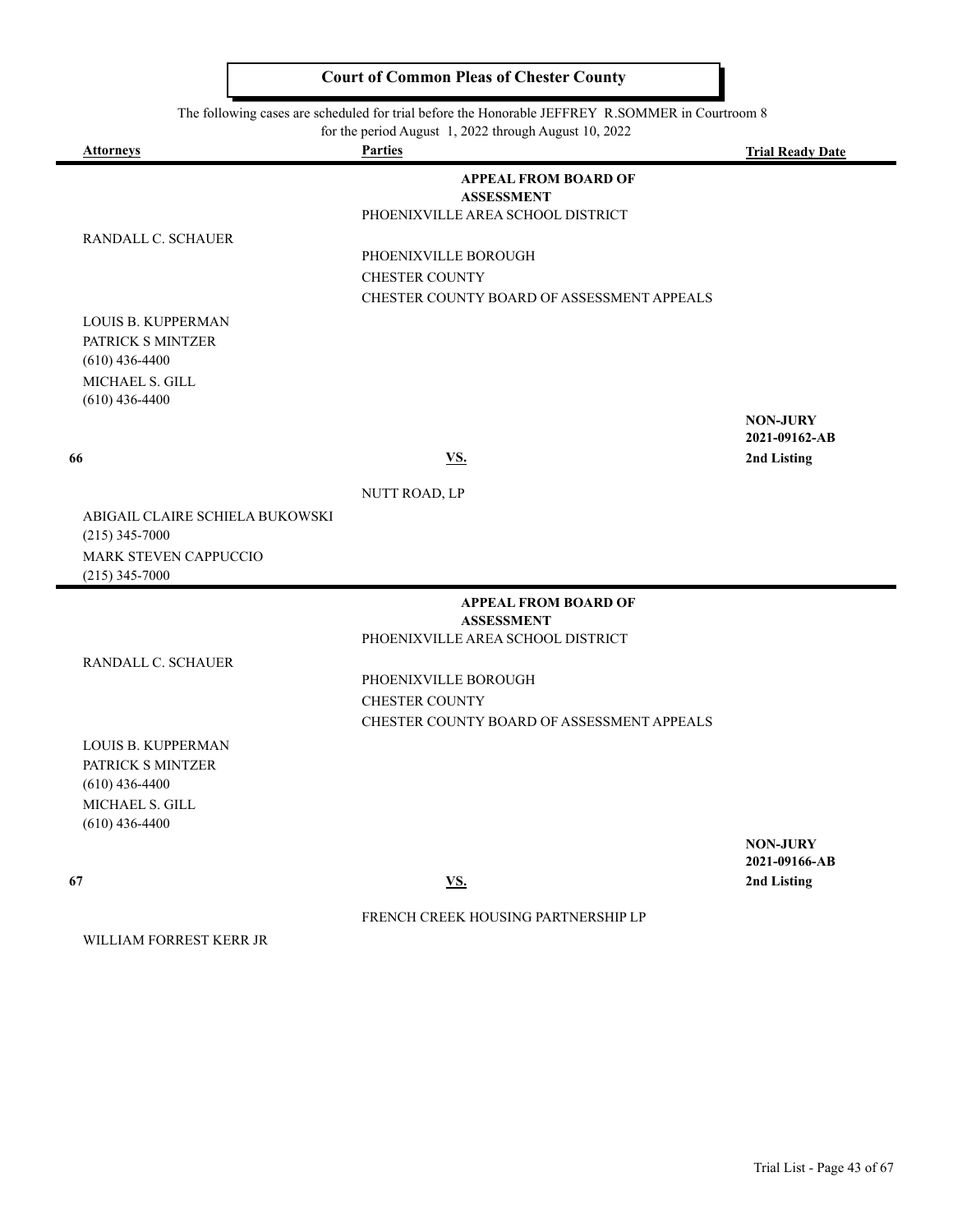## Court of Common Pleas of Chester County

The following cases are scheduled for trial before the Honorable JEFFREY R.SOMMER in Courtroom 8 for the period August 1, 2022 through August 10, 2022

| Attorneys | Parties | Trial Ready Date |
|---|---|---|
| | **APPEAL FROM BOARD OF ASSESSMENT** | |
| | PHOENIXVILLE AREA SCHOOL DISTRICT | |
| RANDALL C. SCHAUER | | |
| | PHOENIXVILLE BOROUGH | |
| | CHESTER COUNTY | |
| | CHESTER COUNTY BOARD OF ASSESSMENT APPEALS | |
| LOUIS B. KUPPERMAN<br>PATRICK S MINTZER<br>(610) 436-4400<br>MICHAEL S. GILL<br>(610) 436-4400 | | |
| | | **NON-JURY**<br>**2021-09162-AB** |
| **66** | **VS.** | **2nd Listing** |
| | NUTT ROAD, LP | |
| ABIGAIL CLAIRE SCHIELA BUKOWSKI<br>(215) 345-7000<br>MARK STEVEN CAPPUCCIO<br>(215) 345-7000 | | |
| | **APPEAL FROM BOARD OF ASSESSMENT** | |
| | PHOENIXVILLE AREA SCHOOL DISTRICT | |
| RANDALL C. SCHAUER | | |
| | PHOENIXVILLE BOROUGH | |
| | CHESTER COUNTY | |
| | CHESTER COUNTY BOARD OF ASSESSMENT APPEALS | |
| LOUIS B. KUPPERMAN<br>PATRICK S MINTZER<br>(610) 436-4400<br>MICHAEL S. GILL<br>(610) 436-4400 | | |
| | | **NON-JURY**<br>**2021-09166-AB** |
| **67** | **VS.** | **2nd Listing** |
| | FRENCH CREEK HOUSING PARTNERSHIP LP | |
| WILLIAM FORREST KERR JR | | |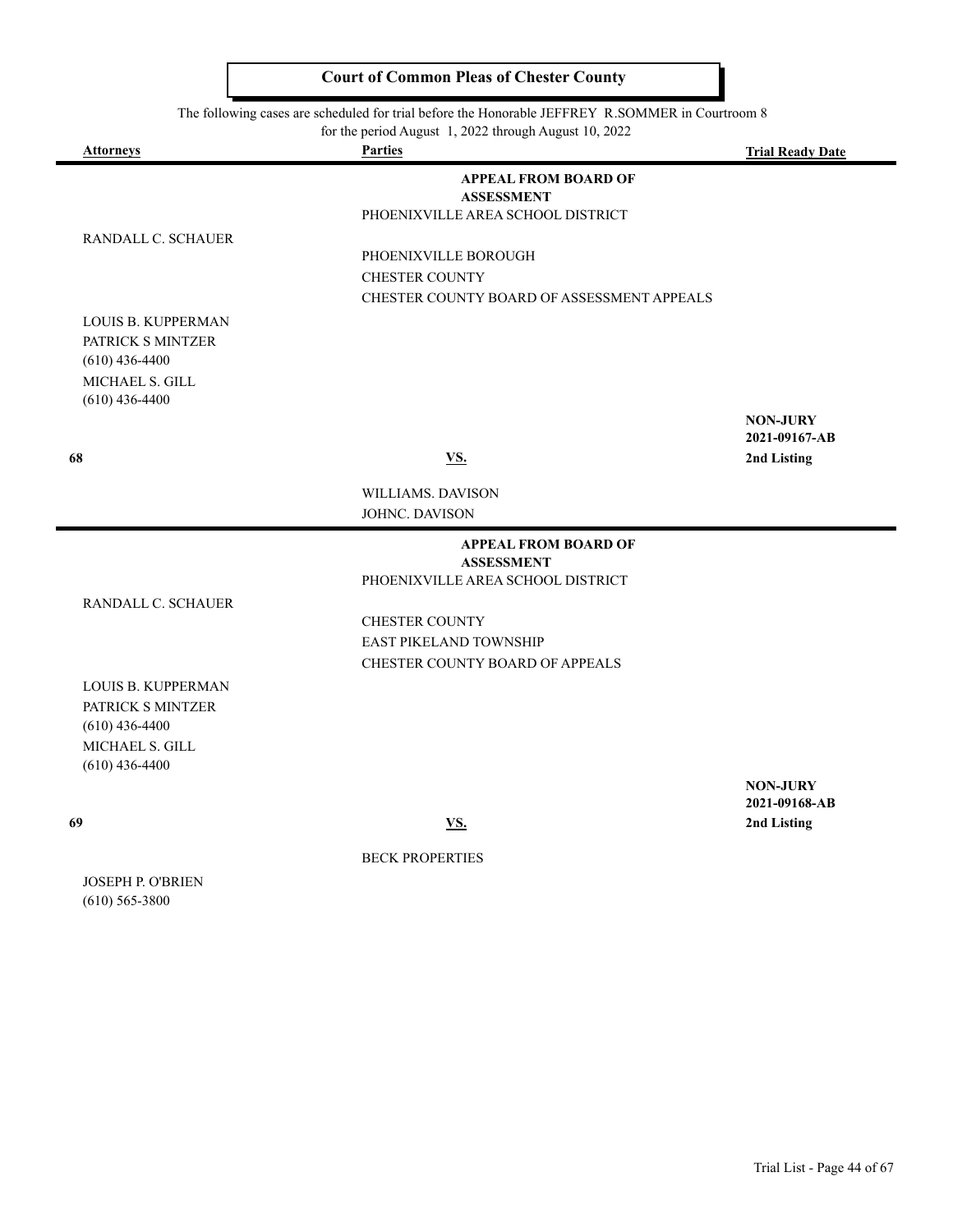# Court of Common Pleas of Chester County

The following cases are scheduled for trial before the Honorable JEFFREY R.SOMMER in Courtroom 8 for the period August 1, 2022 through August 10, 2022

| Attorneys | Parties | Trial Ready Date |
|---|---|---|
| | **APPEAL FROM BOARD OF ASSESSMENT** | |
| | PHOENIXVILLE AREA SCHOOL DISTRICT | |
| RANDALL C. SCHAUER | | |
| | PHOENIXVILLE BOROUGH | |
| | CHESTER COUNTY | |
| | CHESTER COUNTY BOARD OF ASSESSMENT APPEALS | |
| LOUIS B. KUPPERMAN | | |
| PATRICK S MINTZER (610) 436-4400 | | |
| MICHAEL S. GILL (610) 436-4400 | | |
| | | **NON-JURY** |
| | | **2021-09167-AB** |
| **68** | **VS.** | **2nd Listing** |
| | WILLIAMS. DAVISON | |
| | JOHNC. DAVISON | |
| | **APPEAL FROM BOARD OF ASSESSMENT** | |
| | PHOENIXVILLE AREA SCHOOL DISTRICT | |
| RANDALL C. SCHAUER | | |
| | CHESTER COUNTY | |
| | EAST PIKELAND TOWNSHIP | |
| | CHESTER COUNTY BOARD OF APPEALS | |
| LOUIS B. KUPPERMAN | | |
| PATRICK S MINTZER (610) 436-4400 | | |
| MICHAEL S. GILL (610) 436-4400 | | |
| | | **NON-JURY** |
| | | **2021-09168-AB** |
| **69** | **VS.** | **2nd Listing** |
| | BECK PROPERTIES | |
| JOSEPH P. O'BRIEN (610) 565-3800 | | |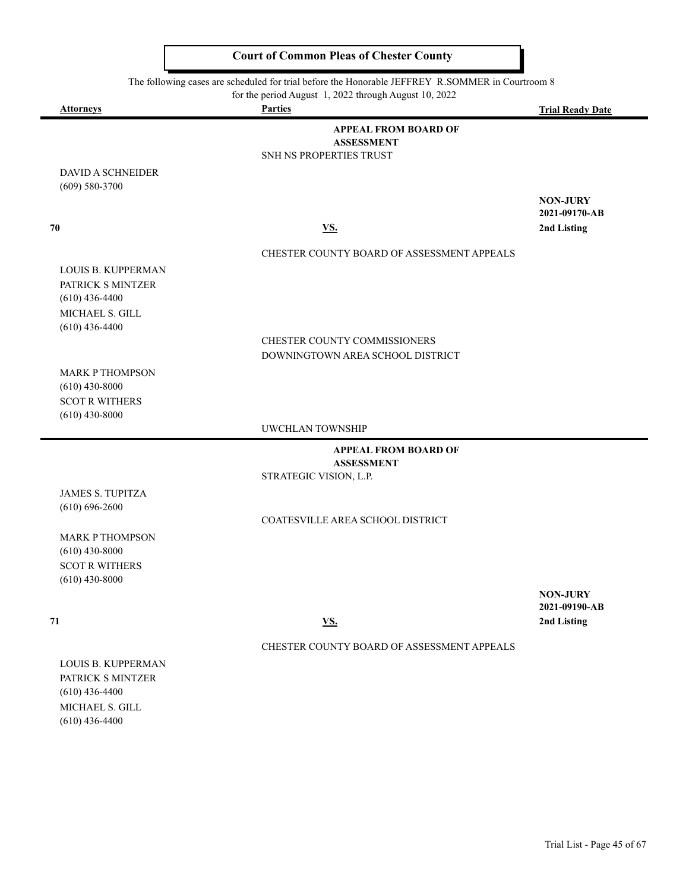# Court of Common Pleas of Chester County

The following cases are scheduled for trial before the Honorable JEFFREY R.SOMMER in Courtroom 8 for the period August 1, 2022 through August 10, 2022

| Attorneys | Parties | Trial Ready Date |
|---|---|---|
| | **APPEAL FROM BOARD OF ASSESSMENT** | |
| | SNH NS PROPERTIES TRUST | |
| DAVID A SCHNEIDER<br>(609) 580-3700 | | |
| **70** | **VS.** | **NON-JURY**<br>**2021-09170-AB**<br>**2nd Listing** |
| | CHESTER COUNTY BOARD OF ASSESSMENT APPEALS | |
| LOUIS B. KUPPERMAN<br>PATRICK S MINTZER<br>(610) 436-4400<br>MICHAEL S. GILL<br>(610) 436-4400 | | |
| | CHESTER COUNTY COMMISSIONERS | |
| | DOWNINGTOWN AREA SCHOOL DISTRICT | |
| MARK P THOMPSON<br>(610) 430-8000<br>SCOT R WITHERS<br>(610) 430-8000 | | |
| | UWCHLAN TOWNSHIP | |
| | **APPEAL FROM BOARD OF ASSESSMENT** | |
| | STRATEGIC VISION, L.P. | |
| JAMES S. TUPITZA<br>(610) 696-2600 | | |
| | COATESVILLE AREA SCHOOL DISTRICT | |
| MARK P THOMPSON<br>(610) 430-8000<br>SCOT R WITHERS<br>(610) 430-8000 | | |
| **71** | **VS.** | **NON-JURY**<br>**2021-09190-AB**<br>**2nd Listing** |
| | CHESTER COUNTY BOARD OF ASSESSMENT APPEALS | |
| LOUIS B. KUPPERMAN<br>PATRICK S MINTZER<br>(610) 436-4400<br>MICHAEL S. GILL<br>(610) 436-4400 | | |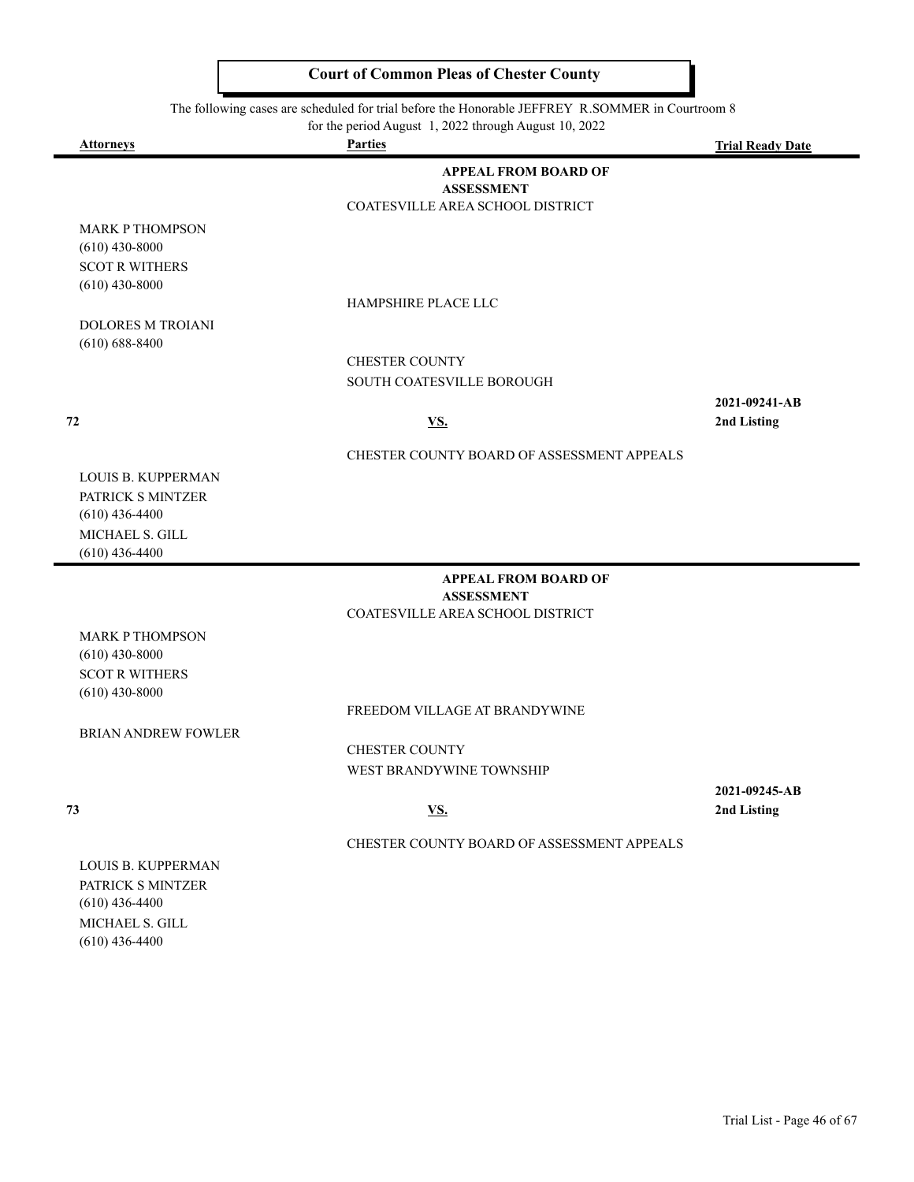# Court of Common Pleas of Chester County

The following cases are scheduled for trial before the Honorable JEFFREY R.SOMMER in Courtroom 8 for the period August 1, 2022 through August 10, 2022

| Attorneys | Parties | Trial Ready Date |
|---|---|---|
| | **APPEAL FROM BOARD OF ASSESSMENT** | |
| | COATESVILLE AREA SCHOOL DISTRICT | |
| MARK P THOMPSON<br>(610) 430-8000<br>SCOT R WITHERS<br>(610) 430-8000 | | |
| | HAMPSHIRE PLACE LLC | |
| DOLORES M TROIANI<br>(610) 688-8400 | | |
| | CHESTER COUNTY<br>SOUTH COATESVILLE BOROUGH | |
| **72** | **VS.** | **2021-09241-AB**<br>**2nd Listing** |
| | CHESTER COUNTY BOARD OF ASSESSMENT APPEALS | |
| LOUIS B. KUPPERMAN<br>PATRICK S MINTZER<br>(610) 436-4400<br>MICHAEL S. GILL<br>(610) 436-4400 | | |
| | **APPEAL FROM BOARD OF ASSESSMENT** | |
| | COATESVILLE AREA SCHOOL DISTRICT | |
| MARK P THOMPSON<br>(610) 430-8000<br>SCOT R WITHERS<br>(610) 430-8000 | | |
| | FREEDOM VILLAGE AT BRANDYWINE | |
| BRIAN ANDREW FOWLER | | |
| | CHESTER COUNTY<br>WEST BRANDYWINE TOWNSHIP | |
| **73** | **VS.** | **2021-09245-AB**<br>**2nd Listing** |
| | CHESTER COUNTY BOARD OF ASSESSMENT APPEALS | |
| LOUIS B. KUPPERMAN<br>PATRICK S MINTZER<br>(610) 436-4400<br>MICHAEL S. GILL<br>(610) 436-4400 | | |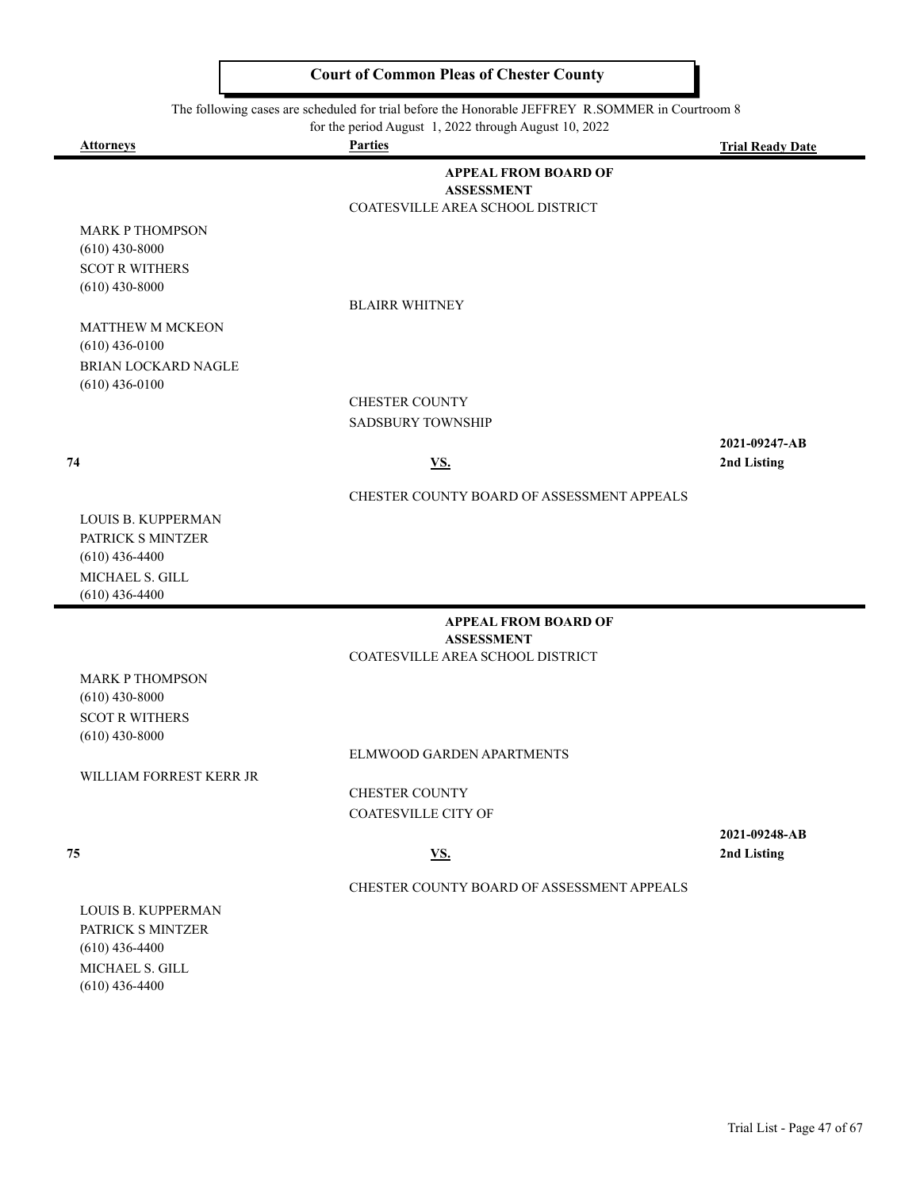# Court of Common Pleas of Chester County

The following cases are scheduled for trial before the Honorable JEFFREY R.SOMMER in Courtroom 8 for the period August 1, 2022 through August 10, 2022

| Attorneys | Parties | Trial Ready Date |
|---|---|---|
| | **APPEAL FROM BOARD OF ASSESSMENT** | |
| | COATESVILLE AREA SCHOOL DISTRICT | |
| MARK P THOMPSON<br>(610) 430-8000<br>SCOT R WITHERS<br>(610) 430-8000 | | |
| | BLAIRR WHITNEY | |
| MATTHEW M MCKEON<br>(610) 436-0100<br>BRIAN LOCKARD NAGLE<br>(610) 436-0100 | | |
| | CHESTER COUNTY | |
| | SADSBURY TOWNSHIP | |
| **74** | **VS.** | **2021-09247-AB**<br>**2nd Listing** |
| | CHESTER COUNTY BOARD OF ASSESSMENT APPEALS | |
| LOUIS B. KUPPERMAN<br>PATRICK S MINTZER<br>(610) 436-4400<br>MICHAEL S. GILL<br>(610) 436-4400 | | |
| | **APPEAL FROM BOARD OF ASSESSMENT** | |
| | COATESVILLE AREA SCHOOL DISTRICT | |
| MARK P THOMPSON<br>(610) 430-8000<br>SCOT R WITHERS<br>(610) 430-8000 | | |
| | ELMWOOD GARDEN APARTMENTS | |
| WILLIAM FORREST KERR JR | | |
| | CHESTER COUNTY | |
| | COATESVILLE CITY OF | |
| **75** | **VS.** | **2021-09248-AB**<br>**2nd Listing** |
| | CHESTER COUNTY BOARD OF ASSESSMENT APPEALS | |
| LOUIS B. KUPPERMAN<br>PATRICK S MINTZER<br>(610) 436-4400<br>MICHAEL S. GILL<br>(610) 436-4400 | | |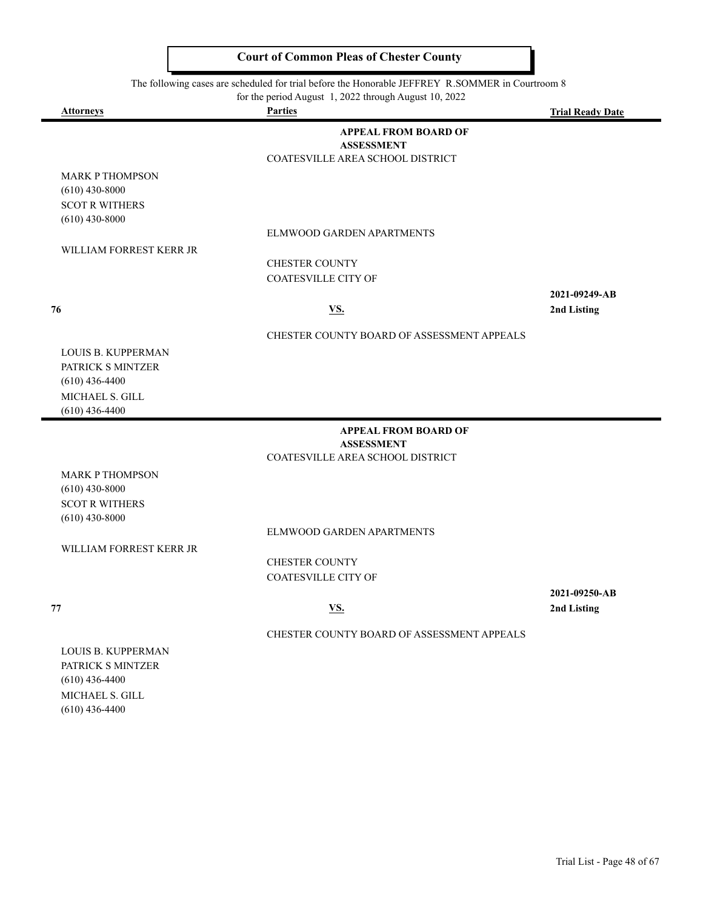**Court of Common Pleas of Chester County**

The following cases are scheduled for trial before the Honorable JEFFREY R.SOMMER in Courtroom 8 for the period August 1, 2022 through August 10, 2022

| Attorneys | Parties | Trial Ready Date |
|---|---|---|
| | **APPEAL FROM BOARD OF ASSESSMENT** | |
| | COATESVILLE AREA SCHOOL DISTRICT | |
| MARK P THOMPSON<br>(610) 430-8000<br>SCOT R WITHERS<br>(610) 430-8000 | | |
| | ELMWOOD GARDEN APARTMENTS | |
| WILLIAM FORREST KERR JR | | |
| | CHESTER COUNTY | |
| | COATESVILLE CITY OF | |
| **76** | **VS.** | **2021-09249-AB**<br>**2nd Listing** |
| | CHESTER COUNTY BOARD OF ASSESSMENT APPEALS | |
| LOUIS B. KUPPERMAN<br>PATRICK S MINTZER<br>(610) 436-4400<br>MICHAEL S. GILL<br>(610) 436-4400 | | |

| Attorneys | Parties | Trial Ready Date |
|---|---|---|
| | **APPEAL FROM BOARD OF ASSESSMENT** | |
| | COATESVILLE AREA SCHOOL DISTRICT | |
| MARK P THOMPSON<br>(610) 430-8000<br>SCOT R WITHERS<br>(610) 430-8000 | | |
| | ELMWOOD GARDEN APARTMENTS | |
| WILLIAM FORREST KERR JR | | |
| | CHESTER COUNTY | |
| | COATESVILLE CITY OF | |
| **77** | **VS.** | **2021-09250-AB**<br>**2nd Listing** |
| | CHESTER COUNTY BOARD OF ASSESSMENT APPEALS | |
| LOUIS B. KUPPERMAN<br>PATRICK S MINTZER<br>(610) 436-4400<br>MICHAEL S. GILL<br>(610) 436-4400 | | |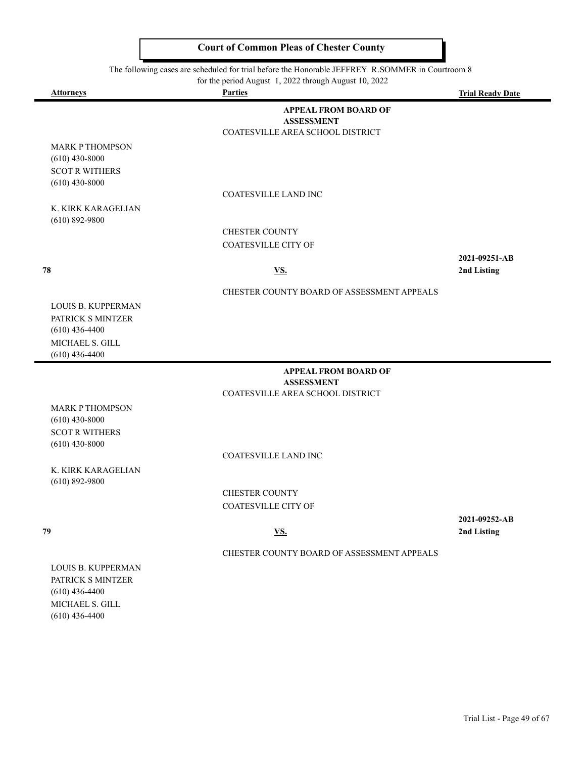## Court of Common Pleas of Chester County

The following cases are scheduled for trial before the Honorable JEFFREY R.SOMMER in Courtroom 8 for the period August 1, 2022 through August 10, 2022

| Attorneys | Parties | Trial Ready Date |
|---|---|---|
| | **APPEAL FROM BOARD OF ASSESSMENT** | |
| | COATESVILLE AREA SCHOOL DISTRICT | |
| MARK P THOMPSON<br>(610) 430-8000<br>SCOT R WITHERS<br>(610) 430-8000 | | |
| | COATESVILLE LAND INC | |
| K. KIRK KARAGELIAN<br>(610) 892-9800 | | |
| | CHESTER COUNTY<br>COATESVILLE CITY OF | |
| **78** | **VS.** | **2021-09251-AB**<br>**2nd Listing** |
| | CHESTER COUNTY BOARD OF ASSESSMENT APPEALS | |
| LOUIS B. KUPPERMAN<br>PATRICK S MINTZER<br>(610) 436-4400<br>MICHAEL S. GILL<br>(610) 436-4400 | | |
| | **APPEAL FROM BOARD OF ASSESSMENT** | |
| | COATESVILLE AREA SCHOOL DISTRICT | |
| MARK P THOMPSON<br>(610) 430-8000<br>SCOT R WITHERS<br>(610) 430-8000 | | |
| | COATESVILLE LAND INC | |
| K. KIRK KARAGELIAN<br>(610) 892-9800 | | |
| | CHESTER COUNTY<br>COATESVILLE CITY OF | |
| **79** | **VS.** | **2021-09252-AB**<br>**2nd Listing** |
| | CHESTER COUNTY BOARD OF ASSESSMENT APPEALS | |
| LOUIS B. KUPPERMAN<br>PATRICK S MINTZER<br>(610) 436-4400<br>MICHAEL S. GILL<br>(610) 436-4400 | | |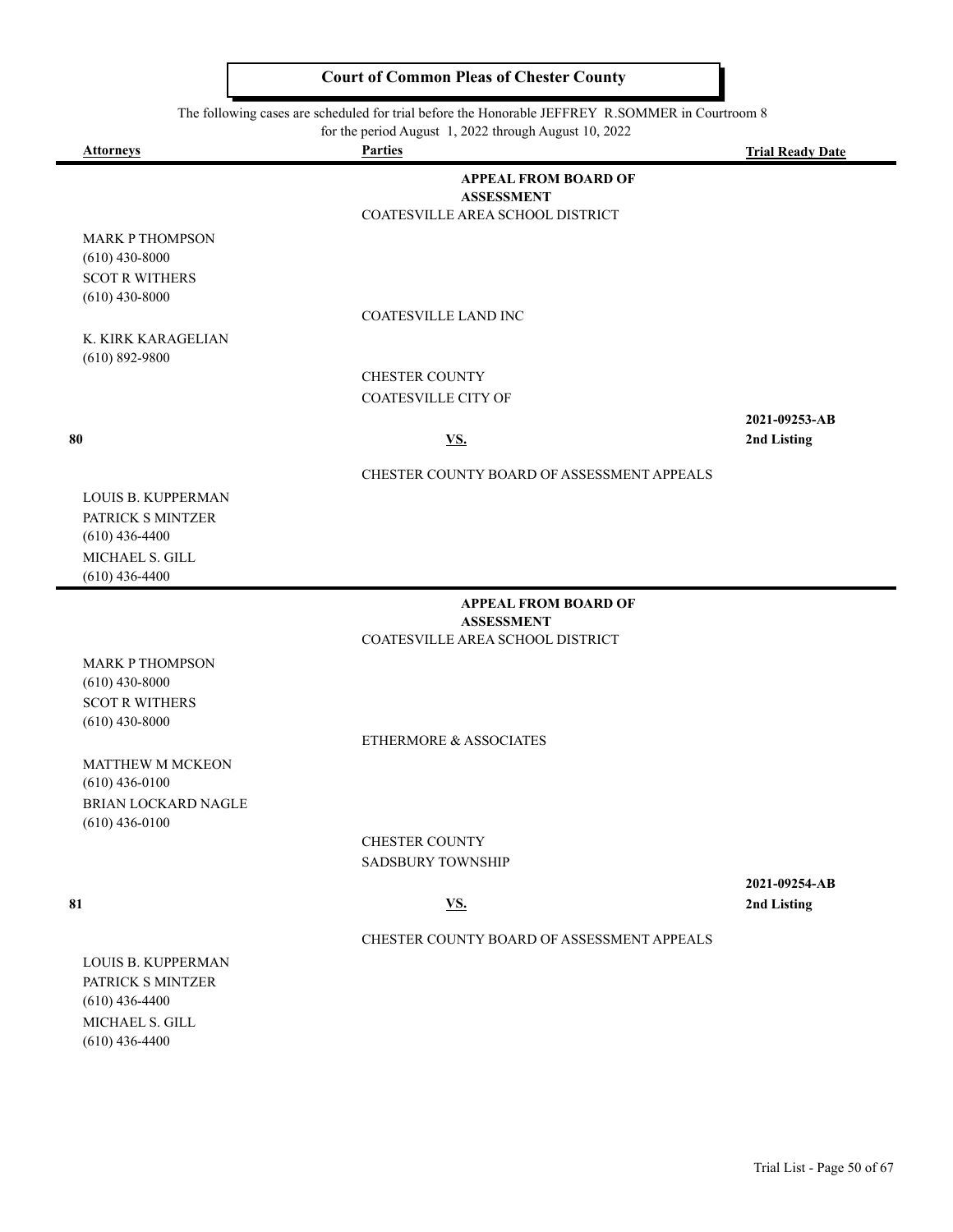## Court of Common Pleas of Chester County

The following cases are scheduled for trial before the Honorable JEFFREY R.SOMMER in Courtroom 8
for the period August 1, 2022 through August 10, 2022

| Attorneys | Parties | Trial Ready Date |
|---|---|---|
| | **APPEAL FROM BOARD OF ASSESSMENT** | |
| | COATESVILLE AREA SCHOOL DISTRICT | |
| MARK P THOMPSON<br>(610) 430-8000<br>SCOT R WITHERS<br>(610) 430-8000 | | |
| | COATESVILLE LAND INC | |
| K. KIRK KARAGELIAN<br>(610) 892-9800 | | |
| | CHESTER COUNTY<br>COATESVILLE CITY OF | |
| **80** | **VS.** | **2021-09253-AB**<br>**2nd Listing** |
| | CHESTER COUNTY BOARD OF ASSESSMENT APPEALS | |
| LOUIS B. KUPPERMAN<br>PATRICK S MINTZER<br>(610) 436-4400<br>MICHAEL S. GILL<br>(610) 436-4400 | | |

| Attorneys | Parties | Trial Ready Date |
|---|---|---|
| | **APPEAL FROM BOARD OF ASSESSMENT** | |
| | COATESVILLE AREA SCHOOL DISTRICT | |
| MARK P THOMPSON<br>(610) 430-8000<br>SCOT R WITHERS<br>(610) 430-8000 | | |
| | ETHERMORE & ASSOCIATES | |
| MATTHEW M MCKEON<br>(610) 436-0100<br>BRIAN LOCKARD NAGLE<br>(610) 436-0100 | | |
| | CHESTER COUNTY<br>SADSBURY TOWNSHIP | |
| **81** | **VS.** | **2021-09254-AB**<br>**2nd Listing** |
| | CHESTER COUNTY BOARD OF ASSESSMENT APPEALS | |
| LOUIS B. KUPPERMAN<br>PATRICK S MINTZER<br>(610) 436-4400<br>MICHAEL S. GILL<br>(610) 436-4400 | | |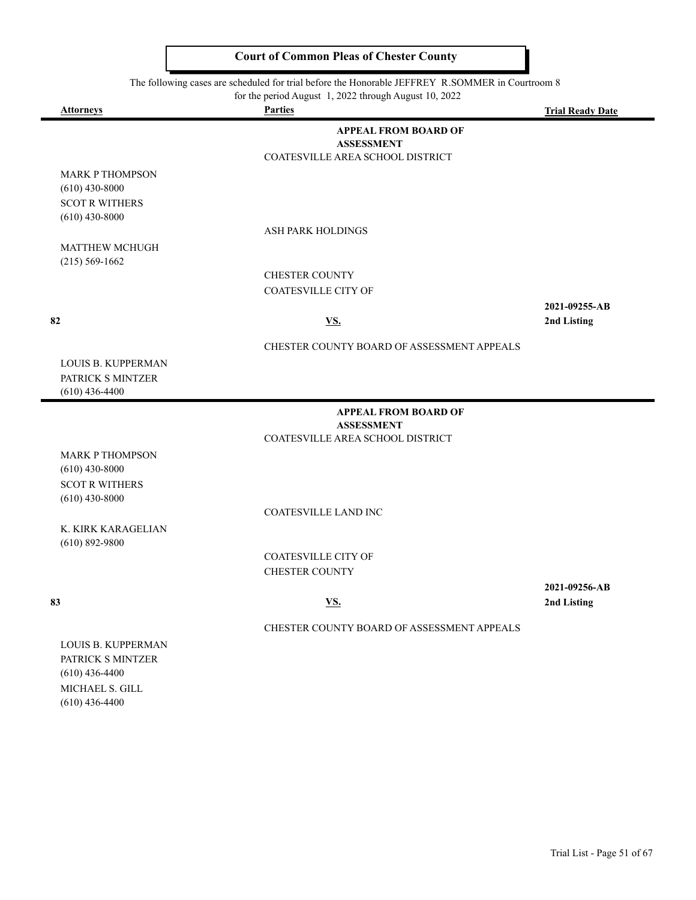# Court of Common Pleas of Chester County

The following cases are scheduled for trial before the Honorable JEFFREY R.SOMMER in Courtroom 8 for the period August 1, 2022 through August 10, 2022

| Attorneys | Parties | Trial Ready Date |
|---|---|---|
| | **APPEAL FROM BOARD OF ASSESSMENT** | |
| | COATESVILLE AREA SCHOOL DISTRICT | |
| MARK P THOMPSON (610) 430-8000 SCOT R WITHERS (610) 430-8000 | | |
| | ASH PARK HOLDINGS | |
| MATTHEW MCHUGH (215) 569-1662 | | |
| | CHESTER COUNTY | |
| | COATESVILLE CITY OF | |
| **82** | **VS.** | **2021-09255-AB 2nd Listing** |
| | CHESTER COUNTY BOARD OF ASSESSMENT APPEALS | |
| LOUIS B. KUPPERMAN PATRICK S MINTZER (610) 436-4400 | | |
| | **APPEAL FROM BOARD OF ASSESSMENT** | |
| | COATESVILLE AREA SCHOOL DISTRICT | |
| MARK P THOMPSON (610) 430-8000 SCOT R WITHERS (610) 430-8000 | | |
| | COATESVILLE LAND INC | |
| K. KIRK KARAGELIAN (610) 892-9800 | | |
| | COATESVILLE CITY OF | |
| | CHESTER COUNTY | |
| **83** | **VS.** | **2021-09256-AB 2nd Listing** |
| | CHESTER COUNTY BOARD OF ASSESSMENT APPEALS | |
| LOUIS B. KUPPERMAN PATRICK S MINTZER (610) 436-4400 MICHAEL S. GILL (610) 436-4400 | | |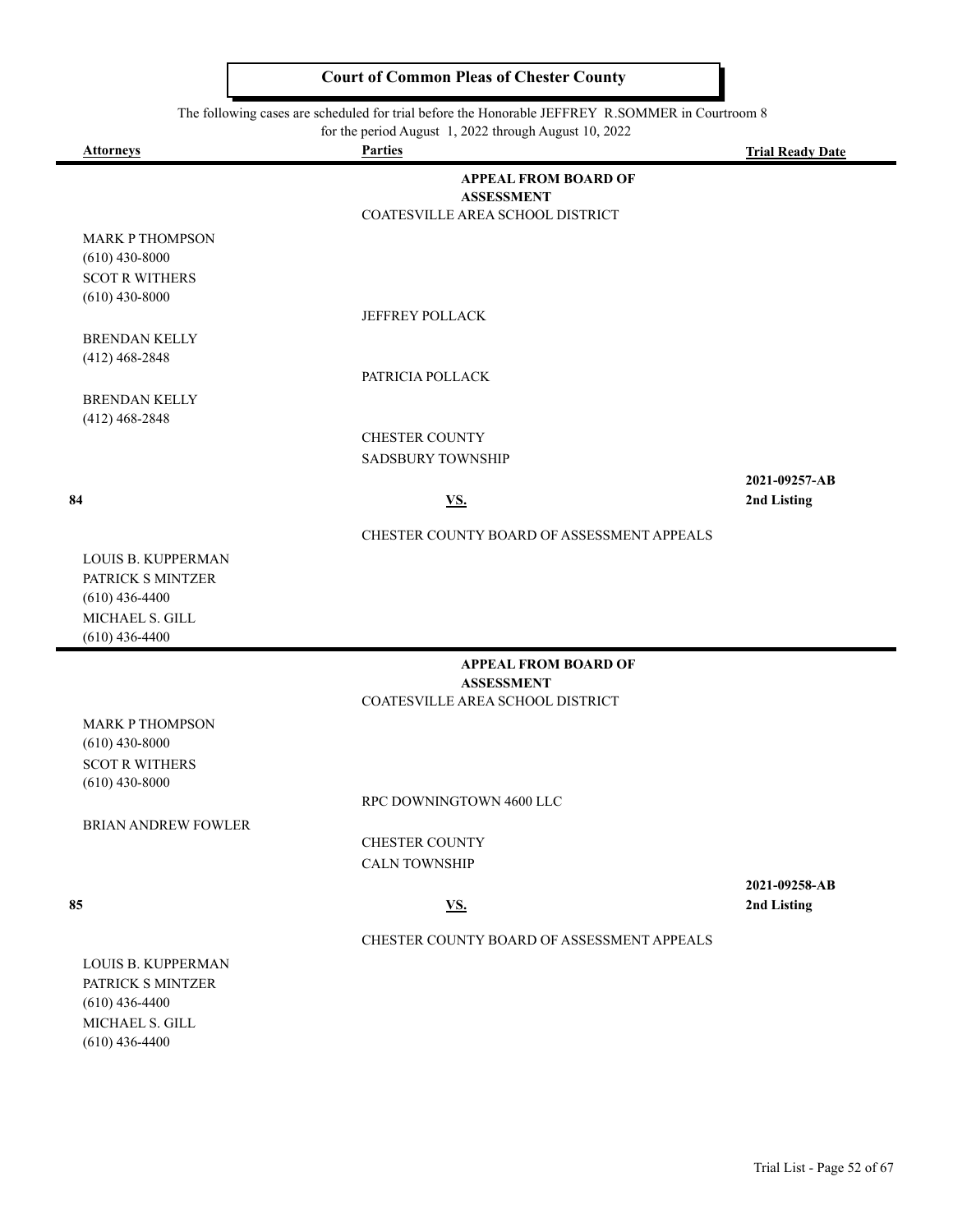# Court of Common Pleas of Chester County

The following cases are scheduled for trial before the Honorable JEFFREY R.SOMMER in Courtroom 8 for the period August 1, 2022 through August 10, 2022

| Attorneys | Parties | Trial Ready Date |
|---|---|---|
| | **APPEAL FROM BOARD OF ASSESSMENT** | |
| | COATESVILLE AREA SCHOOL DISTRICT | |
| MARK P THOMPSON<br>(610) 430-8000<br>SCOT R WITHERS<br>(610) 430-8000 | | |
| | JEFFREY POLLACK | |
| BRENDAN KELLY<br>(412) 468-2848 | | |
| | PATRICIA POLLACK | |
| BRENDAN KELLY<br>(412) 468-2848 | | |
| | CHESTER COUNTY | |
| | SADSBURY TOWNSHIP | |
| **84** | **VS.** | **2021-09257-AB**<br>**2nd Listing** |
| | CHESTER COUNTY BOARD OF ASSESSMENT APPEALS | |
| LOUIS B. KUPPERMAN<br>PATRICK S MINTZER<br>(610) 436-4400<br>MICHAEL S. GILL<br>(610) 436-4400 | | |
| | **APPEAL FROM BOARD OF ASSESSMENT** | |
| | COATESVILLE AREA SCHOOL DISTRICT | |
| MARK P THOMPSON<br>(610) 430-8000<br>SCOT R WITHERS<br>(610) 430-8000 | | |
| | RPC DOWNINGTOWN 4600 LLC | |
| BRIAN ANDREW FOWLER | | |
| | CHESTER COUNTY | |
| | CALN TOWNSHIP | |
| **85** | **VS.** | **2021-09258-AB**<br>**2nd Listing** |
| | CHESTER COUNTY BOARD OF ASSESSMENT APPEALS | |
| LOUIS B. KUPPERMAN<br>PATRICK S MINTZER<br>(610) 436-4400<br>MICHAEL S. GILL<br>(610) 436-4400 | | |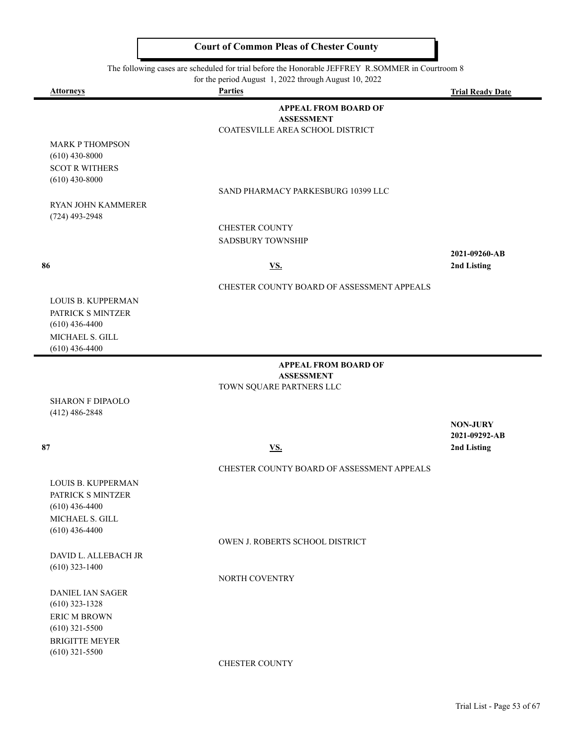**Court of Common Pleas of Chester County**

The following cases are scheduled for trial before the Honorable JEFFREY R.SOMMER in Courtroom 8 for the period August 1, 2022 through August 10, 2022

| Attorneys | Parties | Trial Ready Date |
|---|---|---|
| | **APPEAL FROM BOARD OF ASSESSMENT** | |
| | COATESVILLE AREA SCHOOL DISTRICT | |
| MARK P THOMPSON (610) 430-8000 SCOT R WITHERS (610) 430-8000 | | |
| | SAND PHARMACY PARKESBURG 10399 LLC | |
| RYAN JOHN KAMMERER (724) 493-2948 | | |
| | CHESTER COUNTY | |
| | SADSBURY TOWNSHIP | |
| **86** | **VS.** | **2021-09260-AB 2nd Listing** |
| | CHESTER COUNTY BOARD OF ASSESSMENT APPEALS | |
| LOUIS B. KUPPERMAN PATRICK S MINTZER (610) 436-4400 MICHAEL S. GILL (610) 436-4400 | | |
| | **APPEAL FROM BOARD OF ASSESSMENT** | |
| | TOWN SQUARE PARTNERS LLC | |
| SHARON F DIPAOLO (412) 486-2848 | | |
| **87** | **VS.** | **NON-JURY 2021-09292-AB 2nd Listing** |
| | CHESTER COUNTY BOARD OF ASSESSMENT APPEALS | |
| LOUIS B. KUPPERMAN PATRICK S MINTZER (610) 436-4400 MICHAEL S. GILL (610) 436-4400 | | |
| | OWEN J. ROBERTS SCHOOL DISTRICT | |
| DAVID L. ALLEBACH JR (610) 323-1400 | | |
| | NORTH COVENTRY | |
| DANIEL IAN SAGER (610) 323-1328 ERIC M BROWN (610) 321-5500 BRIGITTE MEYER (610) 321-5500 | | |
| | CHESTER COUNTY | |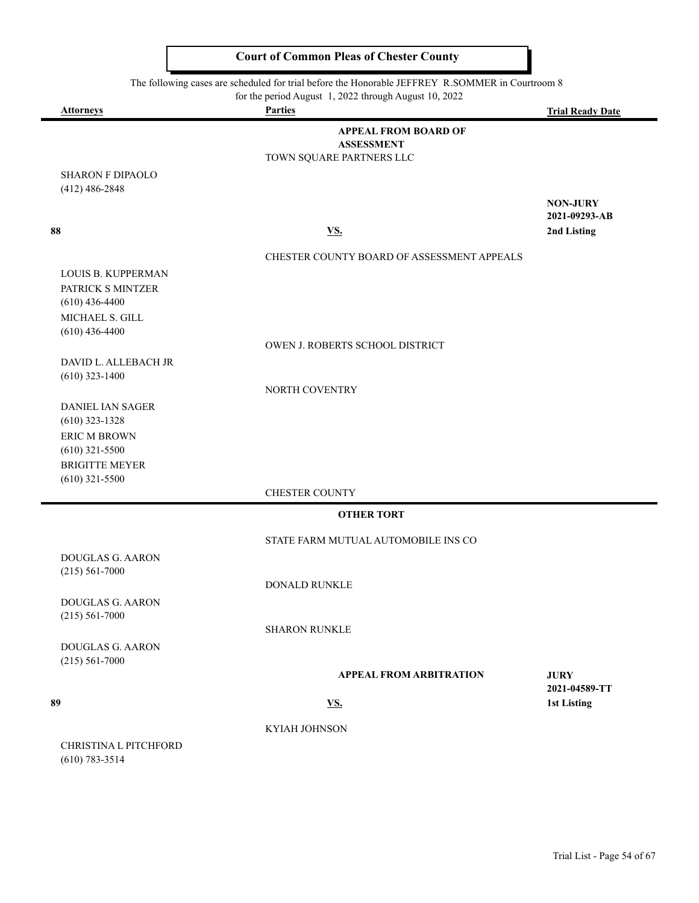# Court of Common Pleas of Chester County

The following cases are scheduled for trial before the Honorable JEFFREY R.SOMMER in Courtroom 8 for the period August 1, 2022 through August 10, 2022

| Attorneys | Parties | Trial Ready Date |
|---|---|---|
| | **APPEAL FROM BOARD OF ASSESSMENT** | |
| | TOWN SQUARE PARTNERS LLC | |
| SHARON F DIPAOLO (412) 486-2848 | | |
| | | **NON-JURY 2021-09293-AB** |
| **88** | **VS.** | **2nd Listing** |
| | CHESTER COUNTY BOARD OF ASSESSMENT APPEALS | |
| LOUIS B. KUPPERMAN | | |
| PATRICK S MINTZER (610) 436-4400 | | |
| MICHAEL S. GILL (610) 436-4400 | | |
| | OWEN J. ROBERTS SCHOOL DISTRICT | |
| DAVID L. ALLEBACH JR (610) 323-1400 | | |
| | NORTH COVENTRY | |
| DANIEL IAN SAGER (610) 323-1328 | | |
| ERIC M BROWN (610) 321-5500 | | |
| BRIGITTE MEYER (610) 321-5500 | | |
| | CHESTER COUNTY | |

| Attorneys | Parties | Trial Ready Date |
|---|---|---|
| | **OTHER TORT** | |
| | STATE FARM MUTUAL AUTOMOBILE INS CO | |
| DOUGLAS G. AARON (215) 561-7000 | | |
| | DONALD RUNKLE | |
| DOUGLAS G. AARON (215) 561-7000 | | |
| | SHARON RUNKLE | |
| DOUGLAS G. AARON (215) 561-7000 | | |
| | **APPEAL FROM ARBITRATION** | **JURY 2021-04589-TT** |
| **89** | **VS.** | **1st Listing** |
| | KYIAH JOHNSON | |
| CHRISTINA L PITCHFORD (610) 783-3514 | | |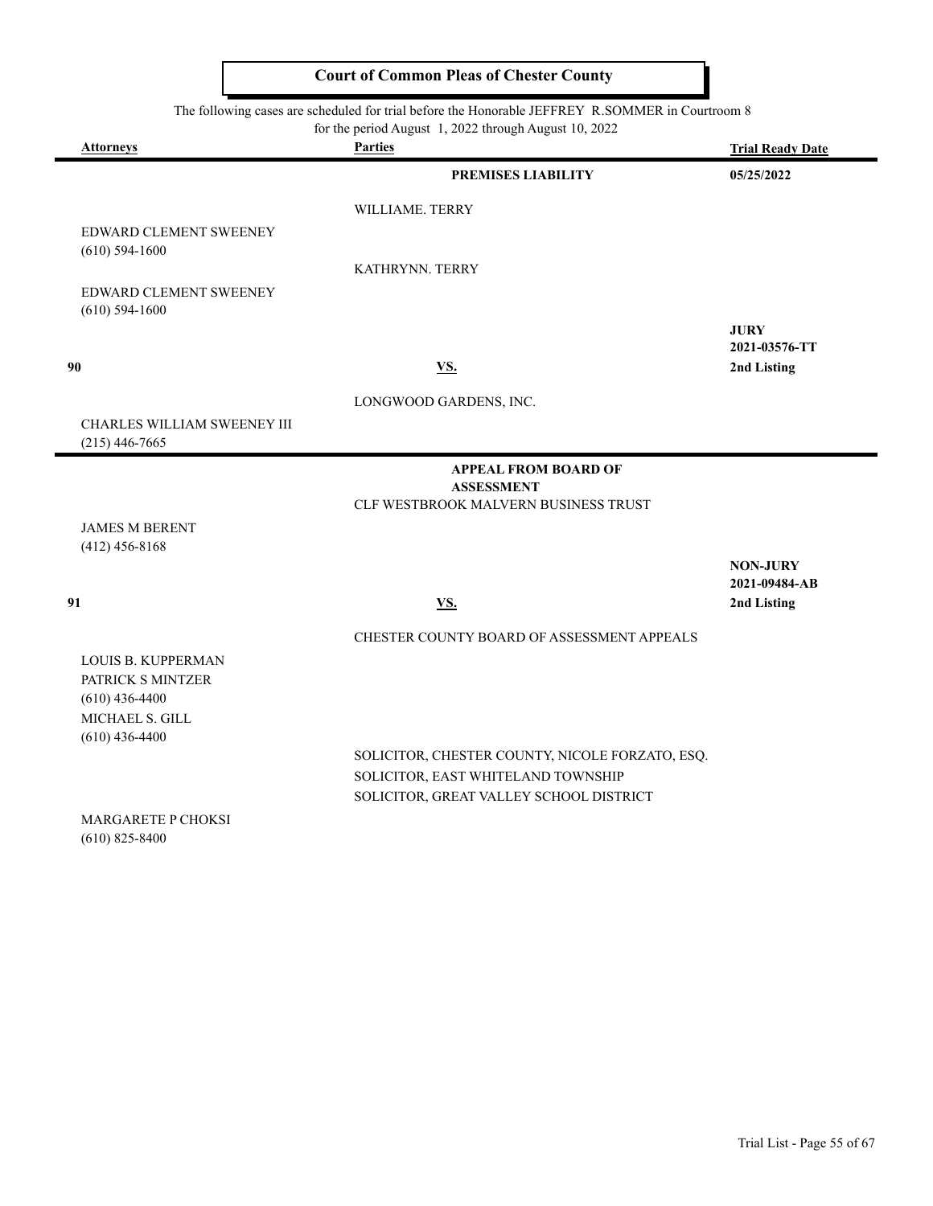# Court of Common Pleas of Chester County

The following cases are scheduled for trial before the Honorable JEFFREY R.SOMMER in Courtroom 8 for the period August 1, 2022 through August 10, 2022

| Attorneys | Parties | Trial Ready Date |
|---|---|---|
| | **PREMISES LIABILITY** | **05/25/2022** |
| | WILLIAME. TERRY | |
| EDWARD CLEMENT SWEENEY<br>(610) 594-1600 | | |
| | KATHRYNN. TERRY | |
| EDWARD CLEMENT SWEENEY<br>(610) 594-1600 | | |
| | | **JURY**<br>**2021-03576-TT** |
| **90** | **VS.** | **2nd Listing** |
| | LONGWOOD GARDENS, INC. | |
| CHARLES WILLIAM SWEENEY III<br>(215) 446-7665 | | |

| Attorneys | Parties | Trial Ready Date |
|---|---|---|
| | **APPEAL FROM BOARD OF ASSESSMENT** | |
| | CLF WESTBROOK MALVERN BUSINESS TRUST | |
| JAMES M BERENT<br>(412) 456-8168 | | |
| | | **NON-JURY**<br>**2021-09484-AB** |
| **91** | **VS.** | **2nd Listing** |
| | CHESTER COUNTY BOARD OF ASSESSMENT APPEALS | |
| LOUIS B. KUPPERMAN<br>PATRICK S MINTZER<br>(610) 436-4400<br>MICHAEL S. GILL<br>(610) 436-4400 | | |
| | SOLICITOR, CHESTER COUNTY, NICOLE FORZATO, ESQ.<br>SOLICITOR, EAST WHITELAND TOWNSHIP<br>SOLICITOR, GREAT VALLEY SCHOOL DISTRICT | |
| MARGARETE P CHOKSI<br>(610) 825-8400 | | |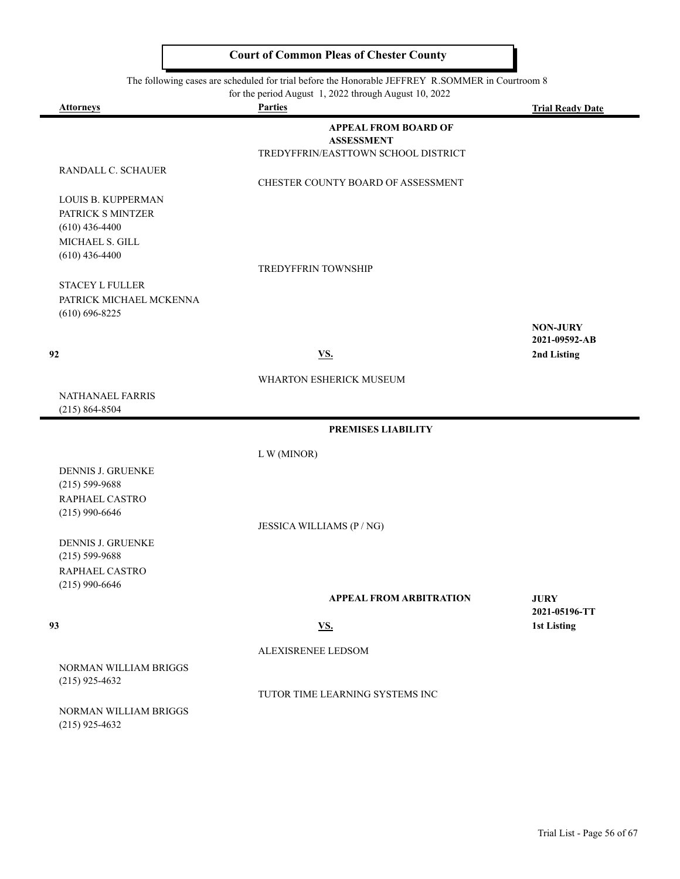## Court of Common Pleas of Chester County

The following cases are scheduled for trial before the Honorable JEFFREY R.SOMMER in Courtroom 8 for the period August 1, 2022 through August 10, 2022

| Attorneys | Parties | Trial Ready Date |
|---|---|---|
| | **APPEAL FROM BOARD OF ASSESSMENT** | |
| | TREDYFFRIN/EASTTOWN SCHOOL DISTRICT | |
| RANDALL C. SCHAUER | | |
| | CHESTER COUNTY BOARD OF ASSESSMENT | |
| LOUIS B. KUPPERMAN | | |
| PATRICK S MINTZER (610) 436-4400 | | |
| MICHAEL S. GILL (610) 436-4400 | | |
| | TREDYFFRIN TOWNSHIP | |
| STACEY L FULLER | | |
| PATRICK MICHAEL MCKENNA (610) 696-8225 | | |
| | | **NON-JURY** |
| | | **2021-09592-AB** |
| **92** | **VS.** | **2nd Listing** |
| | WHARTON ESHERICK MUSEUM | |
| NATHANAEL FARRIS (215) 864-8504 | | |

| Attorneys | Parties | Trial Ready Date |
|---|---|---|
| | **PREMISES LIABILITY** | |
| | L W (MINOR) | |
| DENNIS J. GRUENKE (215) 599-9688 | | |
| RAPHAEL CASTRO (215) 990-6646 | | |
| | JESSICA WILLIAMS (P / NG) | |
| DENNIS J. GRUENKE (215) 599-9688 | | |
| RAPHAEL CASTRO (215) 990-6646 | | |
| | **APPEAL FROM ARBITRATION** | **JURY** |
| | | **2021-05196-TT** |
| **93** | **VS.** | **1st Listing** |
| | ALEXISRENEE LEDSOM | |
| NORMAN WILLIAM BRIGGS (215) 925-4632 | | |
| | TUTOR TIME LEARNING SYSTEMS INC | |
| NORMAN WILLIAM BRIGGS (215) 925-4632 | | |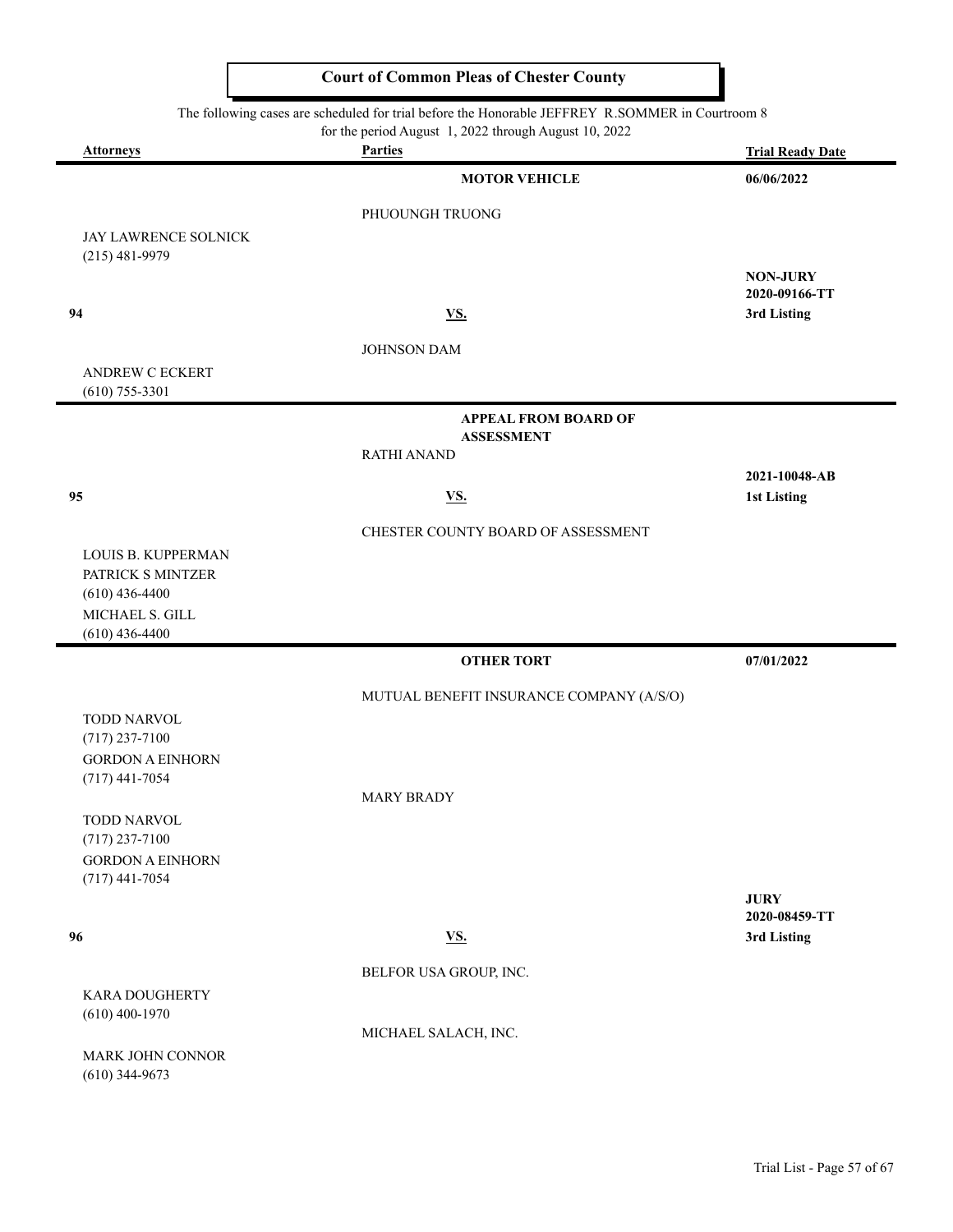**Court of Common Pleas of Chester County**

The following cases are scheduled for trial before the Honorable JEFFREY R.SOMMER in Courtroom 8 for the period August 1, 2022 through August 10, 2022

| Attorneys | Parties | Trial Ready Date |
|---|---|---|
| | **MOTOR VEHICLE** | **06/06/2022** |
| | PHUOUNGH TRUONG | |
| JAY LAWRENCE SOLNICK (215) 481-9979 | | |
| | | **NON-JURY** |
| | | **2020-09166-TT** |
| **94** | **VS.** | **3rd Listing** |
| | JOHNSON DAM | |
| ANDREW C ECKERT (610) 755-3301 | | |
| | **APPEAL FROM BOARD OF ASSESSMENT** | |
| | RATHI ANAND | |
| | | **2021-10048-AB** |
| **95** | **VS.** | **1st Listing** |
| | CHESTER COUNTY BOARD OF ASSESSMENT | |
| LOUIS B. KUPPERMAN<br>PATRICK S MINTZER (610) 436-4400<br>MICHAEL S. GILL (610) 436-4400 | | |
| | **OTHER TORT** | **07/01/2022** |
| | MUTUAL BENEFIT INSURANCE COMPANY (A/S/O) | |
| TODD NARVOL (717) 237-7100<br>GORDON A EINHORN (717) 441-7054 | | |
| | MARY BRADY | |
| TODD NARVOL (717) 237-7100<br>GORDON A EINHORN (717) 441-7054 | | |
| | | **JURY** |
| | | **2020-08459-TT** |
| **96** | **VS.** | **3rd Listing** |
| | BELFOR USA GROUP, INC. | |
| KARA DOUGHERTY (610) 400-1970 | | |
| | MICHAEL SALACH, INC. | |
| MARK JOHN CONNOR (610) 344-9673 | | |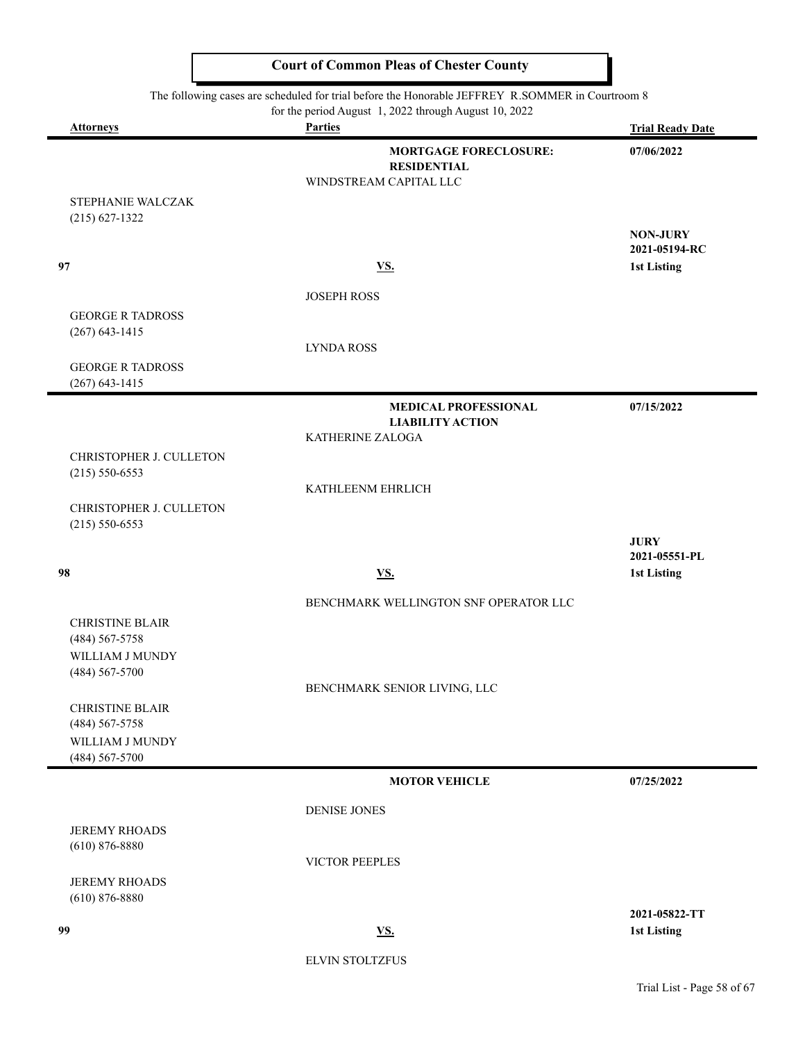# Court of Common Pleas of Chester County

The following cases are scheduled for trial before the Honorable JEFFREY R.SOMMER in Courtroom 8 for the period August 1, 2022 through August 10, 2022

| Attorneys | Parties | Trial Ready Date |
|---|---|---|
| | **MORTGAGE FORECLOSURE: RESIDENTIAL** | **07/06/2022** |
| | WINDSTREAM CAPITAL LLC | |
| STEPHANIE WALCZAK (215) 627-1322 | | |
| | | **NON-JURY** |
| | | **2021-05194-RC** |
| **97** | **VS.** | **1st Listing** |
| | JOSEPH ROSS | |
| GEORGE R TADROSS (267) 643-1415 | | |
| | LYNDA ROSS | |
| GEORGE R TADROSS (267) 643-1415 | | |
| | **MEDICAL PROFESSIONAL LIABILITY ACTION** | **07/15/2022** |
| | KATHERINE ZALOGA | |
| CHRISTOPHER J. CULLETON (215) 550-6553 | | |
| | KATHLEENM EHRLICH | |
| CHRISTOPHER J. CULLETON (215) 550-6553 | | |
| | | **JURY** |
| | | **2021-05551-PL** |
| **98** | **VS.** | **1st Listing** |
| | BENCHMARK WELLINGTON SNF OPERATOR LLC | |
| CHRISTINE BLAIR (484) 567-5758<br>WILLIAM J MUNDY (484) 567-5700 | | |
| | BENCHMARK SENIOR LIVING, LLC | |
| CHRISTINE BLAIR (484) 567-5758<br>WILLIAM J MUNDY (484) 567-5700 | | |
| | **MOTOR VEHICLE** | **07/25/2022** |
| | DENISE JONES | |
| JEREMY RHOADS (610) 876-8880 | | |
| | VICTOR PEEPLES | |
| JEREMY RHOADS (610) 876-8880 | | |
| | | **2021-05822-TT** |
| **99** | **VS.** | **1st Listing** |
| | ELVIN STOLTZFUS | |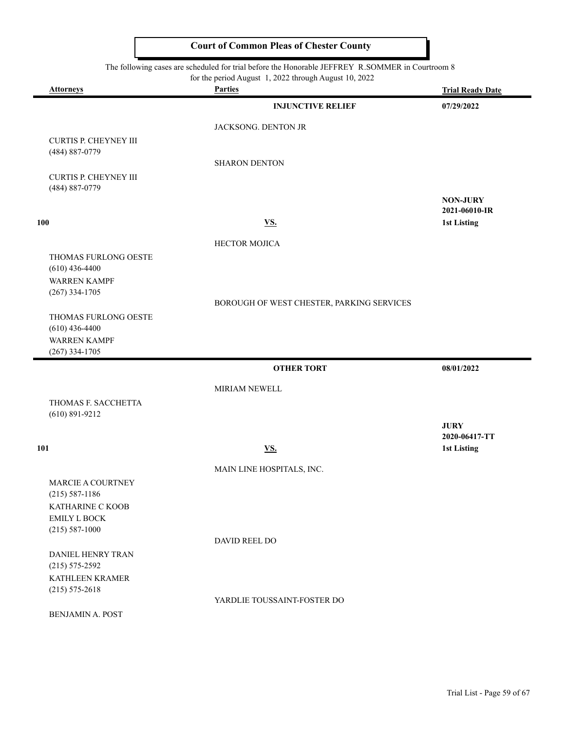**Court of Common Pleas of Chester County**

The following cases are scheduled for trial before the Honorable JEFFREY R.SOMMER in Courtroom 8 for the period August 1, 2022 through August 10, 2022

| Attorneys | Parties | Trial Ready Date |
|---|---|---|
| | **INJUNCTIVE RELIEF** | **07/29/2022** |
| | JACKSONG. DENTON JR | |
| CURTIS P. CHEYNEY III<br>(484) 887-0779 | | |
| | SHARON DENTON | |
| CURTIS P. CHEYNEY III<br>(484) 887-0779 | | |
| | | **NON-JURY**<br>**2021-06010-IR** |
| **100** | **VS.** | **1st Listing** |
| | HECTOR MOJICA | |
| THOMAS FURLONG OESTE<br>(610) 436-4400<br>WARREN KAMPF<br>(267) 334-1705 | | |
| | BOROUGH OF WEST CHESTER, PARKING SERVICES | |
| THOMAS FURLONG OESTE<br>(610) 436-4400<br>WARREN KAMPF<br>(267) 334-1705 | | |
| | **OTHER TORT** | **08/01/2022** |
| | MIRIAM NEWELL | |
| THOMAS F. SACCHETTA<br>(610) 891-9212 | | |
| | | **JURY**<br>**2020-06417-TT** |
| **101** | **VS.** | **1st Listing** |
| | MAIN LINE HOSPITALS, INC. | |
| MARCIE A COURTNEY<br>(215) 587-1186<br>KATHARINE C KOOB<br>EMILY L BOCK<br>(215) 587-1000 | | |
| | DAVID REEL DO | |
| DANIEL HENRY TRAN<br>(215) 575-2592<br>KATHLEEN KRAMER<br>(215) 575-2618 | | |
| | YARDLIE TOUSSAINT-FOSTER DO | |
| BENJAMIN A. POST | | |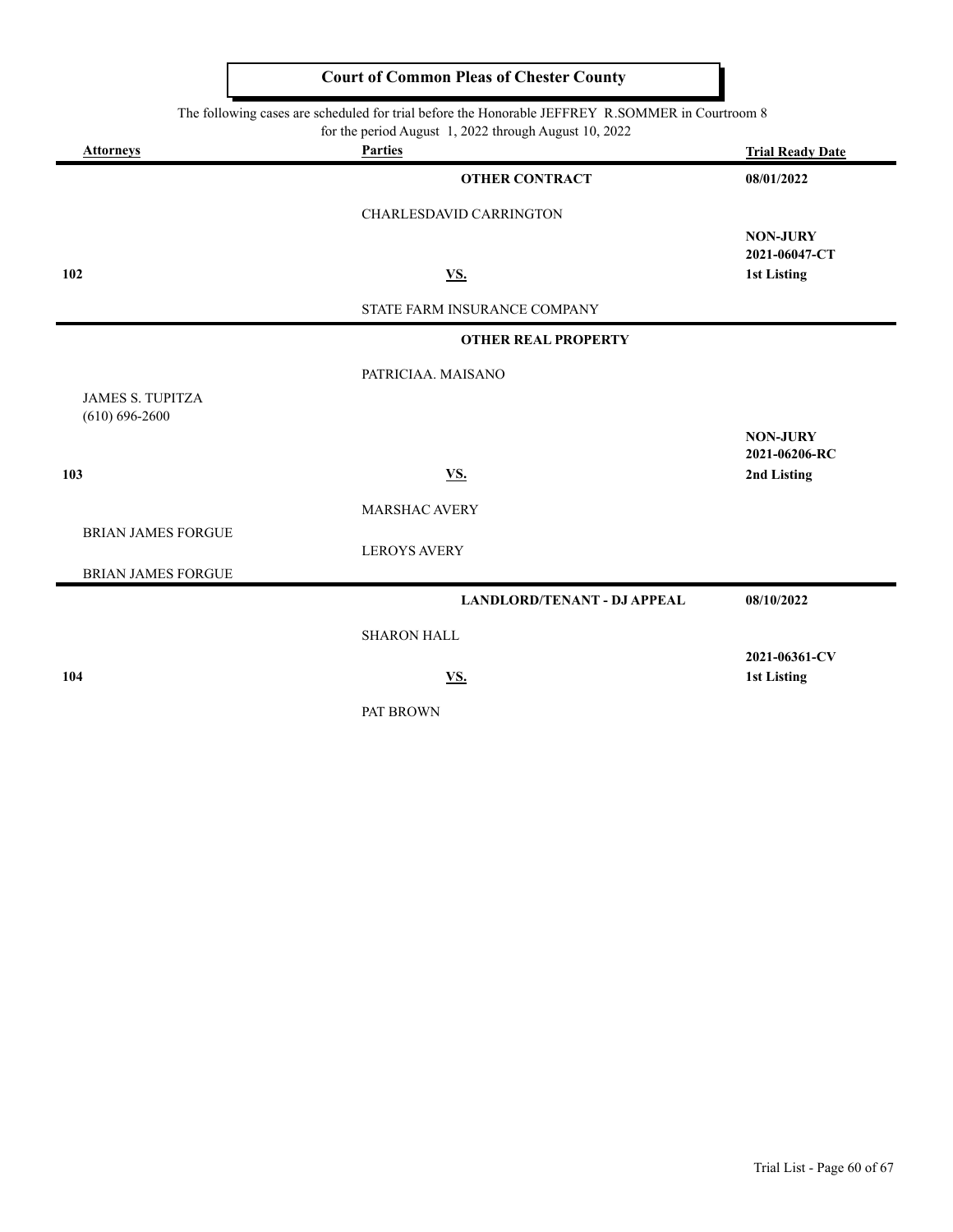# Court of Common Pleas of Chester County

The following cases are scheduled for trial before the Honorable JEFFREY R.SOMMER in Courtroom 8
for the period August 1, 2022 through August 10, 2022

| Attorneys | Parties | Trial Ready Date |
|---|---|---|
| | **OTHER CONTRACT** | **08/01/2022** |
| | CHARLESDAVID CARRINGTON | |
| | | **NON-JURY** |
| | | **2021-06047-CT** |
| **102** | **VS.** | **1st Listing** |
| | STATE FARM INSURANCE COMPANY | |
| | **OTHER REAL PROPERTY** | |
| | PATRICIAA. MAISANO | |
| JAMES S. TUPITZA (610) 696-2600 | | |
| | | **NON-JURY** |
| | | **2021-06206-RC** |
| **103** | **VS.** | **2nd Listing** |
| | MARSHAC AVERY | |
| BRIAN JAMES FORGUE | | |
| | LEROYS AVERY | |
| BRIAN JAMES FORGUE | | |
| | **LANDLORD/TENANT - DJ APPEAL** | **08/10/2022** |
| | SHARON HALL | |
| | | **2021-06361-CV** |
| **104** | **VS.** | **1st Listing** |
| | PAT BROWN | |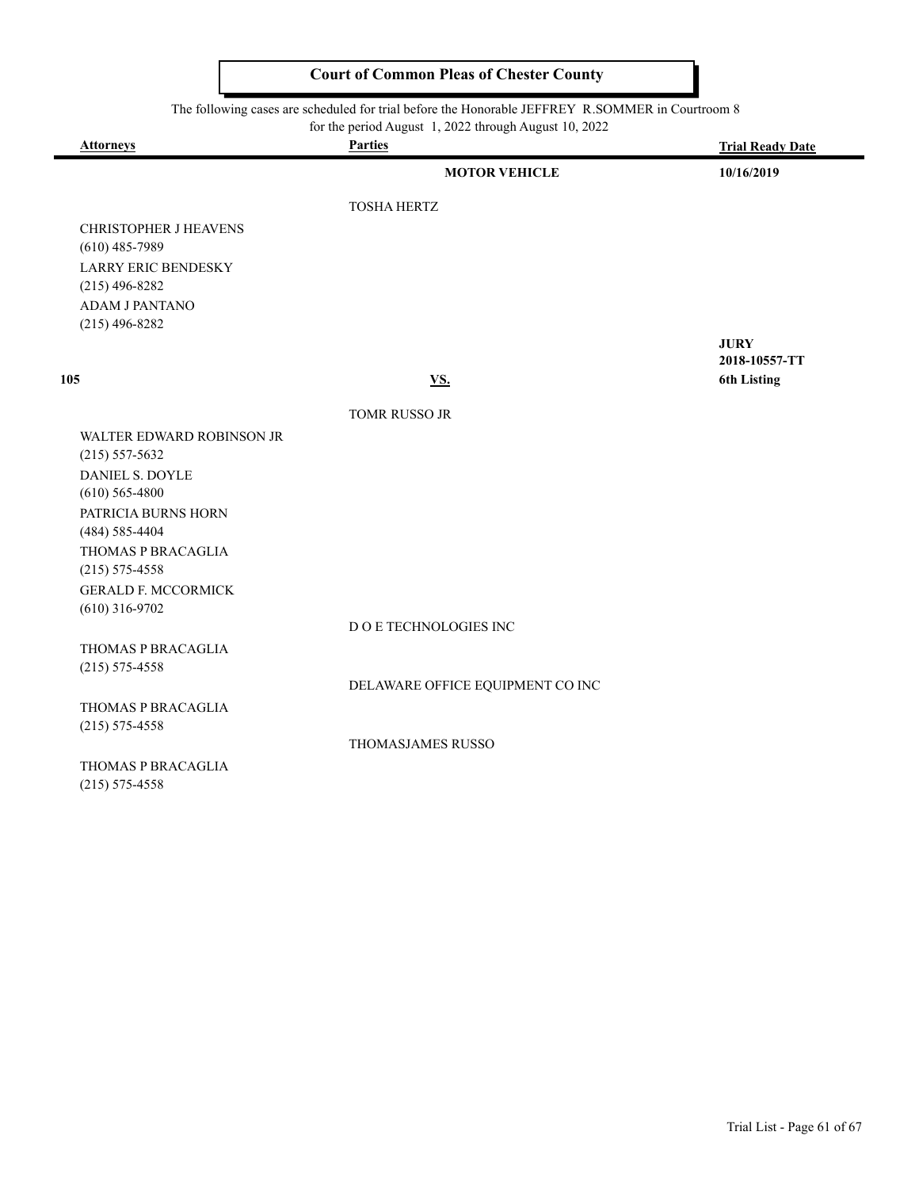**Court of Common Pleas of Chester County**

The following cases are scheduled for trial before the Honorable JEFFREY R.SOMMER in Courtroom 8 for the period August 1, 2022 through August 10, 2022

| Attorneys | Parties | Trial Ready Date |
|---|---|---|
| | **MOTOR VEHICLE** | **10/16/2019** |
| | TOSHA HERTZ | |
| CHRISTOPHER J HEAVENS<br>(610) 485-7989<br>LARRY ERIC BENDESKY<br>(215) 496-8282<br>ADAM J PANTANO<br>(215) 496-8282 | | |
| **105** | **VS.** | **JURY**<br>**2018-10557-TT**<br>**6th Listing** |
| | TOMR RUSSO JR | |
| WALTER EDWARD ROBINSON JR<br>(215) 557-5632<br>DANIEL S. DOYLE<br>(610) 565-4800<br>PATRICIA BURNS HORN<br>(484) 585-4404<br>THOMAS P BRACAGLIA<br>(215) 575-4558<br>GERALD F. MCCORMICK<br>(610) 316-9702 | | |
| | D O E TECHNOLOGIES INC | |
| THOMAS P BRACAGLIA<br>(215) 575-4558 | | |
| | DELAWARE OFFICE EQUIPMENT CO INC | |
| THOMAS P BRACAGLIA<br>(215) 575-4558 | | |
| | THOMASJAMES RUSSO | |
| THOMAS P BRACAGLIA<br>(215) 575-4558 | | |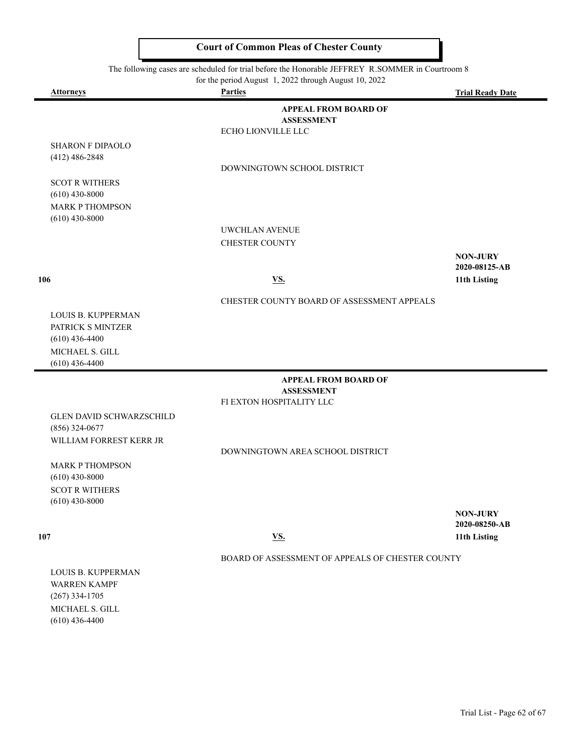## Court of Common Pleas of Chester County

The following cases are scheduled for trial before the Honorable JEFFREY R.SOMMER in Courtroom 8 for the period August 1, 2022 through August 10, 2022

| Attorneys | Parties | Trial Ready Date |
|---|---|---|
| | **APPEAL FROM BOARD OF ASSESSMENT** | |
| | ECHO LIONVILLE LLC | |
| SHARON F DIPAOLO (412) 486-2848 | | |
| | DOWNINGTOWN SCHOOL DISTRICT | |
| SCOT R WITHERS (610) 430-8000 | | |
| MARK P THOMPSON (610) 430-8000 | | |
| | UWCHLAN AVENUE | |
| | CHESTER COUNTY | |
| | | **NON-JURY** |
| | | **2020-08125-AB** |
| **106** | **VS.** | **11th Listing** |
| | CHESTER COUNTY BOARD OF ASSESSMENT APPEALS | |
| LOUIS B. KUPPERMAN | | |
| PATRICK S MINTZER (610) 436-4400 | | |
| MICHAEL S. GILL (610) 436-4400 | | |

| Attorneys | Parties | Trial Ready Date |
|---|---|---|
| | **APPEAL FROM BOARD OF ASSESSMENT** | |
| | FI EXTON HOSPITALITY LLC | |
| GLEN DAVID SCHWARZSCHILD (856) 324-0677 | | |
| WILLIAM FORREST KERR JR | | |
| | DOWNINGTOWN AREA SCHOOL DISTRICT | |
| MARK P THOMPSON (610) 430-8000 | | |
| SCOT R WITHERS (610) 430-8000 | | |
| | | **NON-JURY** |
| | | **2020-08250-AB** |
| **107** | **VS.** | **11th Listing** |
| | BOARD OF ASSESSMENT OF APPEALS OF CHESTER COUNTY | |
| LOUIS B. KUPPERMAN | | |
| WARREN KAMPF (267) 334-1705 | | |
| MICHAEL S. GILL (610) 436-4400 | | |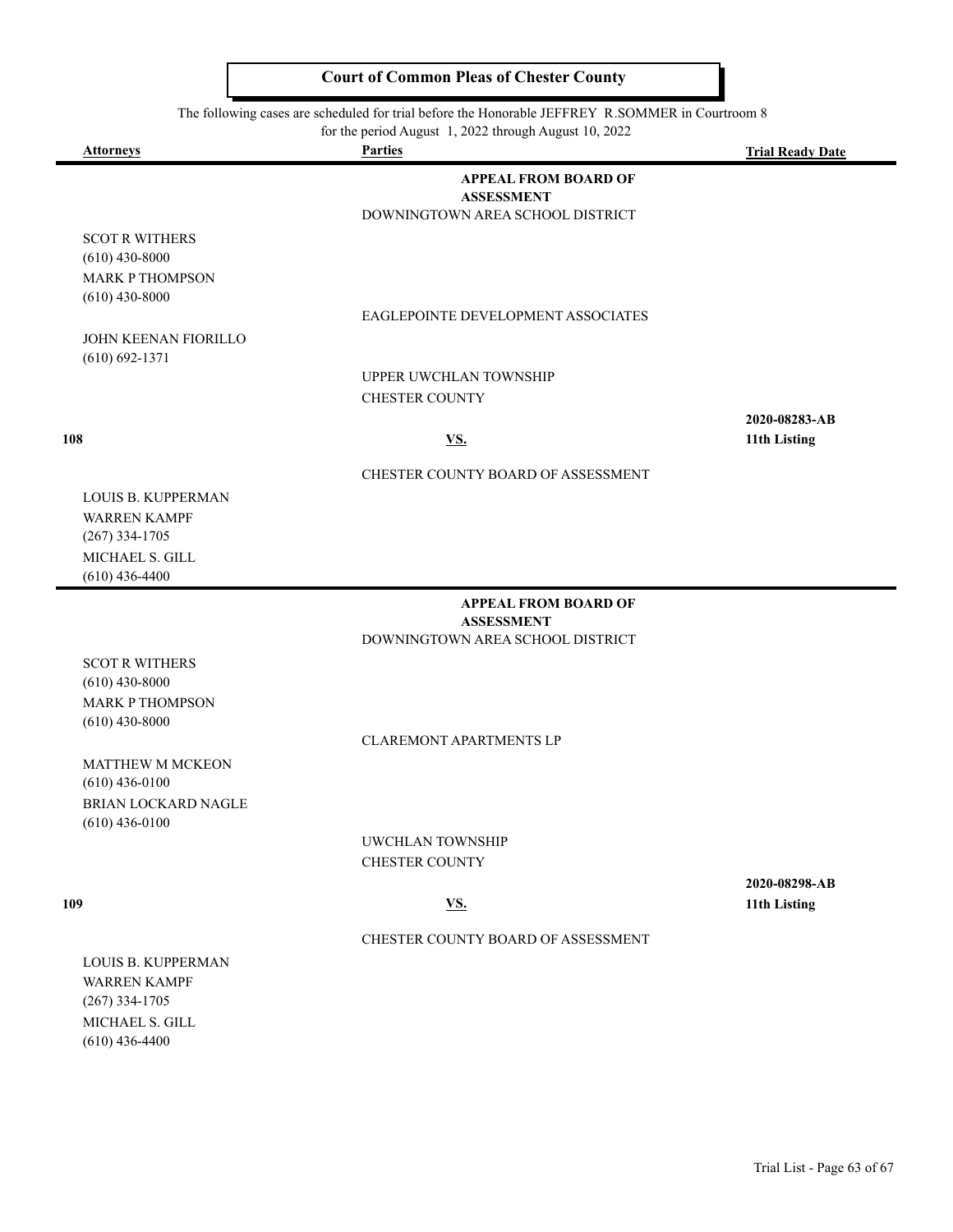**Court of Common Pleas of Chester County**

The following cases are scheduled for trial before the Honorable JEFFREY R.SOMMER in Courtroom 8 for the period August 1, 2022 through August 10, 2022

| Attorneys | Parties | Trial Ready Date |
|---|---|---|
| | **APPEAL FROM BOARD OF ASSESSMENT** | |
| | DOWNINGTOWN AREA SCHOOL DISTRICT | |
| SCOT R WITHERS<br>(610) 430-8000<br>MARK P THOMPSON<br>(610) 430-8000 | | |
| | EAGLEPOINTE DEVELOPMENT ASSOCIATES | |
| JOHN KEENAN FIORILLO<br>(610) 692-1371 | | |
| | UPPER UWCHLAN TOWNSHIP | |
| | CHESTER COUNTY | |
| **108** | **VS.** | **2020-08283-AB**<br>**11th Listing** |
| | CHESTER COUNTY BOARD OF ASSESSMENT | |
| LOUIS B. KUPPERMAN<br>WARREN KAMPF<br>(267) 334-1705<br>MICHAEL S. GILL<br>(610) 436-4400 | | |

| Attorneys | Parties | Trial Ready Date |
|---|---|---|
| | **APPEAL FROM BOARD OF ASSESSMENT** | |
| | DOWNINGTOWN AREA SCHOOL DISTRICT | |
| SCOT R WITHERS<br>(610) 430-8000<br>MARK P THOMPSON<br>(610) 430-8000 | | |
| | CLAREMONT APARTMENTS LP | |
| MATTHEW M MCKEON<br>(610) 436-0100<br>BRIAN LOCKARD NAGLE<br>(610) 436-0100 | | |
| | UWCHLAN TOWNSHIP | |
| | CHESTER COUNTY | |
| **109** | **VS.** | **2020-08298-AB**<br>**11th Listing** |
| | CHESTER COUNTY BOARD OF ASSESSMENT | |
| LOUIS B. KUPPERMAN<br>WARREN KAMPF<br>(267) 334-1705<br>MICHAEL S. GILL<br>(610) 436-4400 | | |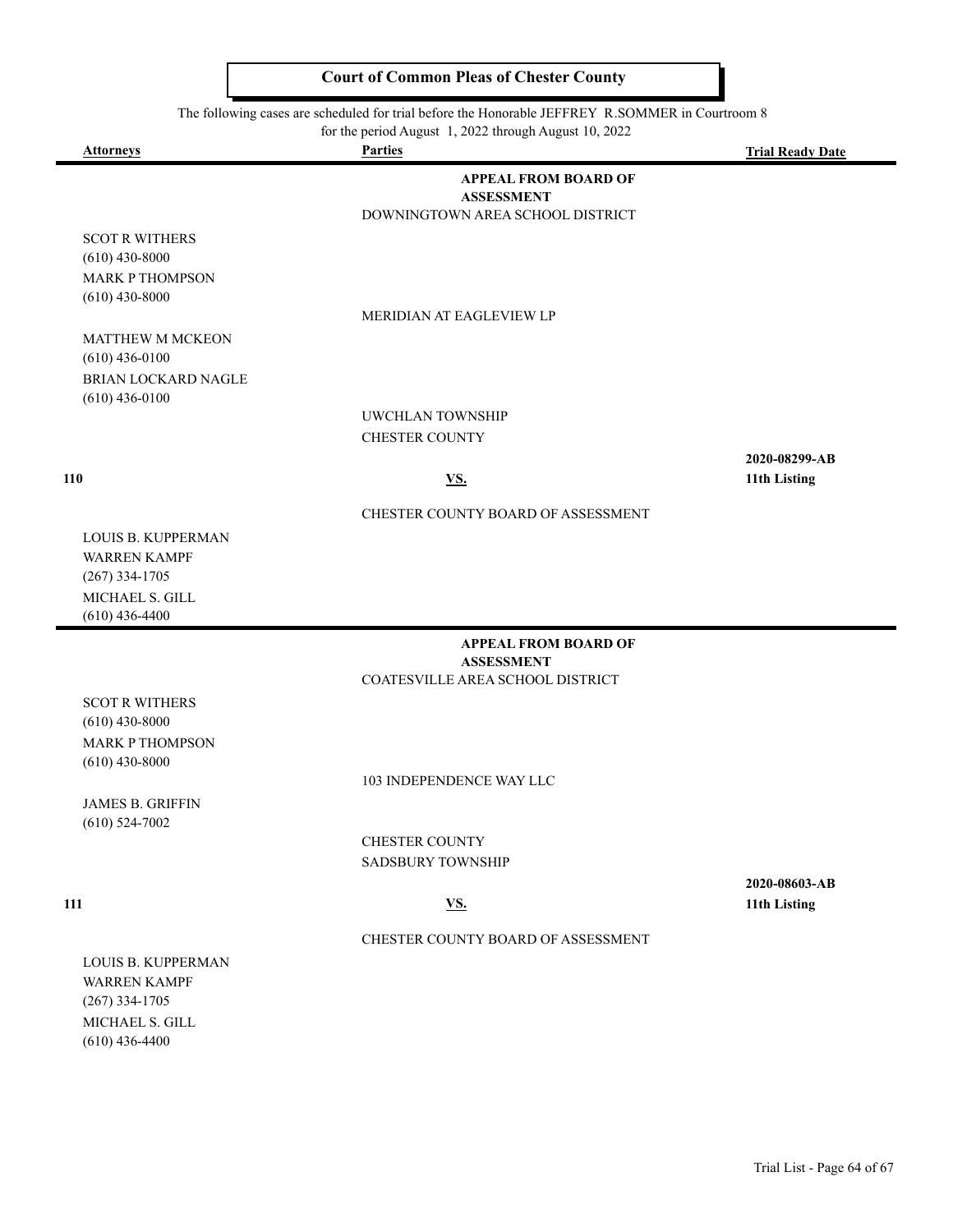# Court of Common Pleas of Chester County

The following cases are scheduled for trial before the Honorable JEFFREY R.SOMMER in Courtroom 8 for the period August 1, 2022 through August 10, 2022

| Attorneys | Parties | Trial Ready Date |
|---|---|---|
| | **APPEAL FROM BOARD OF ASSESSMENT** | |
| | DOWNINGTOWN AREA SCHOOL DISTRICT | |
| SCOT R WITHERS<br>(610) 430-8000<br>MARK P THOMPSON<br>(610) 430-8000 | | |
| | MERIDIAN AT EAGLEVIEW LP | |
| MATTHEW M MCKEON<br>(610) 436-0100<br>BRIAN LOCKARD NAGLE<br>(610) 436-0100 | | |
| | UWCHLAN TOWNSHIP<br>CHESTER COUNTY | |
| **110** | **VS.** | **2020-08299-AB**<br>**11th Listing** |
| | CHESTER COUNTY BOARD OF ASSESSMENT | |
| LOUIS B. KUPPERMAN<br>WARREN KAMPF<br>(267) 334-1705<br>MICHAEL S. GILL<br>(610) 436-4400 | | |
| | **APPEAL FROM BOARD OF ASSESSMENT** | |
| | COATESVILLE AREA SCHOOL DISTRICT | |
| SCOT R WITHERS<br>(610) 430-8000<br>MARK P THOMPSON<br>(610) 430-8000 | | |
| | 103 INDEPENDENCE WAY LLC | |
| JAMES B. GRIFFIN<br>(610) 524-7002 | | |
| | CHESTER COUNTY<br>SADSBURY TOWNSHIP | |
| **111** | **VS.** | **2020-08603-AB**<br>**11th Listing** |
| | CHESTER COUNTY BOARD OF ASSESSMENT | |
| LOUIS B. KUPPERMAN<br>WARREN KAMPF<br>(267) 334-1705<br>MICHAEL S. GILL<br>(610) 436-4400 | | |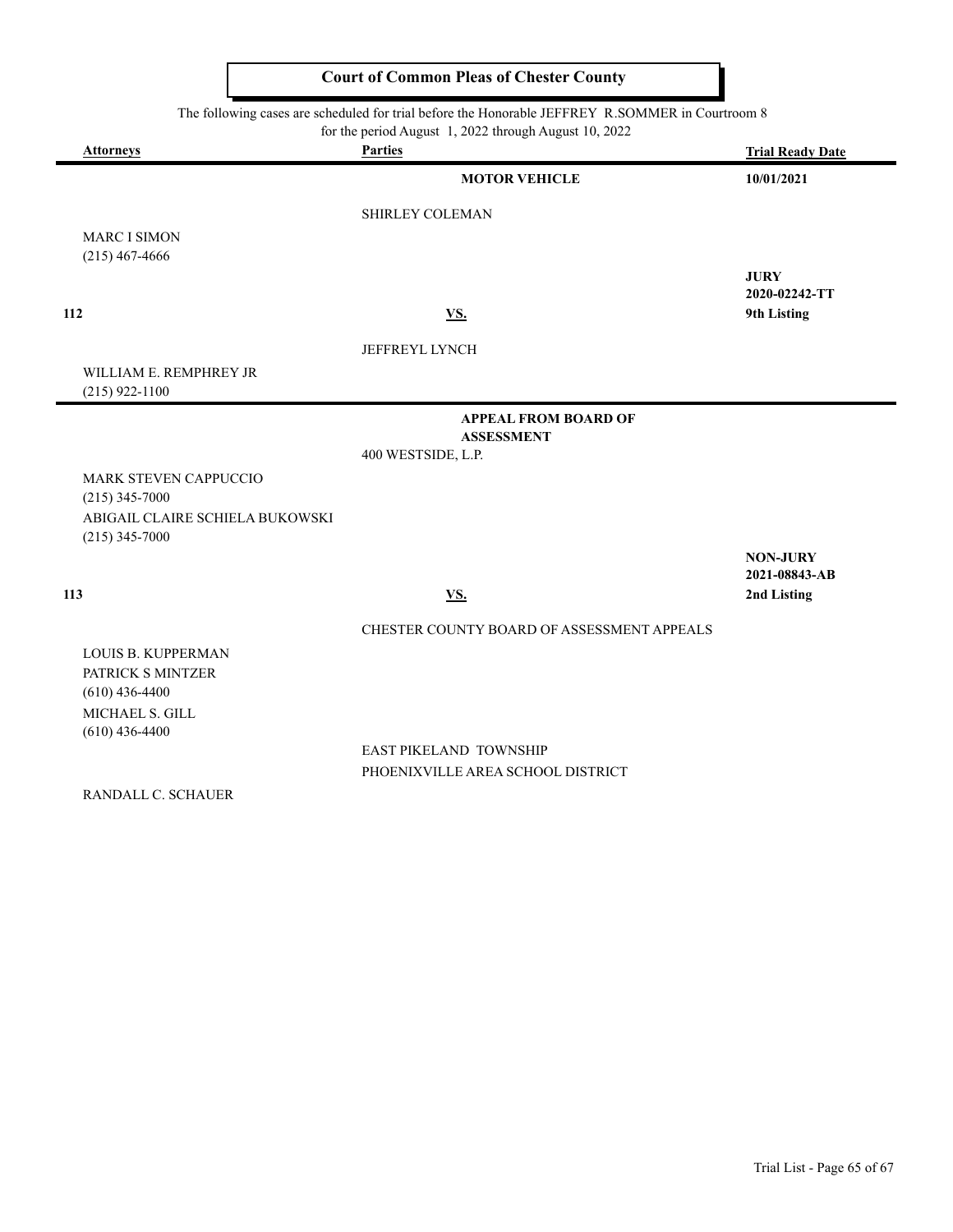## Court of Common Pleas of Chester County

The following cases are scheduled for trial before the Honorable JEFFREY R.SOMMER in Courtroom 8
for the period August 1, 2022 through August 10, 2022

| Attorneys | Parties | Trial Ready Date |
|---|---|---|
| | **MOTOR VEHICLE** | **10/01/2021** |
| | SHIRLEY COLEMAN | |
| MARC I SIMON<br>(215) 467-4666 | | |
| | | **JURY**<br>**2020-02242-TT** |
| **112** | **VS.** | **9th Listing** |
| | JEFFREYL LYNCH | |
| WILLIAM E. REMPHREY JR<br>(215) 922-1100 | | |
| | **APPEAL FROM BOARD OF ASSESSMENT** | |
| | 400 WESTSIDE, L.P. | |
| MARK STEVEN CAPPUCCIO<br>(215) 345-7000<br>ABIGAIL CLAIRE SCHIELA BUKOWSKI<br>(215) 345-7000 | | |
| | | **NON-JURY**<br>**2021-08843-AB** |
| **113** | **VS.** | **2nd Listing** |
| | CHESTER COUNTY BOARD OF ASSESSMENT APPEALS | |
| LOUIS B. KUPPERMAN<br>PATRICK S MINTZER<br>(610) 436-4400<br>MICHAEL S. GILL<br>(610) 436-4400 | | |
| | EAST PIKELAND TOWNSHIP<br>PHOENIXVILLE AREA SCHOOL DISTRICT | |
| RANDALL C. SCHAUER | | |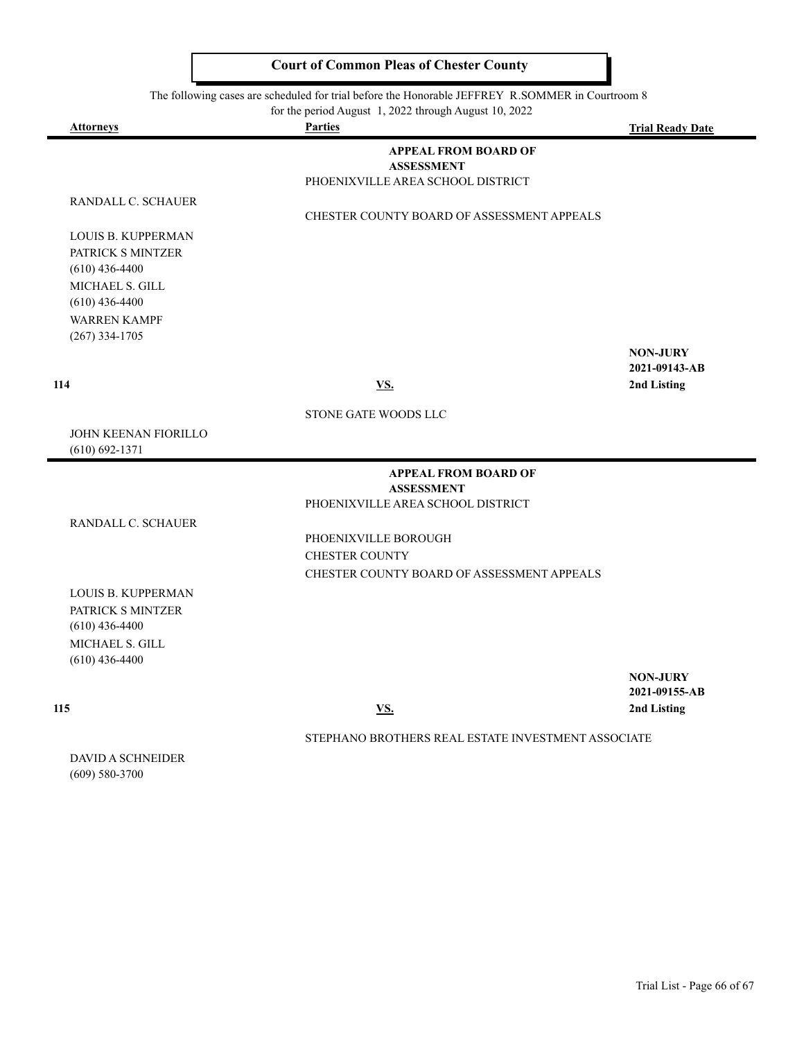# Court of Common Pleas of Chester County

The following cases are scheduled for trial before the Honorable JEFFREY R.SOMMER in Courtroom 8 for the period August 1, 2022 through August 10, 2022

| Attorneys | Parties | Trial Ready Date |
| --- | --- | --- |
| | **APPEAL FROM BOARD OF ASSESSMENT** | |
| | PHOENIXVILLE AREA SCHOOL DISTRICT | |
| RANDALL C. SCHAUER | | |
| | CHESTER COUNTY BOARD OF ASSESSMENT APPEALS | |
| LOUIS B. KUPPERMAN | | |
| PATRICK S MINTZER (610) 436-4400 | | |
| MICHAEL S. GILL (610) 436-4400 | | |
| WARREN KAMPF (267) 334-1705 | | |
| | | **NON-JURY** |
| | | **2021-09143-AB** |
| **114** | **VS.** | **2nd Listing** |
| | STONE GATE WOODS LLC | |
| JOHN KEENAN FIORILLO (610) 692-1371 | | |
| | **APPEAL FROM BOARD OF ASSESSMENT** | |
| | PHOENIXVILLE AREA SCHOOL DISTRICT | |
| RANDALL C. SCHAUER | | |
| | PHOENIXVILLE BOROUGH | |
| | CHESTER COUNTY | |
| | CHESTER COUNTY BOARD OF ASSESSMENT APPEALS | |
| LOUIS B. KUPPERMAN | | |
| PATRICK S MINTZER (610) 436-4400 | | |
| MICHAEL S. GILL (610) 436-4400 | | |
| | | **NON-JURY** |
| | | **2021-09155-AB** |
| **115** | **VS.** | **2nd Listing** |
| | STEPHANO BROTHERS REAL ESTATE INVESTMENT ASSOCIATE | |
| DAVID A SCHNEIDER (609) 580-3700 | | |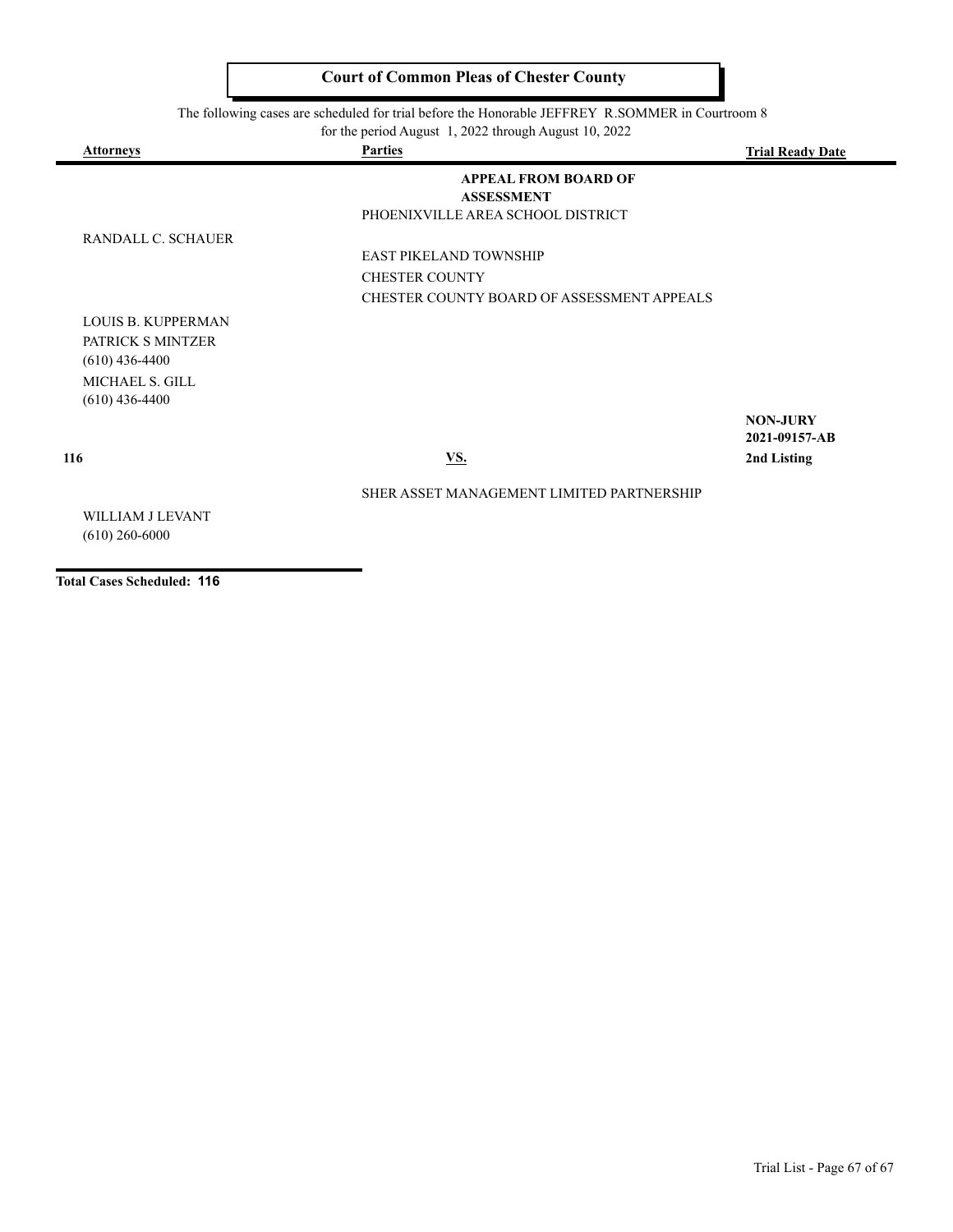# Court of Common Pleas of Chester County

The following cases are scheduled for trial before the Honorable JEFFREY R.SOMMER in Courtroom 8
for the period August 1, 2022 through August 10, 2022

| Attorneys | Parties | Trial Ready Date |
|---|---|---|
| | **APPEAL FROM BOARD OF ASSESSMENT** | |
| | PHOENIXVILLE AREA SCHOOL DISTRICT | |
| RANDALL C. SCHAUER | | |
| | EAST PIKELAND TOWNSHIP | |
| | CHESTER COUNTY | |
| | CHESTER COUNTY BOARD OF ASSESSMENT APPEALS | |
| LOUIS B. KUPPERMAN | | |
| PATRICK S MINTZER (610) 436-4400 | | |
| MICHAEL S. GILL (610) 436-4400 | | |
| | | **NON-JURY** |
| | | **2021-09157-AB** |
| **116** | **VS.** | **2nd Listing** |
| | SHER ASSET MANAGEMENT LIMITED PARTNERSHIP | |
| WILLIAM J LEVANT (610) 260-6000 | | |

**Total Cases Scheduled: 116**